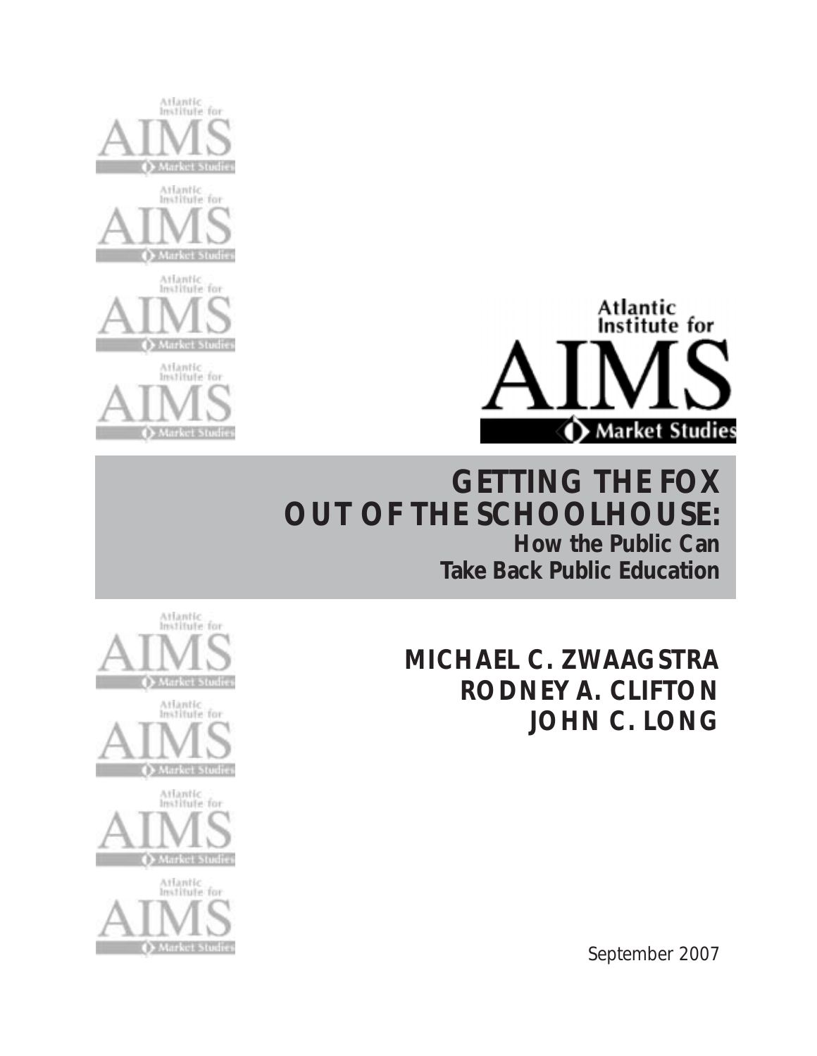Atlantic Institute for Market Studies

# GETTING THE FOX OUT OF THE SCHOOLHOUSE:

## How the Public Can Take Back Public Education

**MICHAEL C. ZWAAGSTRA**
**RODNEY A. CLIFTON**
**JOHN C. LONG**

September 2007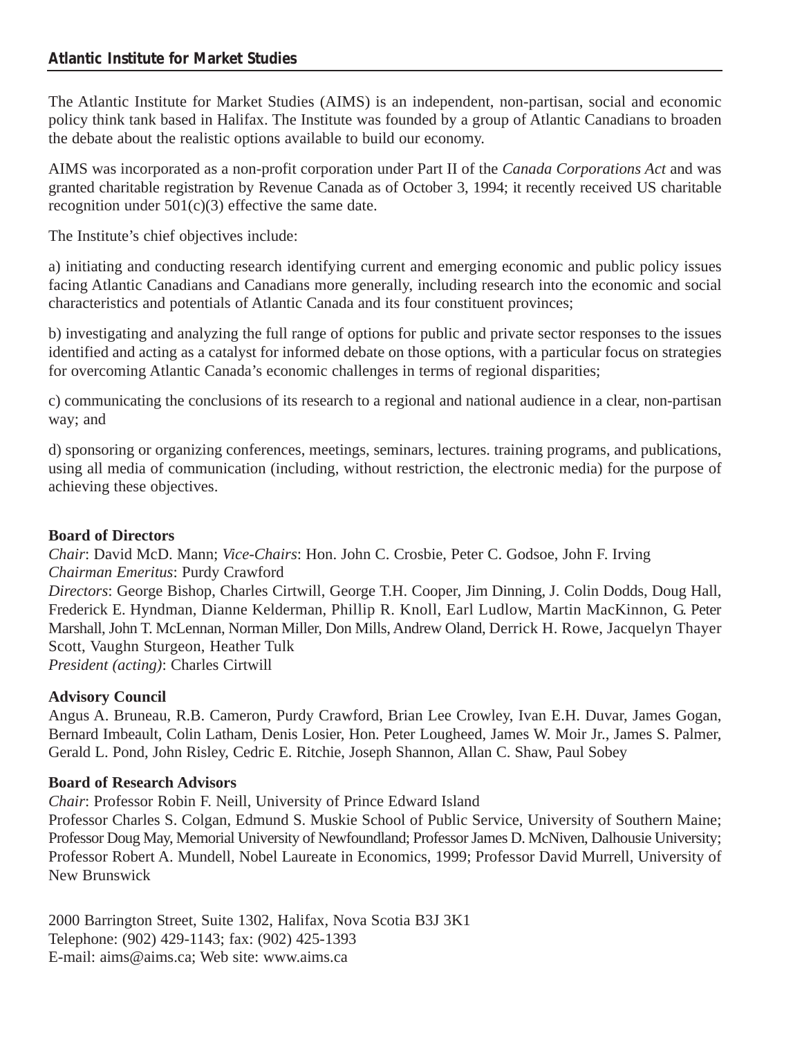## Atlantic Institute for Market Studies

The Atlantic Institute for Market Studies (AIMS) is an independent, non-partisan, social and economic policy think tank based in Halifax. The Institute was founded by a group of Atlantic Canadians to broaden the debate about the realistic options available to build our economy.

AIMS was incorporated as a non-profit corporation under Part II of the *Canada Corporations Act* and was granted charitable registration by Revenue Canada as of October 3, 1994; it recently received US charitable recognition under 501(c)(3) effective the same date.

The Institute's chief objectives include:

a) initiating and conducting research identifying current and emerging economic and public policy issues facing Atlantic Canadians and Canadians more generally, including research into the economic and social characteristics and potentials of Atlantic Canada and its four constituent provinces;

b) investigating and analyzing the full range of options for public and private sector responses to the issues identified and acting as a catalyst for informed debate on those options, with a particular focus on strategies for overcoming Atlantic Canada's economic challenges in terms of regional disparities;

c) communicating the conclusions of its research to a regional and national audience in a clear, non-partisan way; and

d) sponsoring or organizing conferences, meetings, seminars, lectures. training programs, and publications, using all media of communication (including, without restriction, the electronic media) for the purpose of achieving these objectives.

**Board of Directors**
*Chair*: David McD. Mann; *Vice-Chairs*: Hon. John C. Crosbie, Peter C. Godsoe, John F. Irving
*Chairman Emeritus*: Purdy Crawford
*Directors*: George Bishop, Charles Cirtwill, George T.H. Cooper, Jim Dinning, J. Colin Dodds, Doug Hall, Frederick E. Hyndman, Dianne Kelderman, Phillip R. Knoll, Earl Ludlow, Martin MacKinnon, G. Peter Marshall, John T. McLennan, Norman Miller, Don Mills, Andrew Oland, Derrick H. Rowe, Jacquelyn Thayer Scott, Vaughn Sturgeon, Heather Tulk
*President (acting)*: Charles Cirtwill

**Advisory Council**
Angus A. Bruneau, R.B. Cameron, Purdy Crawford, Brian Lee Crowley, Ivan E.H. Duvar, James Gogan, Bernard Imbeault, Colin Latham, Denis Losier, Hon. Peter Lougheed, James W. Moir Jr., James S. Palmer, Gerald L. Pond, John Risley, Cedric E. Ritchie, Joseph Shannon, Allan C. Shaw, Paul Sobey

**Board of Research Advisors**
*Chair*: Professor Robin F. Neill, University of Prince Edward Island
Professor Charles S. Colgan, Edmund S. Muskie School of Public Service, University of Southern Maine; Professor Doug May, Memorial University of Newfoundland; Professor James D. McNiven, Dalhousie University; Professor Robert A. Mundell, Nobel Laureate in Economics, 1999; Professor David Murrell, University of New Brunswick

2000 Barrington Street, Suite 1302, Halifax, Nova Scotia B3J 3K1
Telephone: (902) 429-1143; fax: (902) 425-1393
E-mail: aims@aims.ca; Web site: www.aims.ca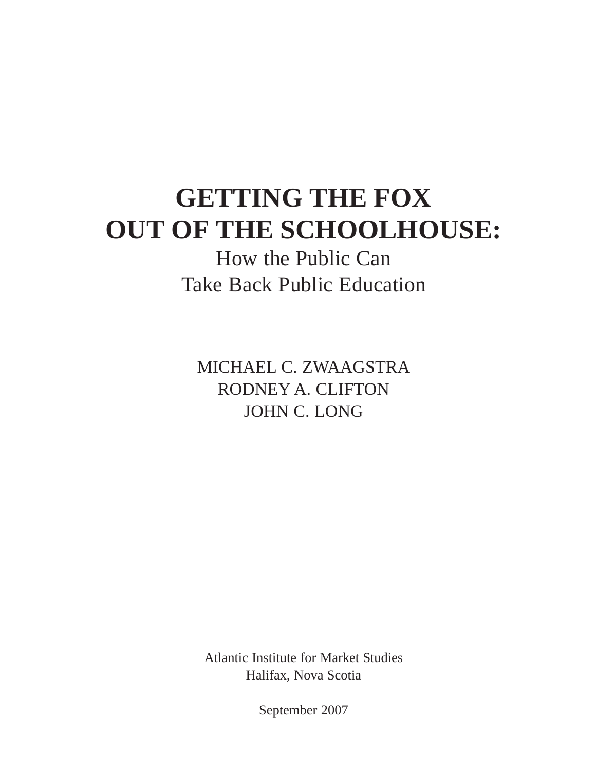# GETTING THE FOX OUT OF THE SCHOOLHOUSE:

How the Public Can
Take Back Public Education

MICHAEL C. ZWAAGSTRA
RODNEY A. CLIFTON
JOHN C. LONG

Atlantic Institute for Market Studies
Halifax, Nova Scotia

September 2007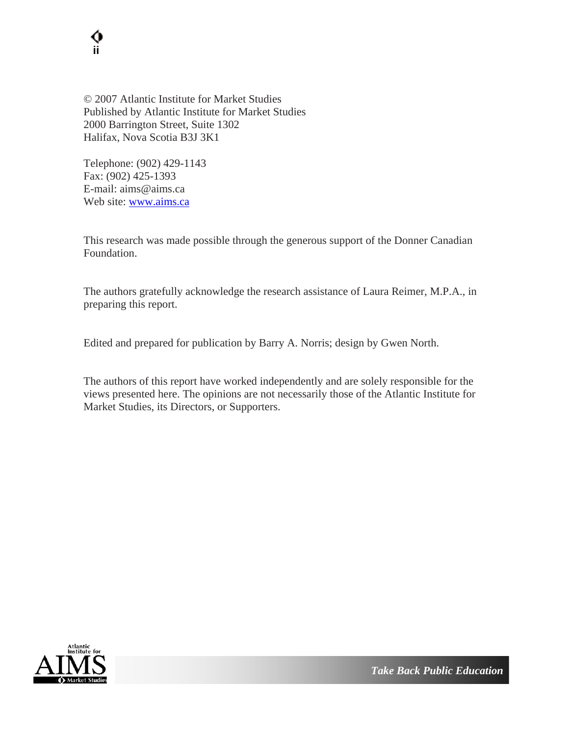© 2007 Atlantic Institute for Market Studies
Published by Atlantic Institute for Market Studies
2000 Barrington Street, Suite 1302
Halifax, Nova Scotia B3J 3K1

Telephone: (902) 429-1143
Fax: (902) 425-1393
E-mail: aims@aims.ca
Web site: www.aims.ca

This research was made possible through the generous support of the Donner Canadian Foundation.

The authors gratefully acknowledge the research assistance of Laura Reimer, M.P.A., in preparing this report.

Edited and prepared for publication by Barry A. Norris; design by Gwen North.

The authors of this report have worked independently and are solely responsible for the views presented here. The opinions are not necessarily those of the Atlantic Institute for Market Studies, its Directors, or Supporters.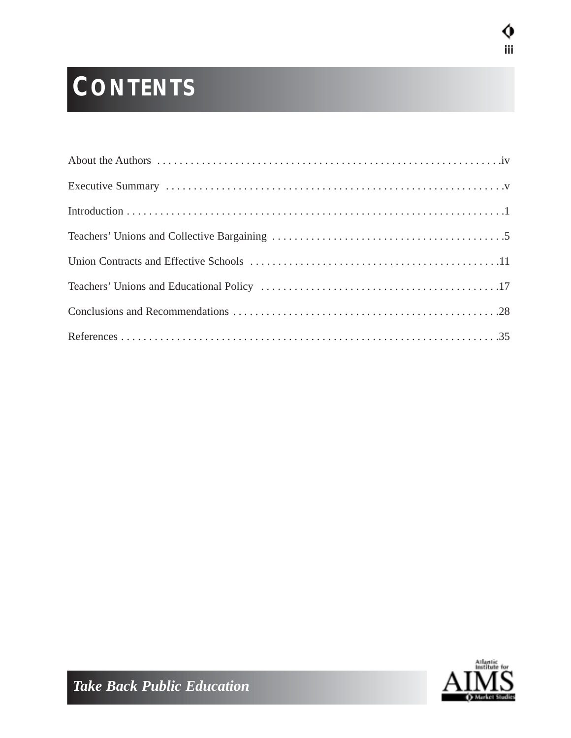# CONTENTS

About the Authors . . . . . . . . . . . . . . . . . . . . . . . . . . . . . . . . . . . . . . . . . . . . . . . . . . . . . . . . . . . . . .iv

Executive Summary . . . . . . . . . . . . . . . . . . . . . . . . . . . . . . . . . . . . . . . . . . . . . . . . . . . . . . . . . . . . .v

Introduction . . . . . . . . . . . . . . . . . . . . . . . . . . . . . . . . . . . . . . . . . . . . . . . . . . . . . . . . . . . . . . . . . . .1

Teachers' Unions and Collective Bargaining . . . . . . . . . . . . . . . . . . . . . . . . . . . . . . . . . . . . . . . . . .5

Union Contracts and Effective Schools . . . . . . . . . . . . . . . . . . . . . . . . . . . . . . . . . . . . . . . . . . . . .11

Teachers' Unions and Educational Policy . . . . . . . . . . . . . . . . . . . . . . . . . . . . . . . . . . . . . . . . . . .17

Conclusions and Recommendations . . . . . . . . . . . . . . . . . . . . . . . . . . . . . . . . . . . . . . . . . . . . . . . .28

References . . . . . . . . . . . . . . . . . . . . . . . . . . . . . . . . . . . . . . . . . . . . . . . . . . . . . . . . . . . . . . . . . . .35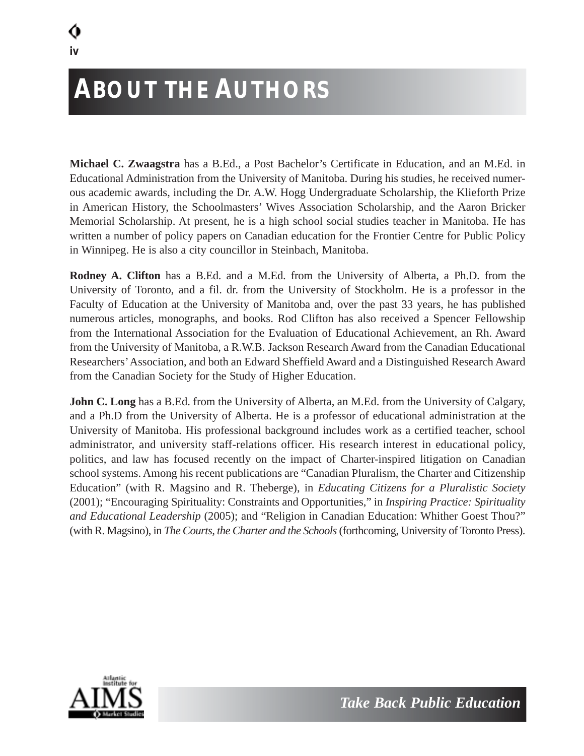# ABOUT THE AUTHORS

**Michael C. Zwaagstra** has a B.Ed., a Post Bachelor's Certificate in Education, and an M.Ed. in Educational Administration from the University of Manitoba. During his studies, he received numerous academic awards, including the Dr. A.W. Hogg Undergraduate Scholarship, the Klieforth Prize in American History, the Schoolmasters' Wives Association Scholarship, and the Aaron Bricker Memorial Scholarship. At present, he is a high school social studies teacher in Manitoba. He has written a number of policy papers on Canadian education for the Frontier Centre for Public Policy in Winnipeg. He is also a city councillor in Steinbach, Manitoba.

**Rodney A. Clifton** has a B.Ed. and a M.Ed. from the University of Alberta, a Ph.D. from the University of Toronto, and a fil. dr. from the University of Stockholm. He is a professor in the Faculty of Education at the University of Manitoba and, over the past 33 years, he has published numerous articles, monographs, and books. Rod Clifton has also received a Spencer Fellowship from the International Association for the Evaluation of Educational Achievement, an Rh. Award from the University of Manitoba, a R.W.B. Jackson Research Award from the Canadian Educational Researchers' Association, and both an Edward Sheffield Award and a Distinguished Research Award from the Canadian Society for the Study of Higher Education.

**John C. Long** has a B.Ed. from the University of Alberta, an M.Ed. from the University of Calgary, and a Ph.D from the University of Alberta. He is a professor of educational administration at the University of Manitoba. His professional background includes work as a certified teacher, school administrator, and university staff-relations officer. His research interest in educational policy, politics, and law has focused recently on the impact of Charter-inspired litigation on Canadian school systems. Among his recent publications are "Canadian Pluralism, the Charter and Citizenship Education" (with R. Magsino and R. Theberge), in *Educating Citizens for a Pluralistic Society* (2001); "Encouraging Spirituality: Constraints and Opportunities," in *Inspiring Practice: Spirituality and Educational Leadership* (2005); and "Religion in Canadian Education: Whither Goest Thou?" (with R. Magsino), in *The Courts, the Charter and the Schools* (forthcoming, University of Toronto Press).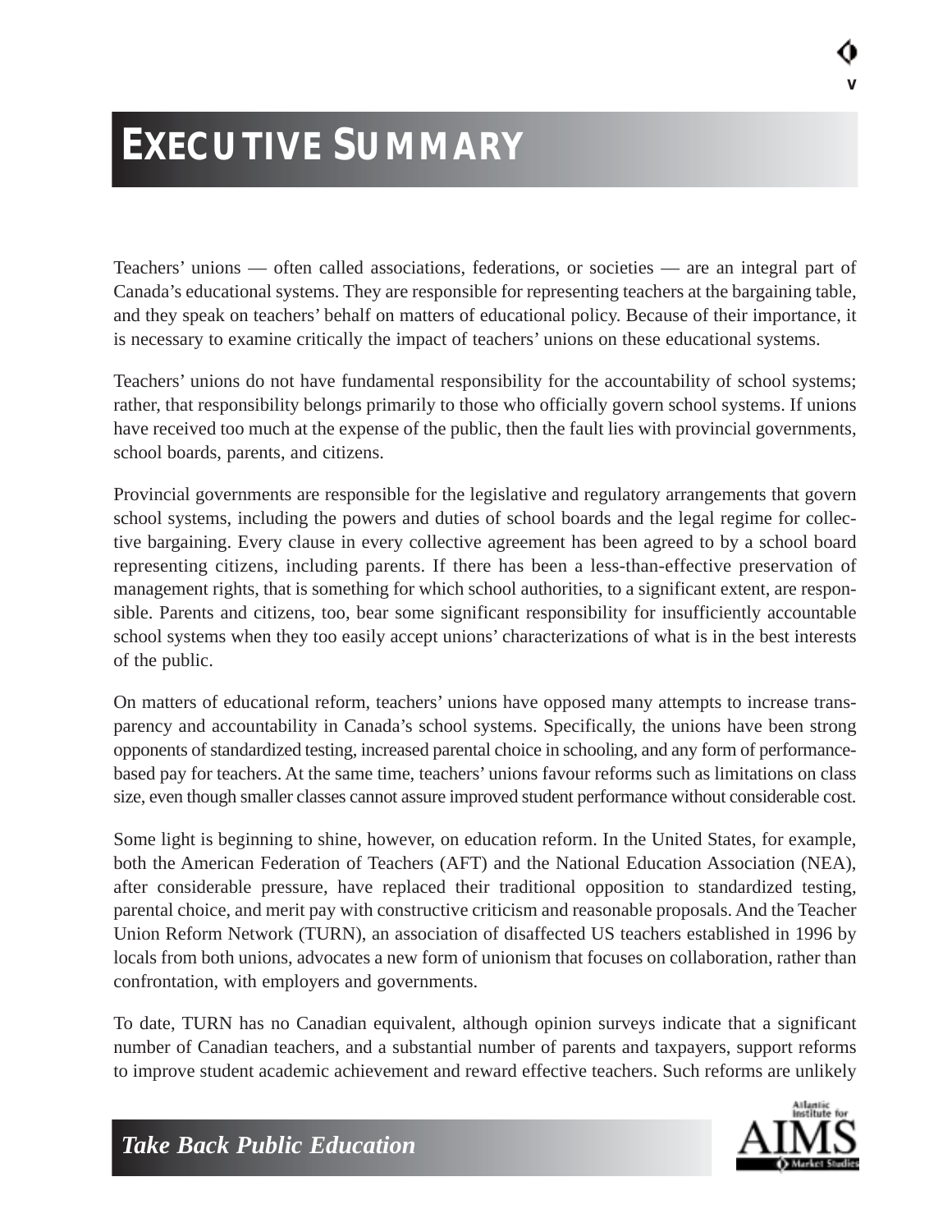# EXECUTIVE SUMMARY

Teachers' unions — often called associations, federations, or societies — are an integral part of Canada's educational systems. They are responsible for representing teachers at the bargaining table, and they speak on teachers' behalf on matters of educational policy. Because of their importance, it is necessary to examine critically the impact of teachers' unions on these educational systems.

Teachers' unions do not have fundamental responsibility for the accountability of school systems; rather, that responsibility belongs primarily to those who officially govern school systems. If unions have received too much at the expense of the public, then the fault lies with provincial governments, school boards, parents, and citizens.

Provincial governments are responsible for the legislative and regulatory arrangements that govern school systems, including the powers and duties of school boards and the legal regime for collective bargaining. Every clause in every collective agreement has been agreed to by a school board representing citizens, including parents. If there has been a less-than-effective preservation of management rights, that is something for which school authorities, to a significant extent, are responsible. Parents and citizens, too, bear some significant responsibility for insufficiently accountable school systems when they too easily accept unions' characterizations of what is in the best interests of the public.

On matters of educational reform, teachers' unions have opposed many attempts to increase transparency and accountability in Canada's school systems. Specifically, the unions have been strong opponents of standardized testing, increased parental choice in schooling, and any form of performance-based pay for teachers. At the same time, teachers' unions favour reforms such as limitations on class size, even though smaller classes cannot assure improved student performance without considerable cost.

Some light is beginning to shine, however, on education reform. In the United States, for example, both the American Federation of Teachers (AFT) and the National Education Association (NEA), after considerable pressure, have replaced their traditional opposition to standardized testing, parental choice, and merit pay with constructive criticism and reasonable proposals. And the Teacher Union Reform Network (TURN), an association of disaffected US teachers established in 1996 by locals from both unions, advocates a new form of unionism that focuses on collaboration, rather than confrontation, with employers and governments.

To date, TURN has no Canadian equivalent, although opinion surveys indicate that a significant number of Canadian teachers, and a substantial number of parents and taxpayers, support reforms to improve student academic achievement and reward effective teachers. Such reforms are unlikely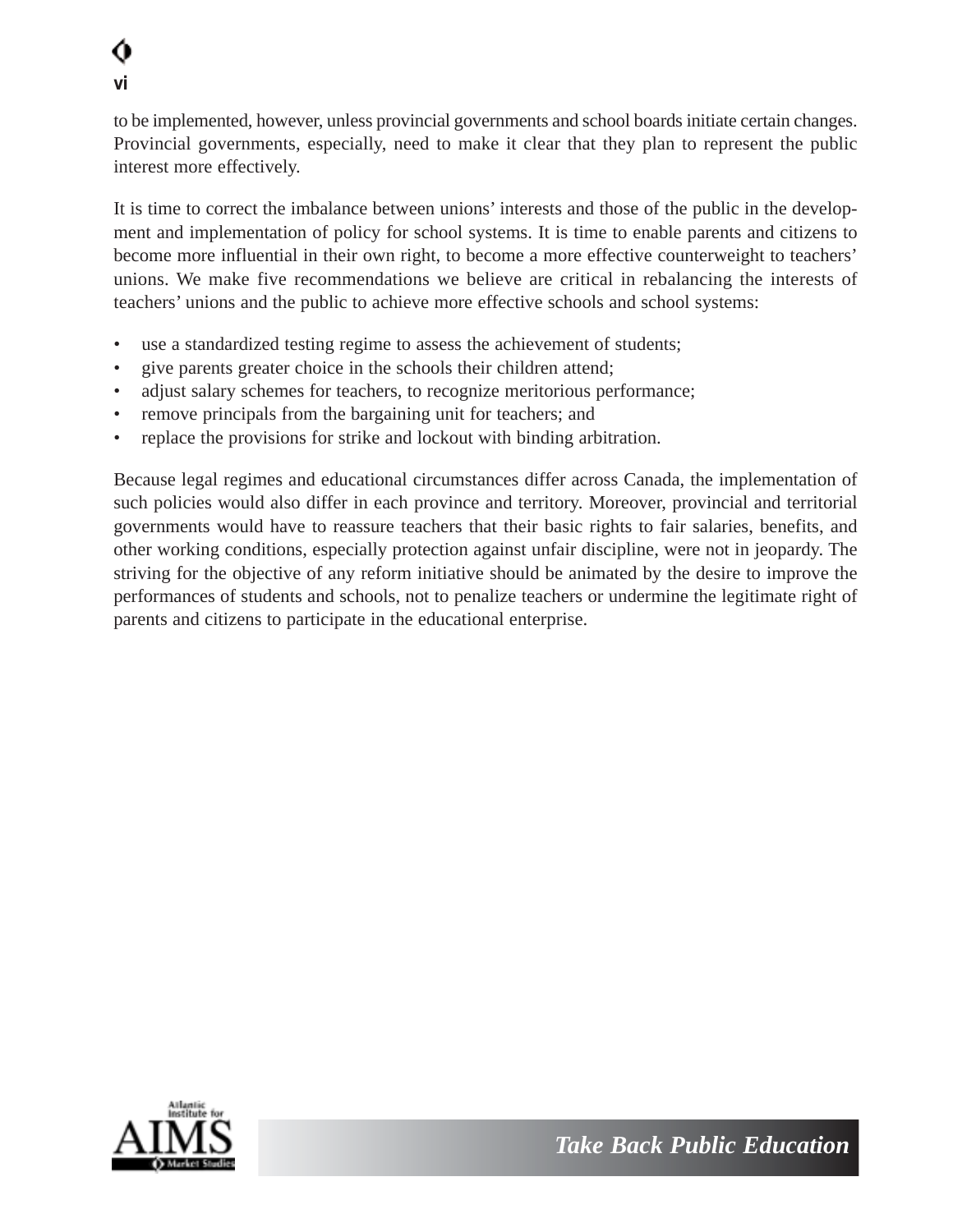to be implemented, however, unless provincial governments and school boards initiate certain changes. Provincial governments, especially, need to make it clear that they plan to represent the public interest more effectively.

It is time to correct the imbalance between unions' interests and those of the public in the development and implementation of policy for school systems. It is time to enable parents and citizens to become more influential in their own right, to become a more effective counterweight to teachers' unions. We make five recommendations we believe are critical in rebalancing the interests of teachers' unions and the public to achieve more effective schools and school systems:

- use a standardized testing regime to assess the achievement of students;
- give parents greater choice in the schools their children attend;
- adjust salary schemes for teachers, to recognize meritorious performance;
- remove principals from the bargaining unit for teachers; and
- replace the provisions for strike and lockout with binding arbitration.

Because legal regimes and educational circumstances differ across Canada, the implementation of such policies would also differ in each province and territory. Moreover, provincial and territorial governments would have to reassure teachers that their basic rights to fair salaries, benefits, and other working conditions, especially protection against unfair discipline, were not in jeopardy. The striving for the objective of any reform initiative should be animated by the desire to improve the performances of students and schools, not to penalize teachers or undermine the legitimate right of parents and citizens to participate in the educational enterprise.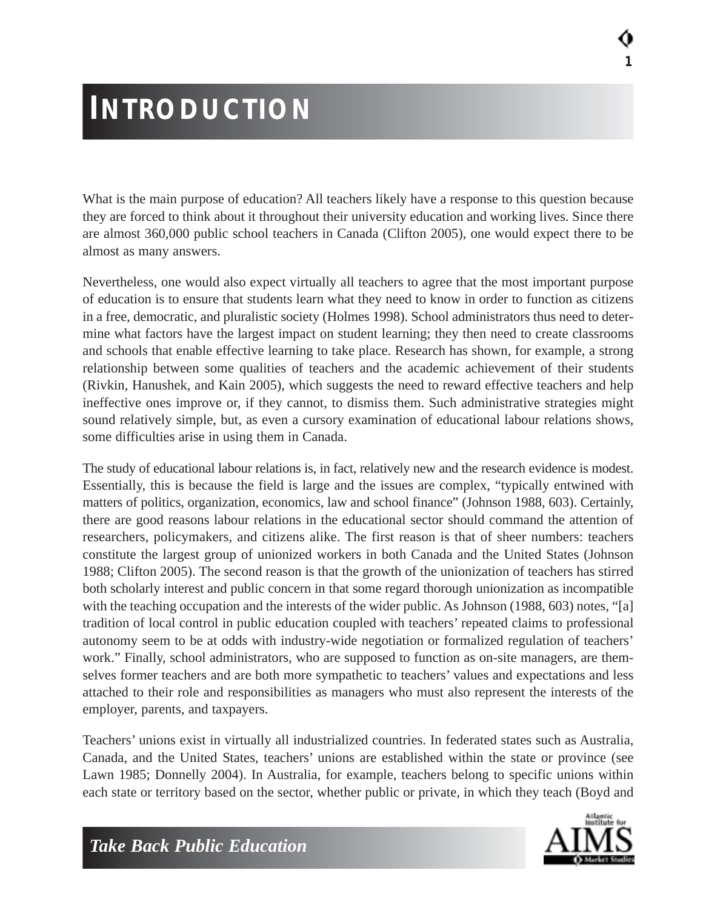# INTRODUCTION

What is the main purpose of education? All teachers likely have a response to this question because they are forced to think about it throughout their university education and working lives. Since there are almost 360,000 public school teachers in Canada (Clifton 2005), one would expect there to be almost as many answers.

Nevertheless, one would also expect virtually all teachers to agree that the most important purpose of education is to ensure that students learn what they need to know in order to function as citizens in a free, democratic, and pluralistic society (Holmes 1998). School administrators thus need to determine what factors have the largest impact on student learning; they then need to create classrooms and schools that enable effective learning to take place. Research has shown, for example, a strong relationship between some qualities of teachers and the academic achievement of their students (Rivkin, Hanushek, and Kain 2005), which suggests the need to reward effective teachers and help ineffective ones improve or, if they cannot, to dismiss them. Such administrative strategies might sound relatively simple, but, as even a cursory examination of educational labour relations shows, some difficulties arise in using them in Canada.

The study of educational labour relations is, in fact, relatively new and the research evidence is modest. Essentially, this is because the field is large and the issues are complex, "typically entwined with matters of politics, organization, economics, law and school finance" (Johnson 1988, 603). Certainly, there are good reasons labour relations in the educational sector should command the attention of researchers, policymakers, and citizens alike. The first reason is that of sheer numbers: teachers constitute the largest group of unionized workers in both Canada and the United States (Johnson 1988; Clifton 2005). The second reason is that the growth of the unionization of teachers has stirred both scholarly interest and public concern in that some regard thorough unionization as incompatible with the teaching occupation and the interests of the wider public. As Johnson (1988, 603) notes, "[a] tradition of local control in public education coupled with teachers' repeated claims to professional autonomy seem to be at odds with industry-wide negotiation or formalized regulation of teachers' work." Finally, school administrators, who are supposed to function as on-site managers, are themselves former teachers and are both more sympathetic to teachers' values and expectations and less attached to their role and responsibilities as managers who must also represent the interests of the employer, parents, and taxpayers.

Teachers' unions exist in virtually all industrialized countries. In federated states such as Australia, Canada, and the United States, teachers' unions are established within the state or province (see Lawn 1985; Donnelly 2004). In Australia, for example, teachers belong to specific unions within each state or territory based on the sector, whether public or private, in which they teach (Boyd and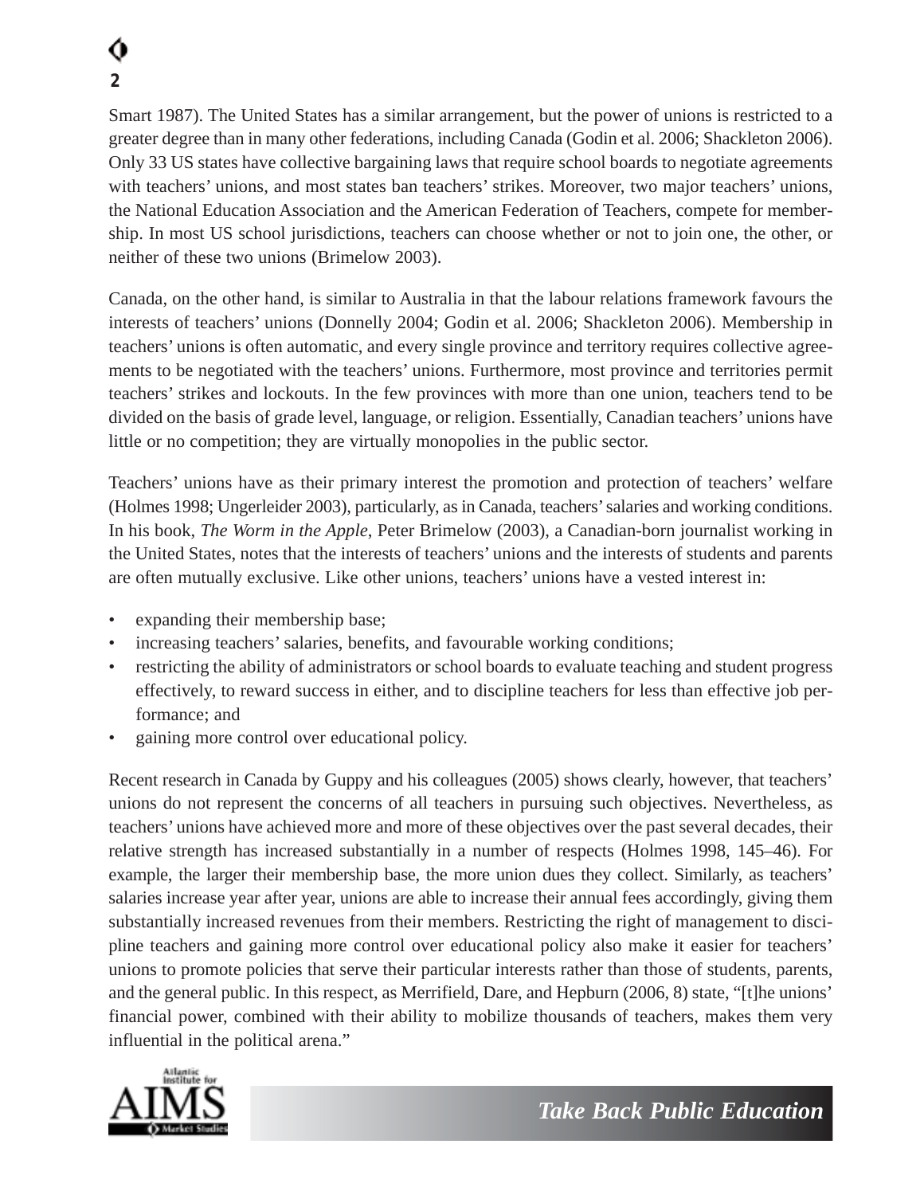Smart 1987). The United States has a similar arrangement, but the power of unions is restricted to a greater degree than in many other federations, including Canada (Godin et al. 2006; Shackleton 2006). Only 33 US states have collective bargaining laws that require school boards to negotiate agreements with teachers' unions, and most states ban teachers' strikes. Moreover, two major teachers' unions, the National Education Association and the American Federation of Teachers, compete for membership. In most US school jurisdictions, teachers can choose whether or not to join one, the other, or neither of these two unions (Brimelow 2003).

Canada, on the other hand, is similar to Australia in that the labour relations framework favours the interests of teachers' unions (Donnelly 2004; Godin et al. 2006; Shackleton 2006). Membership in teachers' unions is often automatic, and every single province and territory requires collective agreements to be negotiated with the teachers' unions. Furthermore, most province and territories permit teachers' strikes and lockouts. In the few provinces with more than one union, teachers tend to be divided on the basis of grade level, language, or religion. Essentially, Canadian teachers' unions have little or no competition; they are virtually monopolies in the public sector.

Teachers' unions have as their primary interest the promotion and protection of teachers' welfare (Holmes 1998; Ungerleider 2003), particularly, as in Canada, teachers' salaries and working conditions. In his book, *The Worm in the Apple*, Peter Brimelow (2003), a Canadian-born journalist working in the United States, notes that the interests of teachers' unions and the interests of students and parents are often mutually exclusive. Like other unions, teachers' unions have a vested interest in:

- expanding their membership base;
- increasing teachers' salaries, benefits, and favourable working conditions;
- restricting the ability of administrators or school boards to evaluate teaching and student progress effectively, to reward success in either, and to discipline teachers for less than effective job performance; and
- gaining more control over educational policy.

Recent research in Canada by Guppy and his colleagues (2005) shows clearly, however, that teachers' unions do not represent the concerns of all teachers in pursuing such objectives. Nevertheless, as teachers' unions have achieved more and more of these objectives over the past several decades, their relative strength has increased substantially in a number of respects (Holmes 1998, 145–46). For example, the larger their membership base, the more union dues they collect. Similarly, as teachers' salaries increase year after year, unions are able to increase their annual fees accordingly, giving them substantially increased revenues from their members. Restricting the right of management to discipline teachers and gaining more control over educational policy also make it easier for teachers' unions to promote policies that serve their particular interests rather than those of students, parents, and the general public. In this respect, as Merrifield, Dare, and Hepburn (2006, 8) state, "[t]he unions' financial power, combined with their ability to mobilize thousands of teachers, makes them very influential in the political arena."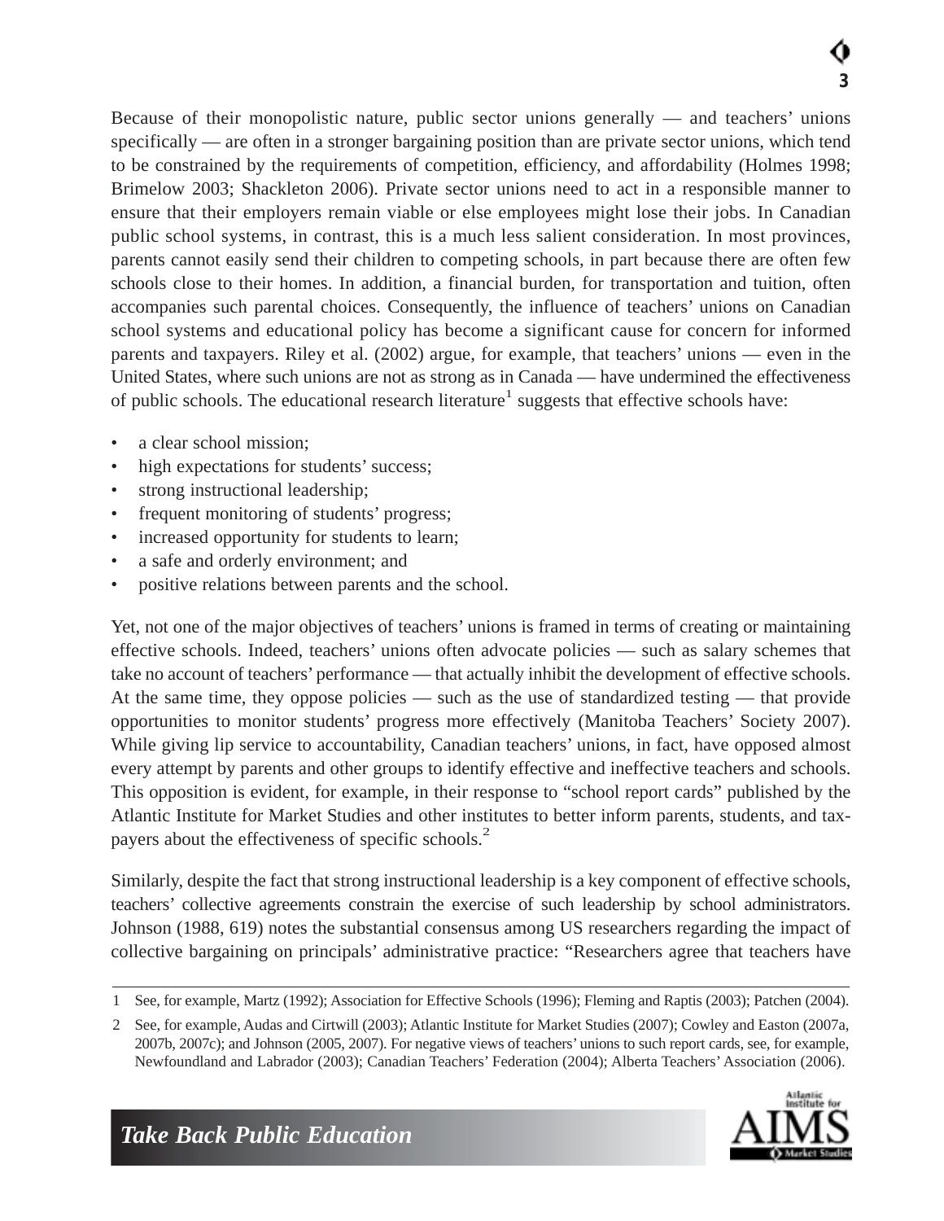Because of their monopolistic nature, public sector unions generally — and teachers' unions specifically — are often in a stronger bargaining position than are private sector unions, which tend to be constrained by the requirements of competition, efficiency, and affordability (Holmes 1998; Brimelow 2003; Shackleton 2006). Private sector unions need to act in a responsible manner to ensure that their employers remain viable or else employees might lose their jobs. In Canadian public school systems, in contrast, this is a much less salient consideration. In most provinces, parents cannot easily send their children to competing schools, in part because there are often few schools close to their homes. In addition, a financial burden, for transportation and tuition, often accompanies such parental choices. Consequently, the influence of teachers' unions on Canadian school systems and educational policy has become a significant cause for concern for informed parents and taxpayers. Riley et al. (2002) argue, for example, that teachers' unions — even in the United States, where such unions are not as strong as in Canada — have undermined the effectiveness of public schools. The educational research literature[1] suggests that effective schools have:

- a clear school mission;
- high expectations for students' success;
- strong instructional leadership;
- frequent monitoring of students' progress;
- increased opportunity for students to learn;
- a safe and orderly environment; and
- positive relations between parents and the school.

Yet, not one of the major objectives of teachers' unions is framed in terms of creating or maintaining effective schools. Indeed, teachers' unions often advocate policies — such as salary schemes that take no account of teachers' performance — that actually inhibit the development of effective schools. At the same time, they oppose policies — such as the use of standardized testing — that provide opportunities to monitor students' progress more effectively (Manitoba Teachers' Society 2007). While giving lip service to accountability, Canadian teachers' unions, in fact, have opposed almost every attempt by parents and other groups to identify effective and ineffective teachers and schools. This opposition is evident, for example, in their response to "school report cards" published by the Atlantic Institute for Market Studies and other institutes to better inform parents, students, and taxpayers about the effectiveness of specific schools.[2]

Similarly, despite the fact that strong instructional leadership is a key component of effective schools, teachers' collective agreements constrain the exercise of such leadership by school administrators. Johnson (1988, 619) notes the substantial consensus among US researchers regarding the impact of collective bargaining on principals' administrative practice: "Researchers agree that teachers have

---

1 See, for example, Martz (1992); Association for Effective Schools (1996); Fleming and Raptis (2003); Patchen (2004).

2 See, for example, Audas and Cirtwill (2003); Atlantic Institute for Market Studies (2007); Cowley and Easton (2007a, 2007b, 2007c); and Johnson (2005, 2007). For negative views of teachers' unions to such report cards, see, for example, Newfoundland and Labrador (2003); Canadian Teachers' Federation (2004); Alberta Teachers' Association (2006).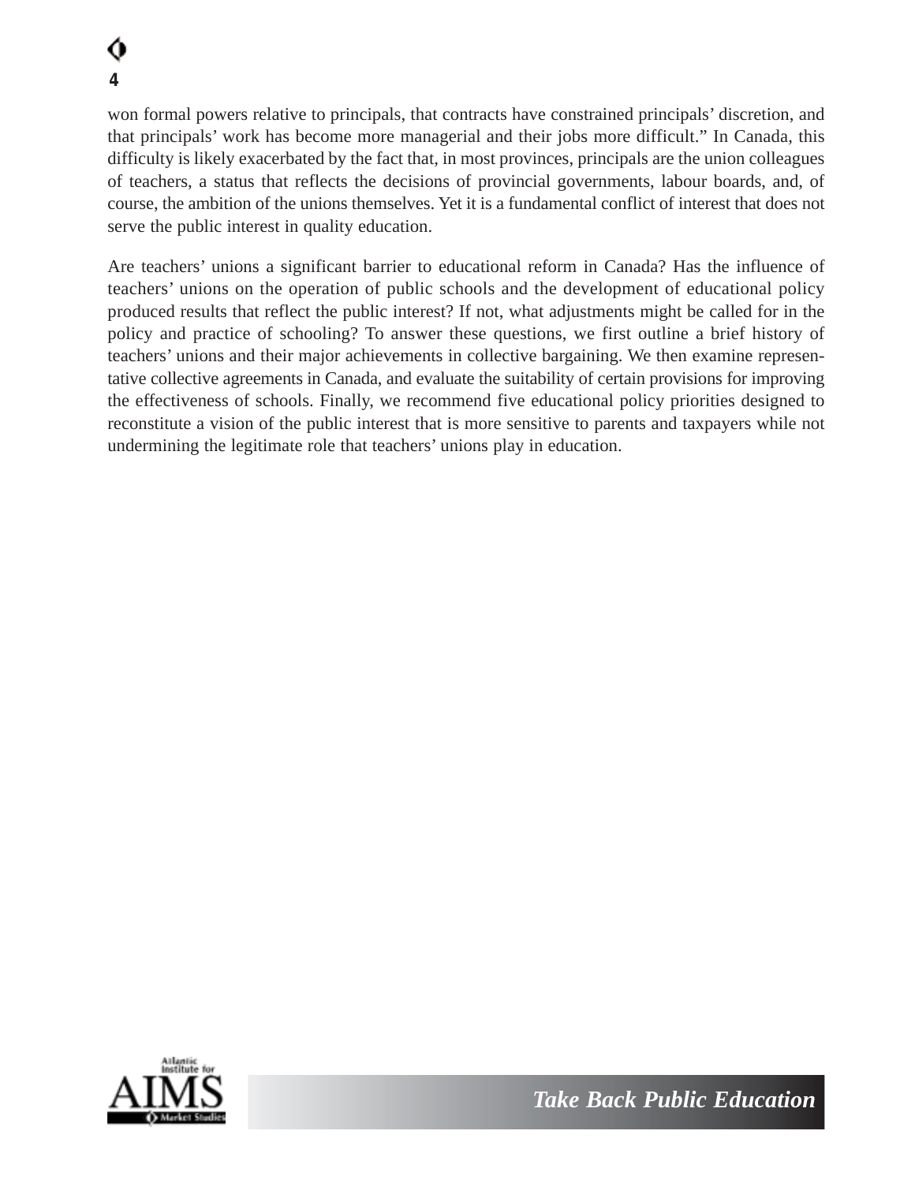won formal powers relative to principals, that contracts have constrained principals' discretion, and that principals' work has become more managerial and their jobs more difficult." In Canada, this difficulty is likely exacerbated by the fact that, in most provinces, principals are the union colleagues of teachers, a status that reflects the decisions of provincial governments, labour boards, and, of course, the ambition of the unions themselves. Yet it is a fundamental conflict of interest that does not serve the public interest in quality education.

Are teachers' unions a significant barrier to educational reform in Canada? Has the influence of teachers' unions on the operation of public schools and the development of educational policy produced results that reflect the public interest? If not, what adjustments might be called for in the policy and practice of schooling? To answer these questions, we first outline a brief history of teachers' unions and their major achievements in collective bargaining. We then examine representative collective agreements in Canada, and evaluate the suitability of certain provisions for improving the effectiveness of schools. Finally, we recommend five educational policy priorities designed to reconstitute a vision of the public interest that is more sensitive to parents and taxpayers while not undermining the legitimate role that teachers' unions play in education.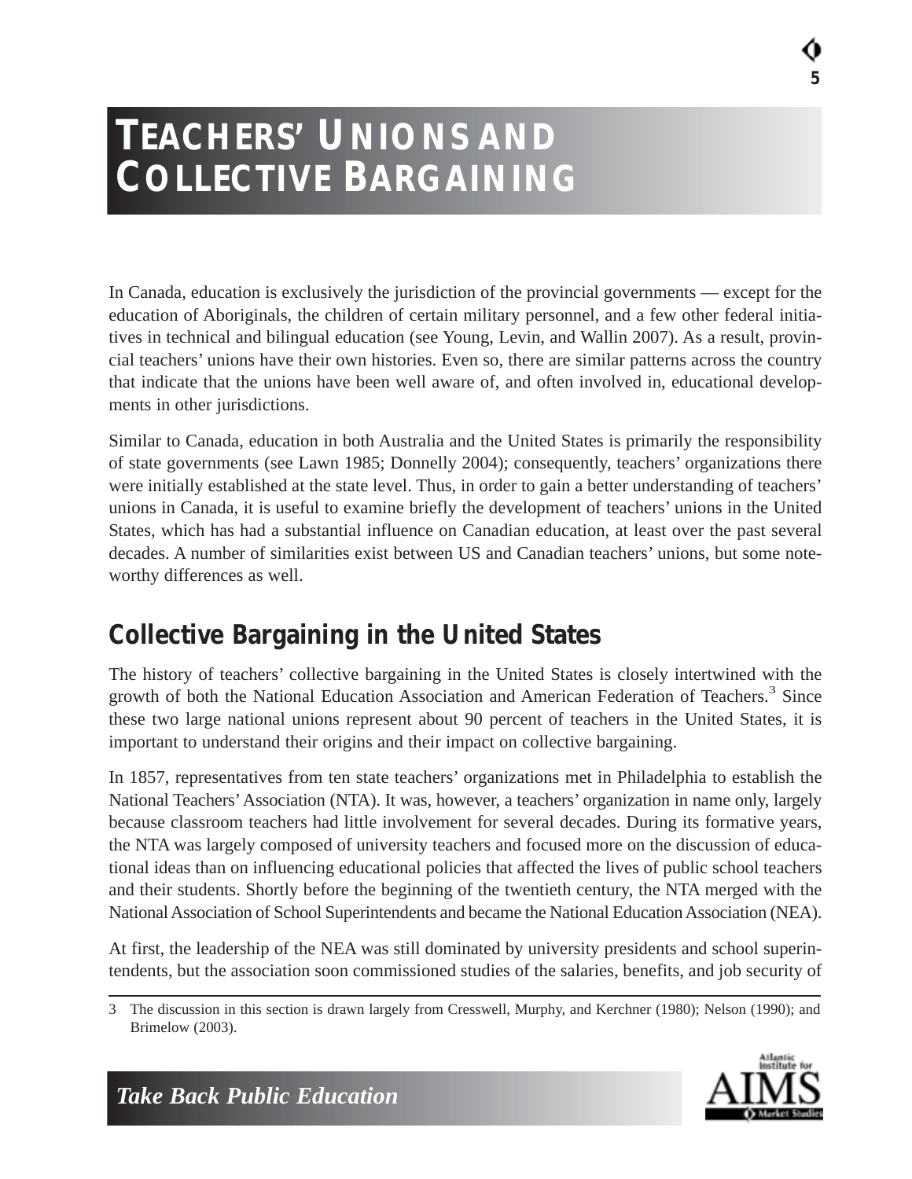# Teachers' Unions and Collective Bargaining

In Canada, education is exclusively the jurisdiction of the provincial governments — except for the education of Aboriginals, the children of certain military personnel, and a few other federal initiatives in technical and bilingual education (see Young, Levin, and Wallin 2007). As a result, provincial teachers' unions have their own histories. Even so, there are similar patterns across the country that indicate that the unions have been well aware of, and often involved in, educational developments in other jurisdictions.

Similar to Canada, education in both Australia and the United States is primarily the responsibility of state governments (see Lawn 1985; Donnelly 2004); consequently, teachers' organizations there were initially established at the state level. Thus, in order to gain a better understanding of teachers' unions in Canada, it is useful to examine briefly the development of teachers' unions in the United States, which has had a substantial influence on Canadian education, at least over the past several decades. A number of similarities exist between US and Canadian teachers' unions, but some noteworthy differences as well.

## Collective Bargaining in the United States

The history of teachers' collective bargaining in the United States is closely intertwined with the growth of both the National Education Association and American Federation of Teachers.[3] Since these two large national unions represent about 90 percent of teachers in the United States, it is important to understand their origins and their impact on collective bargaining.

In 1857, representatives from ten state teachers' organizations met in Philadelphia to establish the National Teachers' Association (NTA). It was, however, a teachers' organization in name only, largely because classroom teachers had little involvement for several decades. During its formative years, the NTA was largely composed of university teachers and focused more on the discussion of educational ideas than on influencing educational policies that affected the lives of public school teachers and their students. Shortly before the beginning of the twentieth century, the NTA merged with the National Association of School Superintendents and became the National Education Association (NEA).

At first, the leadership of the NEA was still dominated by university presidents and school superintendents, but the association soon commissioned studies of the salaries, benefits, and job security of

3 The discussion in this section is drawn largely from Cresswell, Murphy, and Kerchner (1980); Nelson (1990); and Brimelow (2003).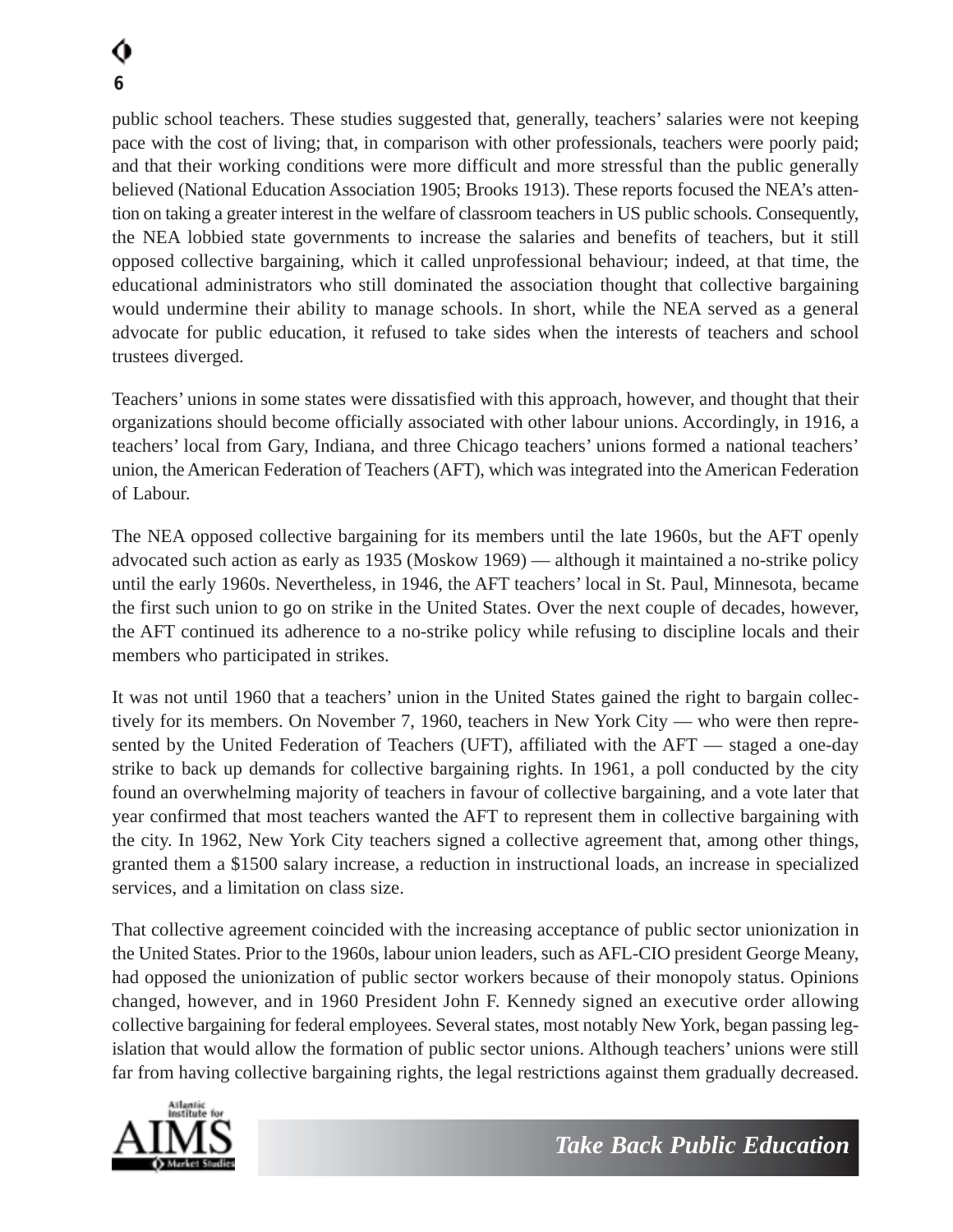public school teachers. These studies suggested that, generally, teachers' salaries were not keeping pace with the cost of living; that, in comparison with other professionals, teachers were poorly paid; and that their working conditions were more difficult and more stressful than the public generally believed (National Education Association 1905; Brooks 1913). These reports focused the NEA's attention on taking a greater interest in the welfare of classroom teachers in US public schools. Consequently, the NEA lobbied state governments to increase the salaries and benefits of teachers, but it still opposed collective bargaining, which it called unprofessional behaviour; indeed, at that time, the educational administrators who still dominated the association thought that collective bargaining would undermine their ability to manage schools. In short, while the NEA served as a general advocate for public education, it refused to take sides when the interests of teachers and school trustees diverged.

Teachers' unions in some states were dissatisfied with this approach, however, and thought that their organizations should become officially associated with other labour unions. Accordingly, in 1916, a teachers' local from Gary, Indiana, and three Chicago teachers' unions formed a national teachers' union, the American Federation of Teachers (AFT), which was integrated into the American Federation of Labour.

The NEA opposed collective bargaining for its members until the late 1960s, but the AFT openly advocated such action as early as 1935 (Moskow 1969) — although it maintained a no-strike policy until the early 1960s. Nevertheless, in 1946, the AFT teachers' local in St. Paul, Minnesota, became the first such union to go on strike in the United States. Over the next couple of decades, however, the AFT continued its adherence to a no-strike policy while refusing to discipline locals and their members who participated in strikes.

It was not until 1960 that a teachers' union in the United States gained the right to bargain collectively for its members. On November 7, 1960, teachers in New York City — who were then represented by the United Federation of Teachers (UFT), affiliated with the AFT — staged a one-day strike to back up demands for collective bargaining rights. In 1961, a poll conducted by the city found an overwhelming majority of teachers in favour of collective bargaining, and a vote later that year confirmed that most teachers wanted the AFT to represent them in collective bargaining with the city. In 1962, New York City teachers signed a collective agreement that, among other things, granted them a $1500 salary increase, a reduction in instructional loads, an increase in specialized services, and a limitation on class size.

That collective agreement coincided with the increasing acceptance of public sector unionization in the United States. Prior to the 1960s, labour union leaders, such as AFL-CIO president George Meany, had opposed the unionization of public sector workers because of their monopoly status. Opinions changed, however, and in 1960 President John F. Kennedy signed an executive order allowing collective bargaining for federal employees. Several states, most notably New York, began passing legislation that would allow the formation of public sector unions. Although teachers' unions were still far from having collective bargaining rights, the legal restrictions against them gradually decreased.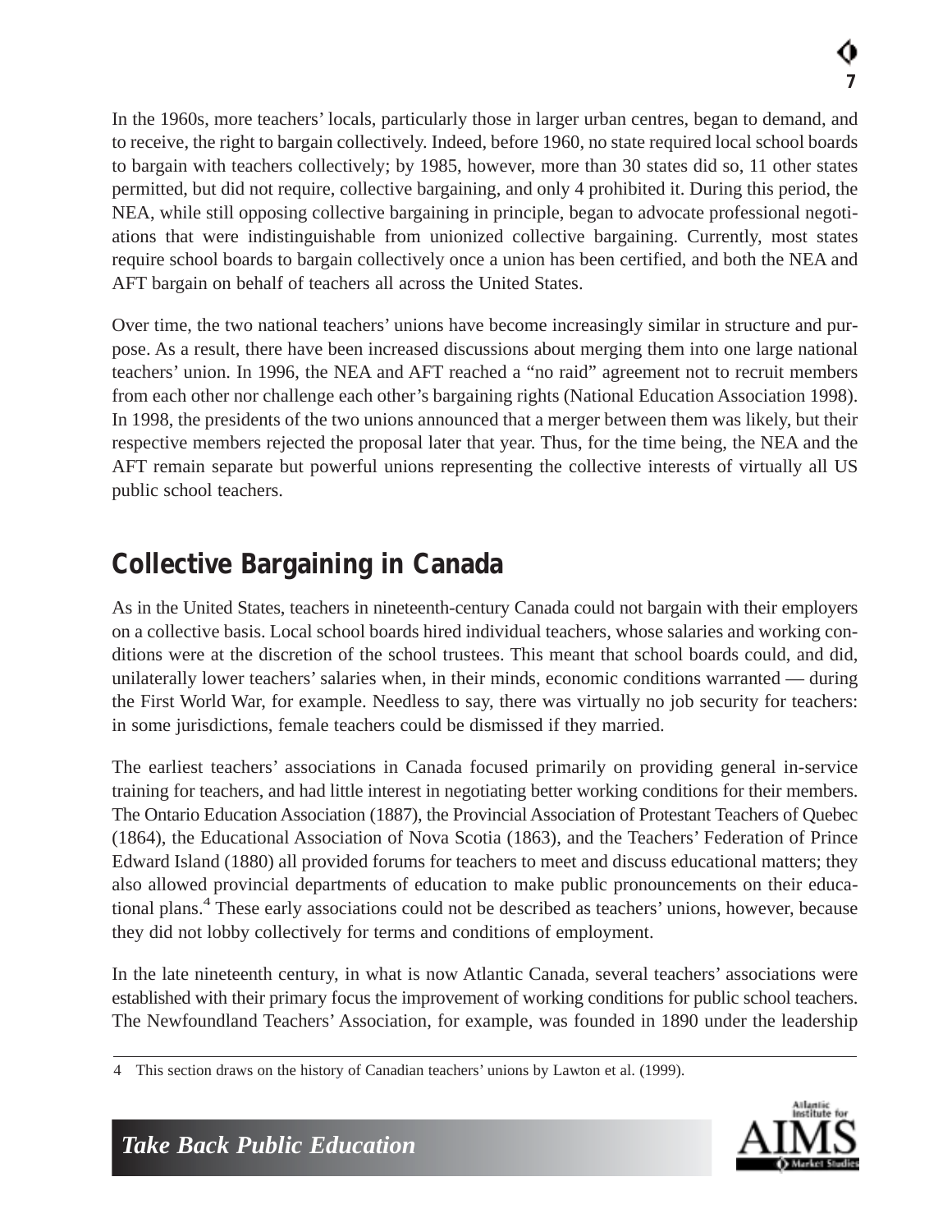In the 1960s, more teachers' locals, particularly those in larger urban centres, began to demand, and to receive, the right to bargain collectively. Indeed, before 1960, no state required local school boards to bargain with teachers collectively; by 1985, however, more than 30 states did so, 11 other states permitted, but did not require, collective bargaining, and only 4 prohibited it. During this period, the NEA, while still opposing collective bargaining in principle, began to advocate professional negotiations that were indistinguishable from unionized collective bargaining. Currently, most states require school boards to bargain collectively once a union has been certified, and both the NEA and AFT bargain on behalf of teachers all across the United States.

Over time, the two national teachers' unions have become increasingly similar in structure and purpose. As a result, there have been increased discussions about merging them into one large national teachers' union. In 1996, the NEA and AFT reached a "no raid" agreement not to recruit members from each other nor challenge each other's bargaining rights (National Education Association 1998). In 1998, the presidents of the two unions announced that a merger between them was likely, but their respective members rejected the proposal later that year. Thus, for the time being, the NEA and the AFT remain separate but powerful unions representing the collective interests of virtually all US public school teachers.

## Collective Bargaining in Canada

As in the United States, teachers in nineteenth-century Canada could not bargain with their employers on a collective basis. Local school boards hired individual teachers, whose salaries and working conditions were at the discretion of the school trustees. This meant that school boards could, and did, unilaterally lower teachers' salaries when, in their minds, economic conditions warranted — during the First World War, for example. Needless to say, there was virtually no job security for teachers: in some jurisdictions, female teachers could be dismissed if they married.

The earliest teachers' associations in Canada focused primarily on providing general in-service training for teachers, and had little interest in negotiating better working conditions for their members. The Ontario Education Association (1887), the Provincial Association of Protestant Teachers of Quebec (1864), the Educational Association of Nova Scotia (1863), and the Teachers' Federation of Prince Edward Island (1880) all provided forums for teachers to meet and discuss educational matters; they also allowed provincial departments of education to make public pronouncements on their educational plans.[4] These early associations could not be described as teachers' unions, however, because they did not lobby collectively for terms and conditions of employment.

In the late nineteenth century, in what is now Atlantic Canada, several teachers' associations were established with their primary focus the improvement of working conditions for public school teachers. The Newfoundland Teachers' Association, for example, was founded in 1890 under the leadership

4 This section draws on the history of Canadian teachers' unions by Lawton et al. (1999).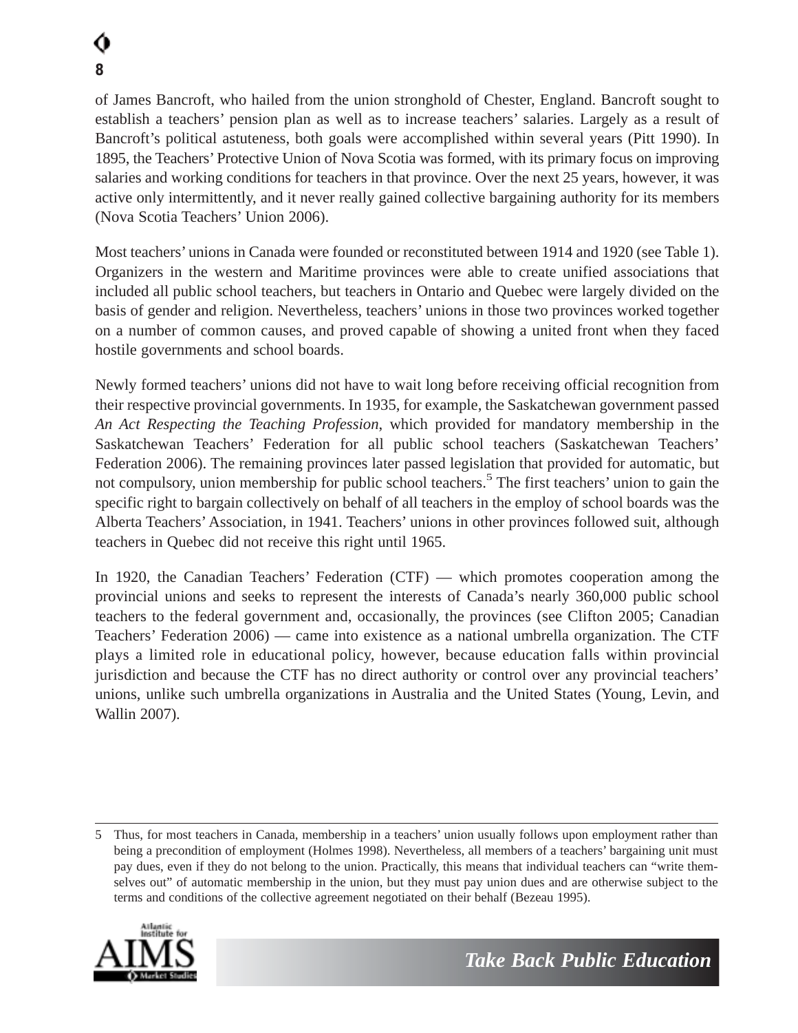of James Bancroft, who hailed from the union stronghold of Chester, England. Bancroft sought to establish a teachers' pension plan as well as to increase teachers' salaries. Largely as a result of Bancroft's political astuteness, both goals were accomplished within several years (Pitt 1990). In 1895, the Teachers' Protective Union of Nova Scotia was formed, with its primary focus on improving salaries and working conditions for teachers in that province. Over the next 25 years, however, it was active only intermittently, and it never really gained collective bargaining authority for its members (Nova Scotia Teachers' Union 2006).

Most teachers' unions in Canada were founded or reconstituted between 1914 and 1920 (see Table 1). Organizers in the western and Maritime provinces were able to create unified associations that included all public school teachers, but teachers in Ontario and Quebec were largely divided on the basis of gender and religion. Nevertheless, teachers' unions in those two provinces worked together on a number of common causes, and proved capable of showing a united front when they faced hostile governments and school boards.

Newly formed teachers' unions did not have to wait long before receiving official recognition from their respective provincial governments. In 1935, for example, the Saskatchewan government passed *An Act Respecting the Teaching Profession*, which provided for mandatory membership in the Saskatchewan Teachers' Federation for all public school teachers (Saskatchewan Teachers' Federation 2006). The remaining provinces later passed legislation that provided for automatic, but not compulsory, union membership for public school teachers.[5] The first teachers' union to gain the specific right to bargain collectively on behalf of all teachers in the employ of school boards was the Alberta Teachers' Association, in 1941. Teachers' unions in other provinces followed suit, although teachers in Quebec did not receive this right until 1965.

In 1920, the Canadian Teachers' Federation (CTF) — which promotes cooperation among the provincial unions and seeks to represent the interests of Canada's nearly 360,000 public school teachers to the federal government and, occasionally, the provinces (see Clifton 2005; Canadian Teachers' Federation 2006) — came into existence as a national umbrella organization. The CTF plays a limited role in educational policy, however, because education falls within provincial jurisdiction and because the CTF has no direct authority or control over any provincial teachers' unions, unlike such umbrella organizations in Australia and the United States (Young, Levin, and Wallin 2007).

---

5 Thus, for most teachers in Canada, membership in a teachers' union usually follows upon employment rather than being a precondition of employment (Holmes 1998). Nevertheless, all members of a teachers' bargaining unit must pay dues, even if they do not belong to the union. Practically, this means that individual teachers can "write themselves out" of automatic membership in the union, but they must pay union dues and are otherwise subject to the terms and conditions of the collective agreement negotiated on their behalf (Bezeau 1995).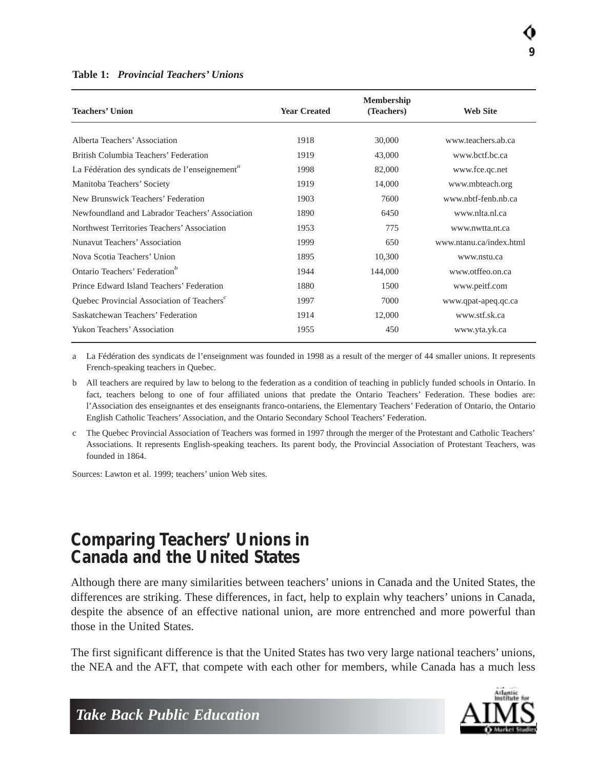**Table 1:** ***Provincial Teachers' Unions***

| Teachers' Union | Year Created | Membership (Teachers) | Web Site |
|---|---|---|---|
| Alberta Teachers' Association | 1918 | 30,000 | www.teachers.ab.ca |
| British Columbia Teachers' Federation | 1919 | 43,000 | www.bctf.bc.ca |
| La Fédération des syndicats de l'enseignement[a] | 1998 | 82,000 | www.fce.qc.net |
| Manitoba Teachers' Society | 1919 | 14,000 | www.mbteach.org |
| New Brunswick Teachers' Federation | 1903 | 7600 | www.nbtf-fenb.nb.ca |
| Newfoundland and Labrador Teachers' Association | 1890 | 6450 | www.nlta.nl.ca |
| Northwest Territories Teachers' Association | 1953 | 775 | www.nwtta.nt.ca |
| Nunavut Teachers' Association | 1999 | 650 | www.ntanu.ca/index.html |
| Nova Scotia Teachers' Union | 1895 | 10,300 | www.nstu.ca |
| Ontario Teachers' Federation[b] | 1944 | 144,000 | www.otffeo.on.ca |
| Prince Edward Island Teachers' Federation | 1880 | 1500 | www.peitf.com |
| Quebec Provincial Association of Teachers[c] | 1997 | 7000 | www.qpat-apeq.qc.ca |
| Saskatchewan Teachers' Federation | 1914 | 12,000 | www.stf.sk.ca |
| Yukon Teachers' Association | 1955 | 450 | www.yta.yk.ca |

a La Fédération des syndicats de l'enseignment was founded in 1998 as a result of the merger of 44 smaller unions. It represents French-speaking teachers in Quebec.

b All teachers are required by law to belong to the federation as a condition of teaching in publicly funded schools in Ontario. In fact, teachers belong to one of four affiliated unions that predate the Ontario Teachers' Federation. These bodies are: l'Association des enseignantes et des enseignants franco-ontariens, the Elementary Teachers' Federation of Ontario, the Ontario English Catholic Teachers' Association, and the Ontario Secondary School Teachers' Federation.

c The Quebec Provincial Association of Teachers was formed in 1997 through the merger of the Protestant and Catholic Teachers' Associations. It represents English-speaking teachers. Its parent body, the Provincial Association of Protestant Teachers, was founded in 1864.

Sources: Lawton et al. 1999; teachers' union Web sites.

## Comparing Teachers' Unions in Canada and the United States

Although there are many similarities between teachers' unions in Canada and the United States, the differences are striking. These differences, in fact, help to explain why teachers' unions in Canada, despite the absence of an effective national union, are more entrenched and more powerful than those in the United States.

The first significant difference is that the United States has two very large national teachers' unions, the NEA and the AFT, that compete with each other for members, while Canada has a much less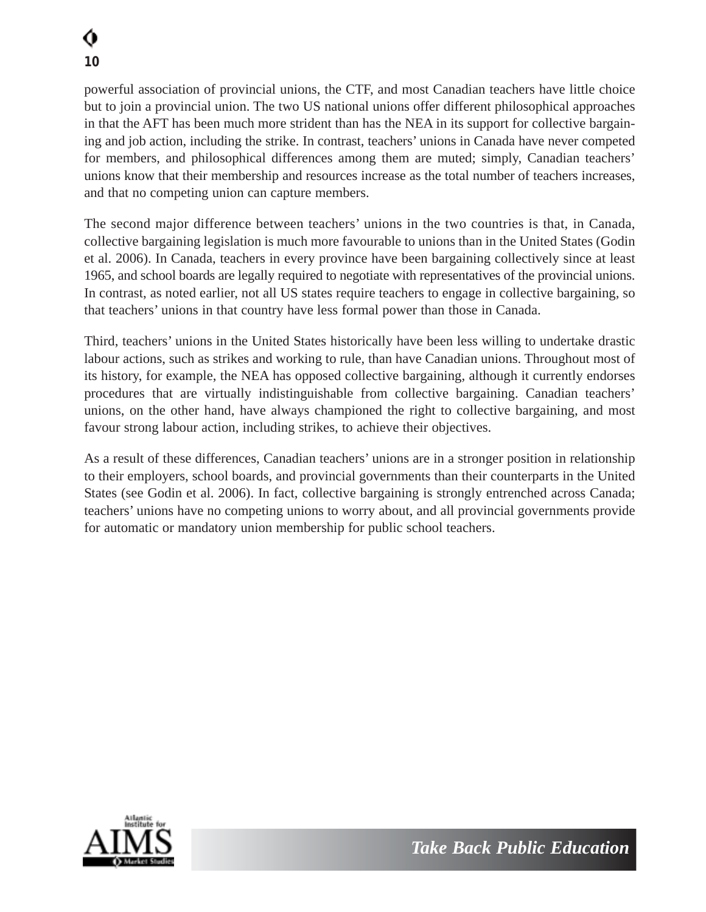powerful association of provincial unions, the CTF, and most Canadian teachers have little choice but to join a provincial union. The two US national unions offer different philosophical approaches in that the AFT has been much more strident than has the NEA in its support for collective bargaining and job action, including the strike. In contrast, teachers' unions in Canada have never competed for members, and philosophical differences among them are muted; simply, Canadian teachers' unions know that their membership and resources increase as the total number of teachers increases, and that no competing union can capture members.

The second major difference between teachers' unions in the two countries is that, in Canada, collective bargaining legislation is much more favourable to unions than in the United States (Godin et al. 2006). In Canada, teachers in every province have been bargaining collectively since at least 1965, and school boards are legally required to negotiate with representatives of the provincial unions. In contrast, as noted earlier, not all US states require teachers to engage in collective bargaining, so that teachers' unions in that country have less formal power than those in Canada.

Third, teachers' unions in the United States historically have been less willing to undertake drastic labour actions, such as strikes and working to rule, than have Canadian unions. Throughout most of its history, for example, the NEA has opposed collective bargaining, although it currently endorses procedures that are virtually indistinguishable from collective bargaining. Canadian teachers' unions, on the other hand, have always championed the right to collective bargaining, and most favour strong labour action, including strikes, to achieve their objectives.

As a result of these differences, Canadian teachers' unions are in a stronger position in relationship to their employers, school boards, and provincial governments than their counterparts in the United States (see Godin et al. 2006). In fact, collective bargaining is strongly entrenched across Canada; teachers' unions have no competing unions to worry about, and all provincial governments provide for automatic or mandatory union membership for public school teachers.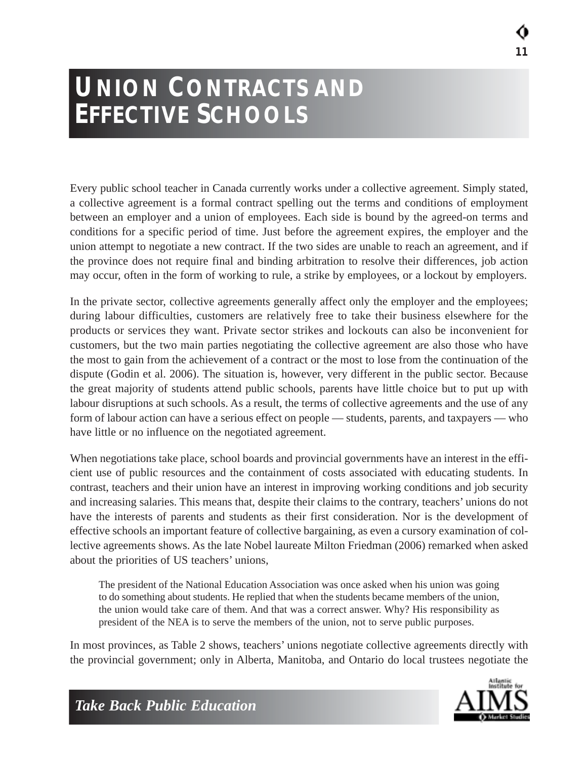# UNION CONTRACTS AND EFFECTIVE SCHOOLS

Every public school teacher in Canada currently works under a collective agreement. Simply stated, a collective agreement is a formal contract spelling out the terms and conditions of employment between an employer and a union of employees. Each side is bound by the agreed-on terms and conditions for a specific period of time. Just before the agreement expires, the employer and the union attempt to negotiate a new contract. If the two sides are unable to reach an agreement, and if the province does not require final and binding arbitration to resolve their differences, job action may occur, often in the form of working to rule, a strike by employees, or a lockout by employers.

In the private sector, collective agreements generally affect only the employer and the employees; during labour difficulties, customers are relatively free to take their business elsewhere for the products or services they want. Private sector strikes and lockouts can also be inconvenient for customers, but the two main parties negotiating the collective agreement are also those who have the most to gain from the achievement of a contract or the most to lose from the continuation of the dispute (Godin et al. 2006). The situation is, however, very different in the public sector. Because the great majority of students attend public schools, parents have little choice but to put up with labour disruptions at such schools. As a result, the terms of collective agreements and the use of any form of labour action can have a serious effect on people — students, parents, and taxpayers — who have little or no influence on the negotiated agreement.

When negotiations take place, school boards and provincial governments have an interest in the efficient use of public resources and the containment of costs associated with educating students. In contrast, teachers and their union have an interest in improving working conditions and job security and increasing salaries. This means that, despite their claims to the contrary, teachers' unions do not have the interests of parents and students as their first consideration. Nor is the development of effective schools an important feature of collective bargaining, as even a cursory examination of collective agreements shows. As the late Nobel laureate Milton Friedman (2006) remarked when asked about the priorities of US teachers' unions,

> The president of the National Education Association was once asked when his union was going to do something about students. He replied that when the students became members of the union, the union would take care of them. And that was a correct answer. Why? His responsibility as president of the NEA is to serve the members of the union, not to serve public purposes.

In most provinces, as Table 2 shows, teachers' unions negotiate collective agreements directly with the provincial government; only in Alberta, Manitoba, and Ontario do local trustees negotiate the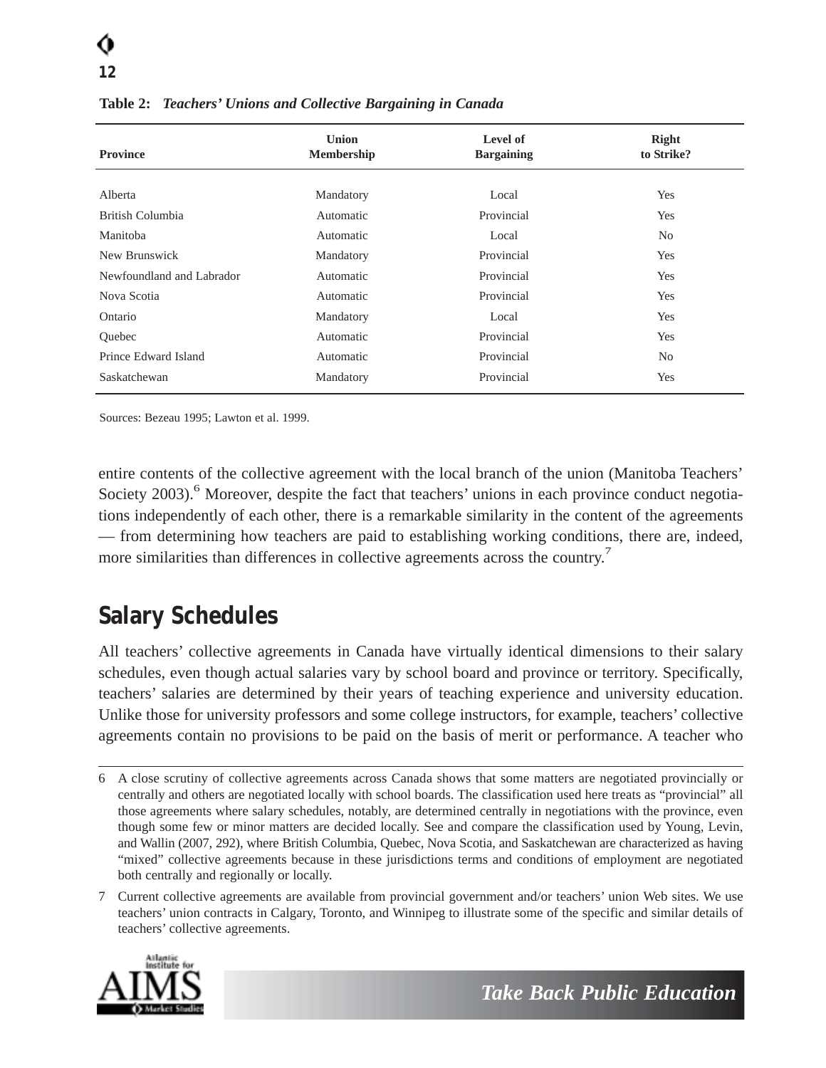**Table 2: *Teachers' Unions and Collective Bargaining in Canada***

| Province | Union Membership | Level of Bargaining | Right to Strike? |
|---|---|---|---|
| Alberta | Mandatory | Local | Yes |
| British Columbia | Automatic | Provincial | Yes |
| Manitoba | Automatic | Local | No |
| New Brunswick | Mandatory | Provincial | Yes |
| Newfoundland and Labrador | Automatic | Provincial | Yes |
| Nova Scotia | Automatic | Provincial | Yes |
| Ontario | Mandatory | Local | Yes |
| Quebec | Automatic | Provincial | Yes |
| Prince Edward Island | Automatic | Provincial | No |
| Saskatchewan | Mandatory | Provincial | Yes |

Sources: Bezeau 1995; Lawton et al. 1999.

entire contents of the collective agreement with the local branch of the union (Manitoba Teachers' Society 2003).[6] Moreover, despite the fact that teachers' unions in each province conduct negotiations independently of each other, there is a remarkable similarity in the content of the agreements — from determining how teachers are paid to establishing working conditions, there are, indeed, more similarities than differences in collective agreements across the country.[7]

## Salary Schedules

All teachers' collective agreements in Canada have virtually identical dimensions to their salary schedules, even though actual salaries vary by school board and province or territory. Specifically, teachers' salaries are determined by their years of teaching experience and university education. Unlike those for university professors and some college instructors, for example, teachers' collective agreements contain no provisions to be paid on the basis of merit or performance. A teacher who

6 A close scrutiny of collective agreements across Canada shows that some matters are negotiated provincially or centrally and others are negotiated locally with school boards. The classification used here treats as "provincial" all those agreements where salary schedules, notably, are determined centrally in negotiations with the province, even though some few or minor matters are decided locally. See and compare the classification used by Young, Levin, and Wallin (2007, 292), where British Columbia, Quebec, Nova Scotia, and Saskatchewan are characterized as having "mixed" collective agreements because in these jurisdictions terms and conditions of employment are negotiated both centrally and regionally or locally.

7 Current collective agreements are available from provincial government and/or teachers' union Web sites. We use teachers' union contracts in Calgary, Toronto, and Winnipeg to illustrate some of the specific and similar details of teachers' collective agreements.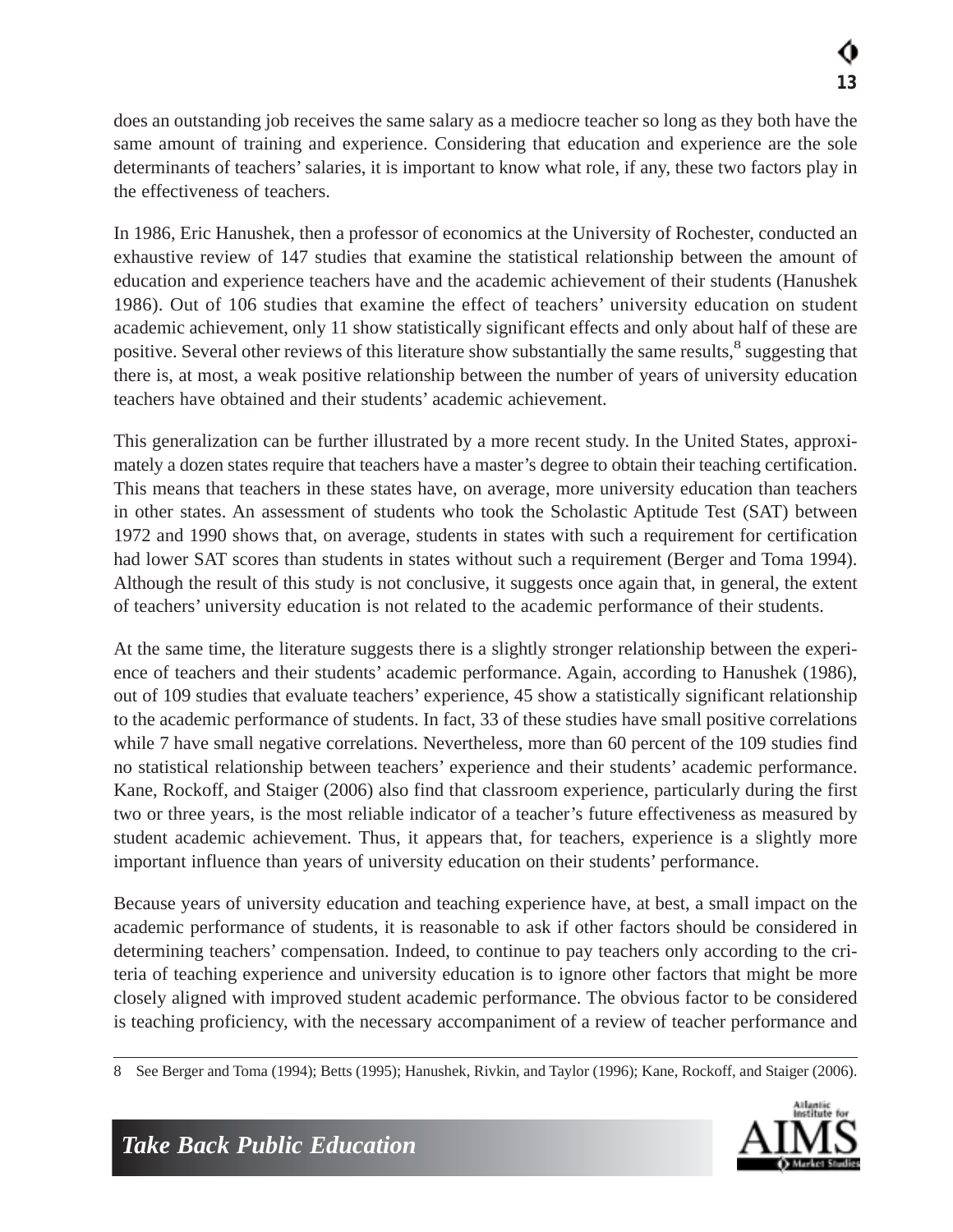does an outstanding job receives the same salary as a mediocre teacher so long as they both have the same amount of training and experience. Considering that education and experience are the sole determinants of teachers' salaries, it is important to know what role, if any, these two factors play in the effectiveness of teachers.

In 1986, Eric Hanushek, then a professor of economics at the University of Rochester, conducted an exhaustive review of 147 studies that examine the statistical relationship between the amount of education and experience teachers have and the academic achievement of their students (Hanushek 1986). Out of 106 studies that examine the effect of teachers' university education on student academic achievement, only 11 show statistically significant effects and only about half of these are positive. Several other reviews of this literature show substantially the same results,[8] suggesting that there is, at most, a weak positive relationship between the number of years of university education teachers have obtained and their students' academic achievement.

This generalization can be further illustrated by a more recent study. In the United States, approximately a dozen states require that teachers have a master's degree to obtain their teaching certification. This means that teachers in these states have, on average, more university education than teachers in other states. An assessment of students who took the Scholastic Aptitude Test (SAT) between 1972 and 1990 shows that, on average, students in states with such a requirement for certification had lower SAT scores than students in states without such a requirement (Berger and Toma 1994). Although the result of this study is not conclusive, it suggests once again that, in general, the extent of teachers' university education is not related to the academic performance of their students.

At the same time, the literature suggests there is a slightly stronger relationship between the experience of teachers and their students' academic performance. Again, according to Hanushek (1986), out of 109 studies that evaluate teachers' experience, 45 show a statistically significant relationship to the academic performance of students. In fact, 33 of these studies have small positive correlations while 7 have small negative correlations. Nevertheless, more than 60 percent of the 109 studies find no statistical relationship between teachers' experience and their students' academic performance. Kane, Rockoff, and Staiger (2006) also find that classroom experience, particularly during the first two or three years, is the most reliable indicator of a teacher's future effectiveness as measured by student academic achievement. Thus, it appears that, for teachers, experience is a slightly more important influence than years of university education on their students' performance.

Because years of university education and teaching experience have, at best, a small impact on the academic performance of students, it is reasonable to ask if other factors should be considered in determining teachers' compensation. Indeed, to continue to pay teachers only according to the criteria of teaching experience and university education is to ignore other factors that might be more closely aligned with improved student academic performance. The obvious factor to be considered is teaching proficiency, with the necessary accompaniment of a review of teacher performance and

---

8 See Berger and Toma (1994); Betts (1995); Hanushek, Rivkin, and Taylor (1996); Kane, Rockoff, and Staiger (2006).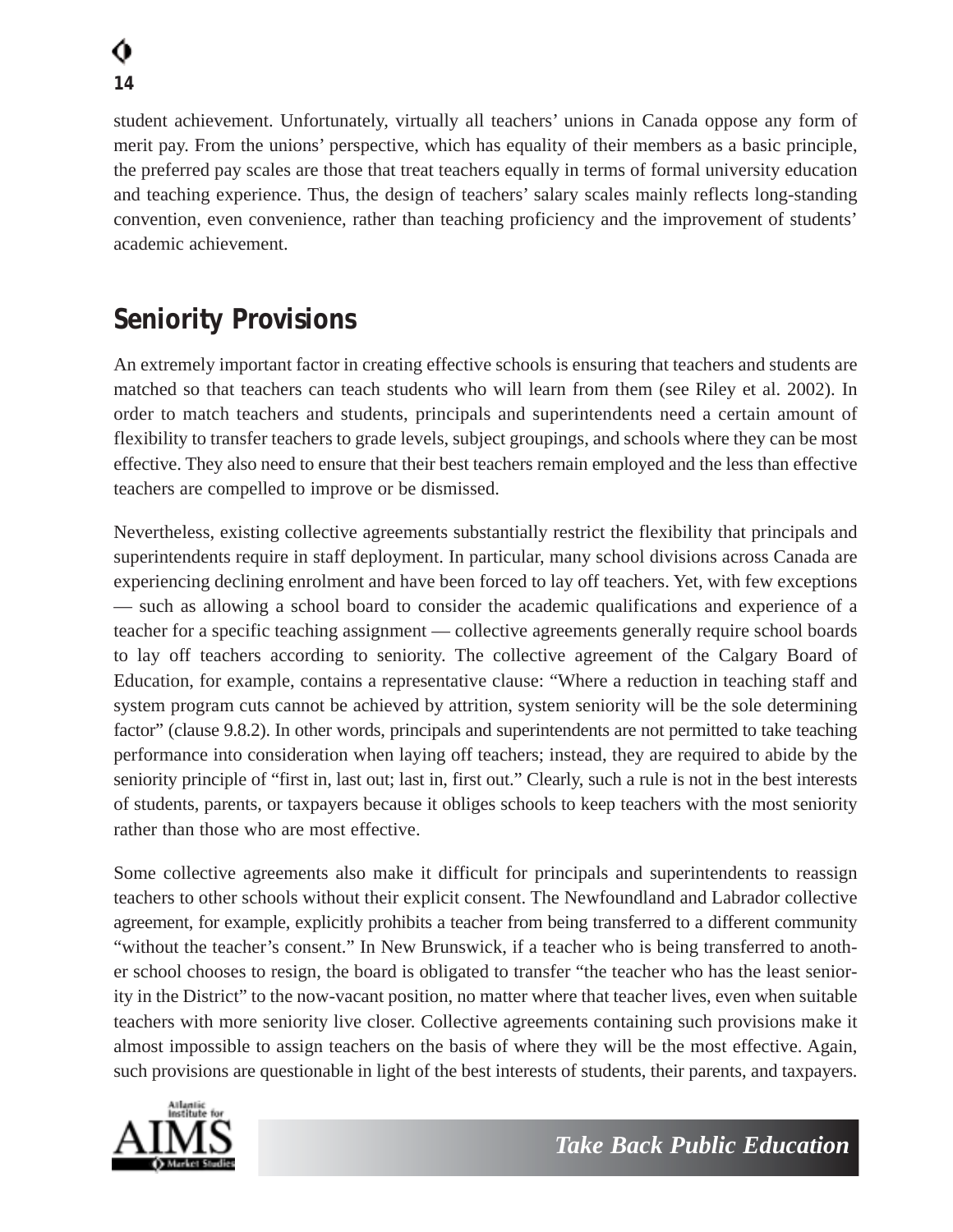student achievement. Unfortunately, virtually all teachers' unions in Canada oppose any form of merit pay. From the unions' perspective, which has equality of their members as a basic principle, the preferred pay scales are those that treat teachers equally in terms of formal university education and teaching experience. Thus, the design of teachers' salary scales mainly reflects long-standing convention, even convenience, rather than teaching proficiency and the improvement of students' academic achievement.

## Seniority Provisions

An extremely important factor in creating effective schools is ensuring that teachers and students are matched so that teachers can teach students who will learn from them (see Riley et al. 2002). In order to match teachers and students, principals and superintendents need a certain amount of flexibility to transfer teachers to grade levels, subject groupings, and schools where they can be most effective. They also need to ensure that their best teachers remain employed and the less than effective teachers are compelled to improve or be dismissed.

Nevertheless, existing collective agreements substantially restrict the flexibility that principals and superintendents require in staff deployment. In particular, many school divisions across Canada are experiencing declining enrolment and have been forced to lay off teachers. Yet, with few exceptions — such as allowing a school board to consider the academic qualifications and experience of a teacher for a specific teaching assignment — collective agreements generally require school boards to lay off teachers according to seniority. The collective agreement of the Calgary Board of Education, for example, contains a representative clause: "Where a reduction in teaching staff and system program cuts cannot be achieved by attrition, system seniority will be the sole determining factor" (clause 9.8.2). In other words, principals and superintendents are not permitted to take teaching performance into consideration when laying off teachers; instead, they are required to abide by the seniority principle of "first in, last out; last in, first out." Clearly, such a rule is not in the best interests of students, parents, or taxpayers because it obliges schools to keep teachers with the most seniority rather than those who are most effective.

Some collective agreements also make it difficult for principals and superintendents to reassign teachers to other schools without their explicit consent. The Newfoundland and Labrador collective agreement, for example, explicitly prohibits a teacher from being transferred to a different community "without the teacher's consent." In New Brunswick, if a teacher who is being transferred to another school chooses to resign, the board is obligated to transfer "the teacher who has the least seniority in the District" to the now-vacant position, no matter where that teacher lives, even when suitable teachers with more seniority live closer. Collective agreements containing such provisions make it almost impossible to assign teachers on the basis of where they will be the most effective. Again, such provisions are questionable in light of the best interests of students, their parents, and taxpayers.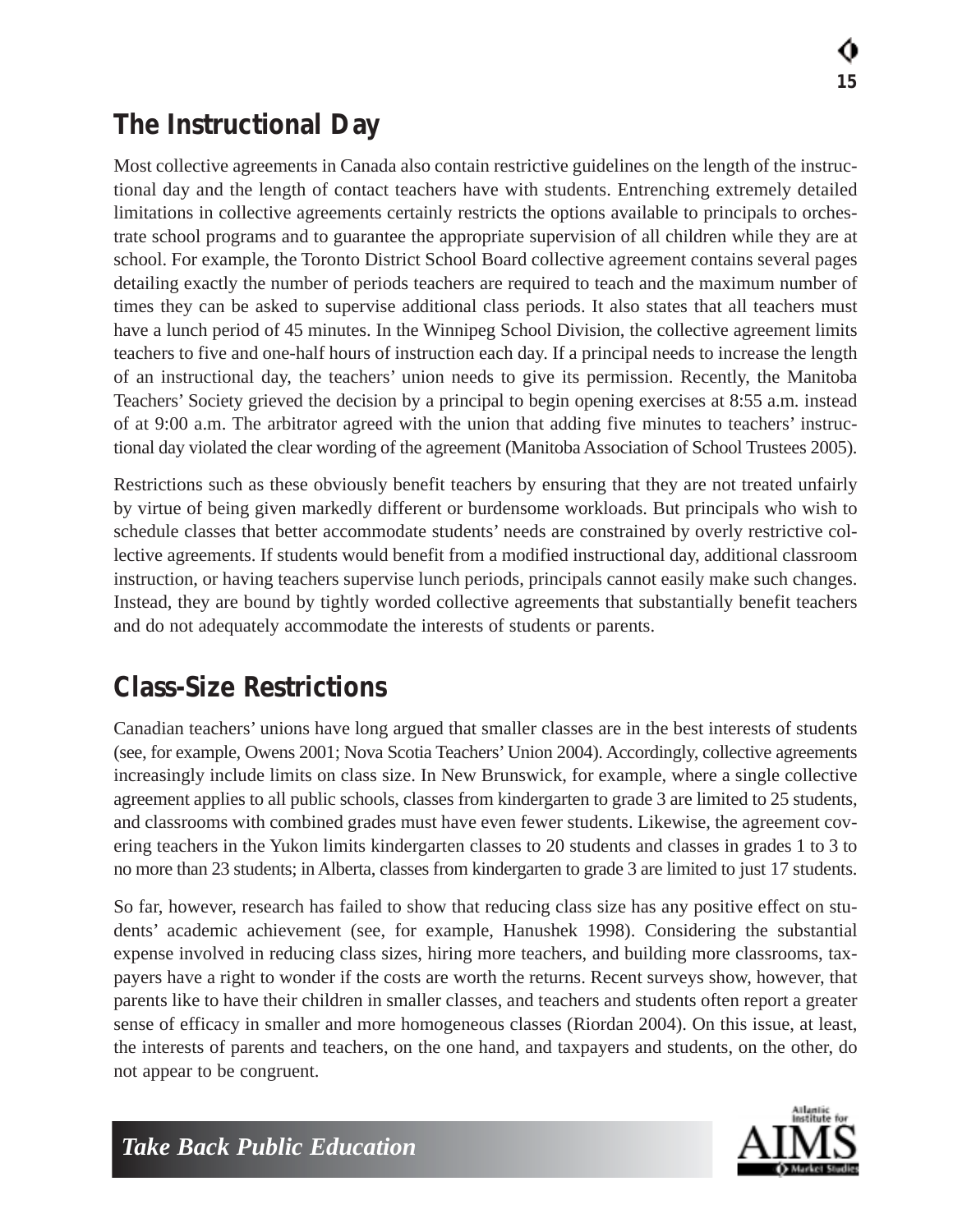## The Instructional Day

Most collective agreements in Canada also contain restrictive guidelines on the length of the instructional day and the length of contact teachers have with students. Entrenching extremely detailed limitations in collective agreements certainly restricts the options available to principals to orchestrate school programs and to guarantee the appropriate supervision of all children while they are at school. For example, the Toronto District School Board collective agreement contains several pages detailing exactly the number of periods teachers are required to teach and the maximum number of times they can be asked to supervise additional class periods. It also states that all teachers must have a lunch period of 45 minutes. In the Winnipeg School Division, the collective agreement limits teachers to five and one-half hours of instruction each day. If a principal needs to increase the length of an instructional day, the teachers' union needs to give its permission. Recently, the Manitoba Teachers' Society grieved the decision by a principal to begin opening exercises at 8:55 a.m. instead of at 9:00 a.m. The arbitrator agreed with the union that adding five minutes to teachers' instructional day violated the clear wording of the agreement (Manitoba Association of School Trustees 2005).

Restrictions such as these obviously benefit teachers by ensuring that they are not treated unfairly by virtue of being given markedly different or burdensome workloads. But principals who wish to schedule classes that better accommodate students' needs are constrained by overly restrictive collective agreements. If students would benefit from a modified instructional day, additional classroom instruction, or having teachers supervise lunch periods, principals cannot easily make such changes. Instead, they are bound by tightly worded collective agreements that substantially benefit teachers and do not adequately accommodate the interests of students or parents.

## Class-Size Restrictions

Canadian teachers' unions have long argued that smaller classes are in the best interests of students (see, for example, Owens 2001; Nova Scotia Teachers' Union 2004). Accordingly, collective agreements increasingly include limits on class size. In New Brunswick, for example, where a single collective agreement applies to all public schools, classes from kindergarten to grade 3 are limited to 25 students, and classrooms with combined grades must have even fewer students. Likewise, the agreement covering teachers in the Yukon limits kindergarten classes to 20 students and classes in grades 1 to 3 to no more than 23 students; in Alberta, classes from kindergarten to grade 3 are limited to just 17 students.

So far, however, research has failed to show that reducing class size has any positive effect on students' academic achievement (see, for example, Hanushek 1998). Considering the substantial expense involved in reducing class sizes, hiring more teachers, and building more classrooms, taxpayers have a right to wonder if the costs are worth the returns. Recent surveys show, however, that parents like to have their children in smaller classes, and teachers and students often report a greater sense of efficacy in smaller and more homogeneous classes (Riordan 2004). On this issue, at least, the interests of parents and teachers, on the one hand, and taxpayers and students, on the other, do not appear to be congruent.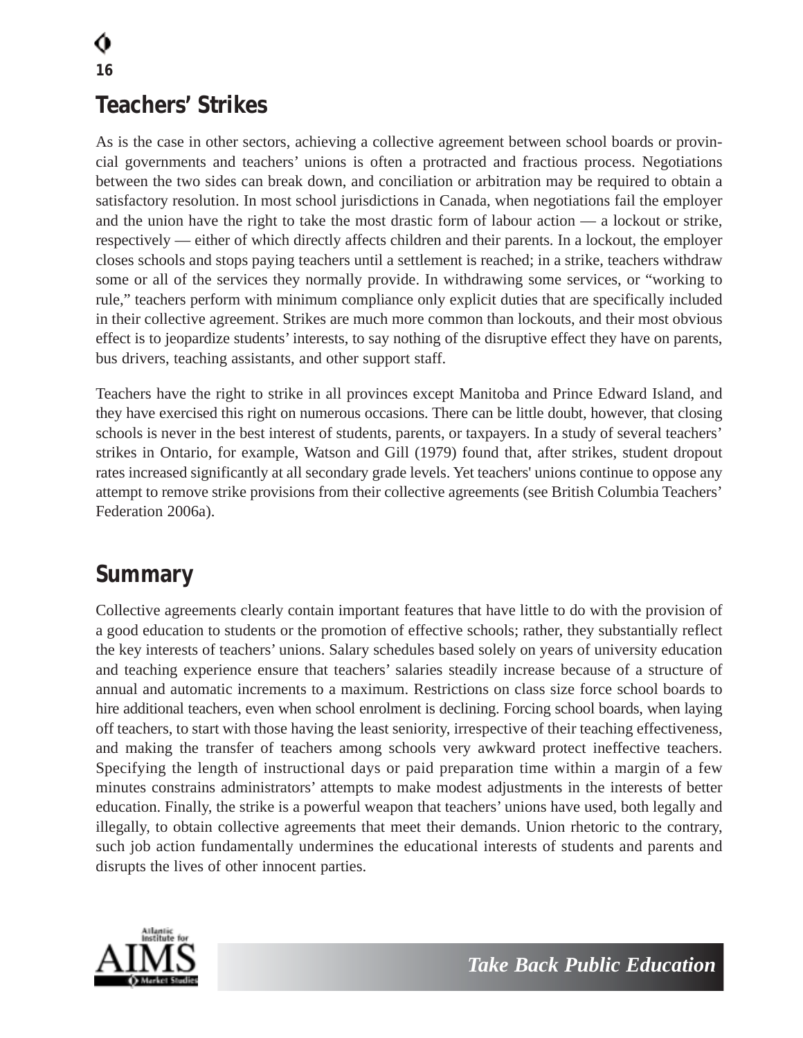## Teachers' Strikes

As is the case in other sectors, achieving a collective agreement between school boards or provincial governments and teachers' unions is often a protracted and fractious process. Negotiations between the two sides can break down, and conciliation or arbitration may be required to obtain a satisfactory resolution. In most school jurisdictions in Canada, when negotiations fail the employer and the union have the right to take the most drastic form of labour action — a lockout or strike, respectively — either of which directly affects children and their parents. In a lockout, the employer closes schools and stops paying teachers until a settlement is reached; in a strike, teachers withdraw some or all of the services they normally provide. In withdrawing some services, or "working to rule," teachers perform with minimum compliance only explicit duties that are specifically included in their collective agreement. Strikes are much more common than lockouts, and their most obvious effect is to jeopardize students' interests, to say nothing of the disruptive effect they have on parents, bus drivers, teaching assistants, and other support staff.

Teachers have the right to strike in all provinces except Manitoba and Prince Edward Island, and they have exercised this right on numerous occasions. There can be little doubt, however, that closing schools is never in the best interest of students, parents, or taxpayers. In a study of several teachers' strikes in Ontario, for example, Watson and Gill (1979) found that, after strikes, student dropout rates increased significantly at all secondary grade levels. Yet teachers' unions continue to oppose any attempt to remove strike provisions from their collective agreements (see British Columbia Teachers' Federation 2006a).

## Summary

Collective agreements clearly contain important features that have little to do with the provision of a good education to students or the promotion of effective schools; rather, they substantially reflect the key interests of teachers' unions. Salary schedules based solely on years of university education and teaching experience ensure that teachers' salaries steadily increase because of a structure of annual and automatic increments to a maximum. Restrictions on class size force school boards to hire additional teachers, even when school enrolment is declining. Forcing school boards, when laying off teachers, to start with those having the least seniority, irrespective of their teaching effectiveness, and making the transfer of teachers among schools very awkward protect ineffective teachers. Specifying the length of instructional days or paid preparation time within a margin of a few minutes constrains administrators' attempts to make modest adjustments in the interests of better education. Finally, the strike is a powerful weapon that teachers' unions have used, both legally and illegally, to obtain collective agreements that meet their demands. Union rhetoric to the contrary, such job action fundamentally undermines the educational interests of students and parents and disrupts the lives of other innocent parties.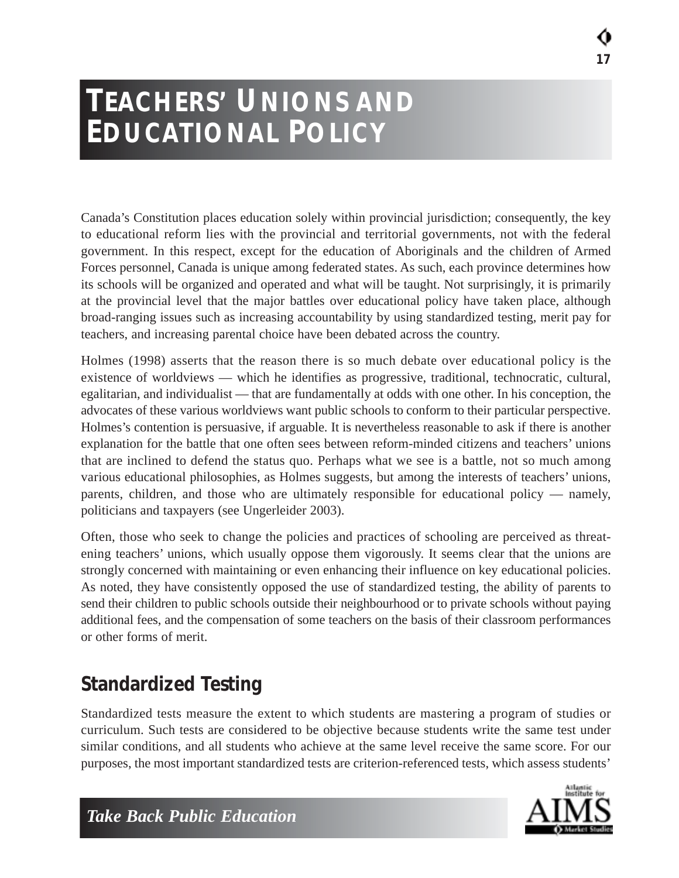# TEACHERS' UNIONS AND EDUCATIONAL POLICY

Canada's Constitution places education solely within provincial jurisdiction; consequently, the key to educational reform lies with the provincial and territorial governments, not with the federal government. In this respect, except for the education of Aboriginals and the children of Armed Forces personnel, Canada is unique among federated states. As such, each province determines how its schools will be organized and operated and what will be taught. Not surprisingly, it is primarily at the provincial level that the major battles over educational policy have taken place, although broad-ranging issues such as increasing accountability by using standardized testing, merit pay for teachers, and increasing parental choice have been debated across the country.

Holmes (1998) asserts that the reason there is so much debate over educational policy is the existence of worldviews — which he identifies as progressive, traditional, technocratic, cultural, egalitarian, and individualist — that are fundamentally at odds with one other. In his conception, the advocates of these various worldviews want public schools to conform to their particular perspective. Holmes's contention is persuasive, if arguable. It is nevertheless reasonable to ask if there is another explanation for the battle that one often sees between reform-minded citizens and teachers' unions that are inclined to defend the status quo. Perhaps what we see is a battle, not so much among various educational philosophies, as Holmes suggests, but among the interests of teachers' unions, parents, children, and those who are ultimately responsible for educational policy — namely, politicians and taxpayers (see Ungerleider 2003).

Often, those who seek to change the policies and practices of schooling are perceived as threatening teachers' unions, which usually oppose them vigorously. It seems clear that the unions are strongly concerned with maintaining or even enhancing their influence on key educational policies. As noted, they have consistently opposed the use of standardized testing, the ability of parents to send their children to public schools outside their neighbourhood or to private schools without paying additional fees, and the compensation of some teachers on the basis of their classroom performances or other forms of merit.

## Standardized Testing

Standardized tests measure the extent to which students are mastering a program of studies or curriculum. Such tests are considered to be objective because students write the same test under similar conditions, and all students who achieve at the same level receive the same score. For our purposes, the most important standardized tests are criterion-referenced tests, which assess students'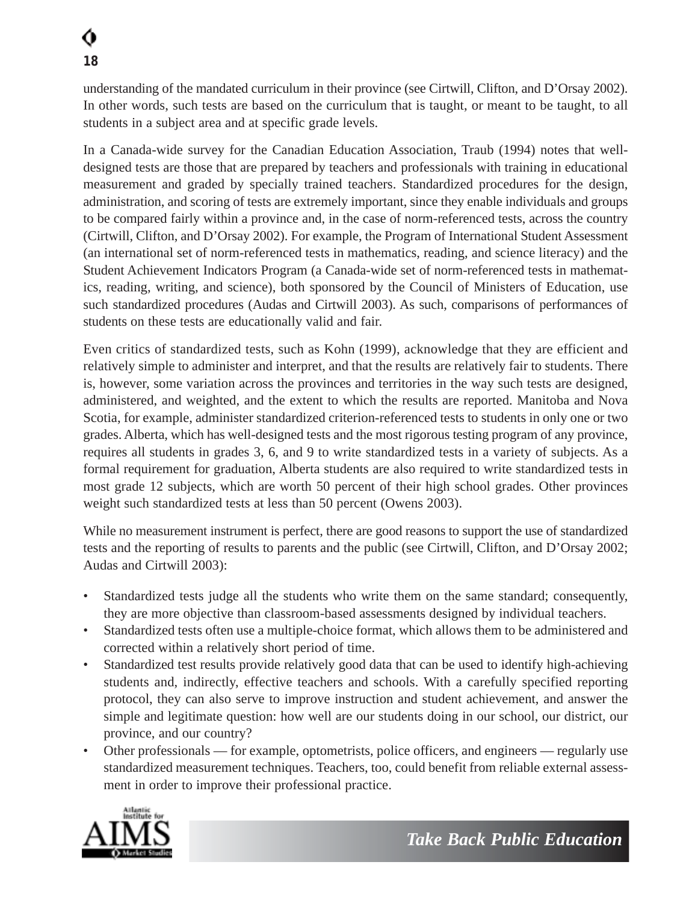understanding of the mandated curriculum in their province (see Cirtwill, Clifton, and D'Orsay 2002). In other words, such tests are based on the curriculum that is taught, or meant to be taught, to all students in a subject area and at specific grade levels.

In a Canada-wide survey for the Canadian Education Association, Traub (1994) notes that well-designed tests are those that are prepared by teachers and professionals with training in educational measurement and graded by specially trained teachers. Standardized procedures for the design, administration, and scoring of tests are extremely important, since they enable individuals and groups to be compared fairly within a province and, in the case of norm-referenced tests, across the country (Cirtwill, Clifton, and D'Orsay 2002). For example, the Program of International Student Assessment (an international set of norm-referenced tests in mathematics, reading, and science literacy) and the Student Achievement Indicators Program (a Canada-wide set of norm-referenced tests in mathematics, reading, writing, and science), both sponsored by the Council of Ministers of Education, use such standardized procedures (Audas and Cirtwill 2003). As such, comparisons of performances of students on these tests are educationally valid and fair.

Even critics of standardized tests, such as Kohn (1999), acknowledge that they are efficient and relatively simple to administer and interpret, and that the results are relatively fair to students. There is, however, some variation across the provinces and territories in the way such tests are designed, administered, and weighted, and the extent to which the results are reported. Manitoba and Nova Scotia, for example, administer standardized criterion-referenced tests to students in only one or two grades. Alberta, which has well-designed tests and the most rigorous testing program of any province, requires all students in grades 3, 6, and 9 to write standardized tests in a variety of subjects. As a formal requirement for graduation, Alberta students are also required to write standardized tests in most grade 12 subjects, which are worth 50 percent of their high school grades. Other provinces weight such standardized tests at less than 50 percent (Owens 2003).

While no measurement instrument is perfect, there are good reasons to support the use of standardized tests and the reporting of results to parents and the public (see Cirtwill, Clifton, and D'Orsay 2002; Audas and Cirtwill 2003):

- Standardized tests judge all the students who write them on the same standard; consequently, they are more objective than classroom-based assessments designed by individual teachers.
- Standardized tests often use a multiple-choice format, which allows them to be administered and corrected within a relatively short period of time.
- Standardized test results provide relatively good data that can be used to identify high-achieving students and, indirectly, effective teachers and schools. With a carefully specified reporting protocol, they can also serve to improve instruction and student achievement, and answer the simple and legitimate question: how well are our students doing in our school, our district, our province, and our country?
- Other professionals — for example, optometrists, police officers, and engineers — regularly use standardized measurement techniques. Teachers, too, could benefit from reliable external assessment in order to improve their professional practice.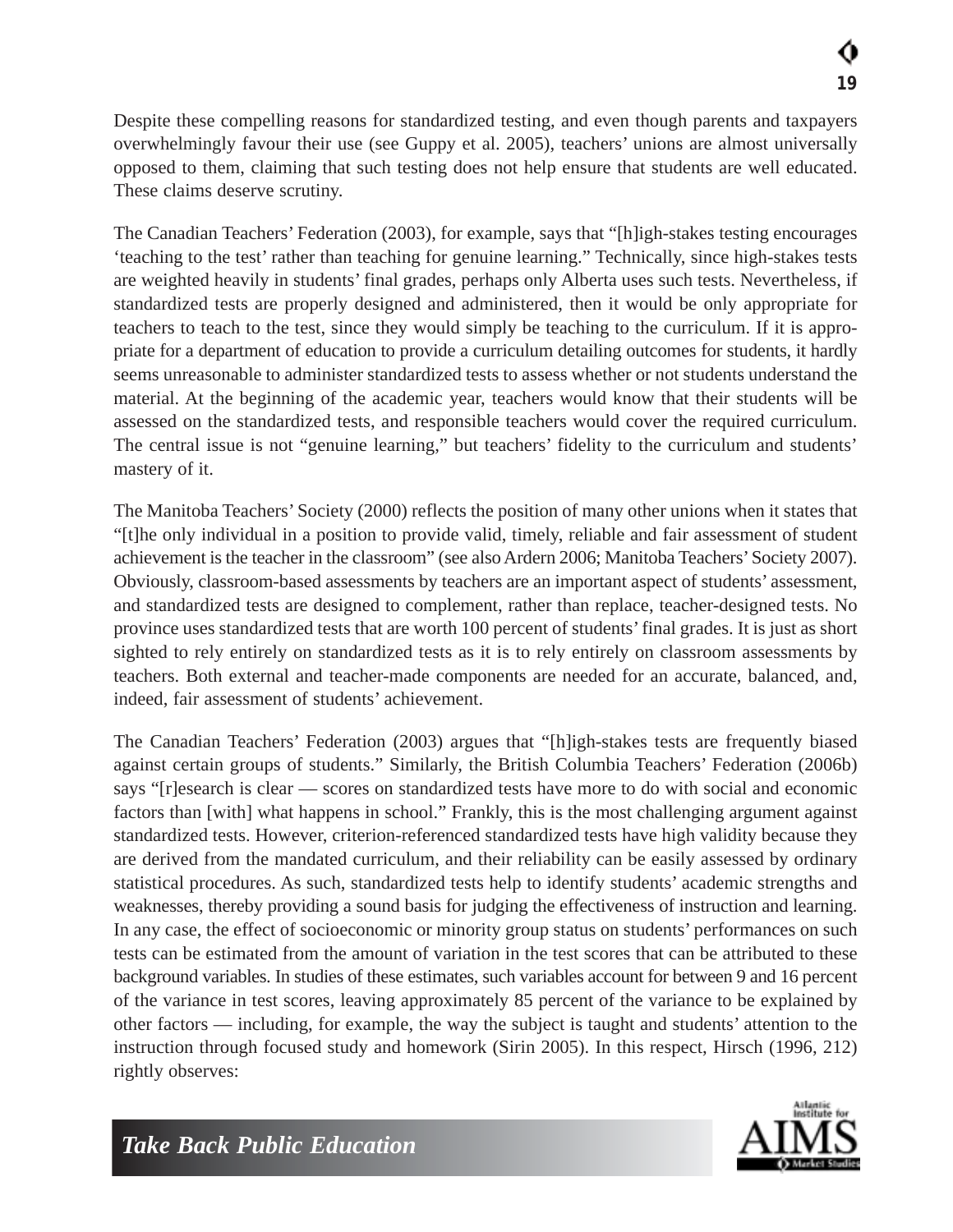Despite these compelling reasons for standardized testing, and even though parents and taxpayers overwhelmingly favour their use (see Guppy et al. 2005), teachers' unions are almost universally opposed to them, claiming that such testing does not help ensure that students are well educated. These claims deserve scrutiny.

The Canadian Teachers' Federation (2003), for example, says that "[h]igh-stakes testing encourages 'teaching to the test' rather than teaching for genuine learning." Technically, since high-stakes tests are weighted heavily in students' final grades, perhaps only Alberta uses such tests. Nevertheless, if standardized tests are properly designed and administered, then it would be only appropriate for teachers to teach to the test, since they would simply be teaching to the curriculum. If it is appropriate for a department of education to provide a curriculum detailing outcomes for students, it hardly seems unreasonable to administer standardized tests to assess whether or not students understand the material. At the beginning of the academic year, teachers would know that their students will be assessed on the standardized tests, and responsible teachers would cover the required curriculum. The central issue is not "genuine learning," but teachers' fidelity to the curriculum and students' mastery of it.

The Manitoba Teachers' Society (2000) reflects the position of many other unions when it states that "[t]he only individual in a position to provide valid, timely, reliable and fair assessment of student achievement is the teacher in the classroom" (see also Ardern 2006; Manitoba Teachers' Society 2007). Obviously, classroom-based assessments by teachers are an important aspect of students' assessment, and standardized tests are designed to complement, rather than replace, teacher-designed tests. No province uses standardized tests that are worth 100 percent of students' final grades. It is just as short sighted to rely entirely on standardized tests as it is to rely entirely on classroom assessments by teachers. Both external and teacher-made components are needed for an accurate, balanced, and, indeed, fair assessment of students' achievement.

The Canadian Teachers' Federation (2003) argues that "[h]igh-stakes tests are frequently biased against certain groups of students." Similarly, the British Columbia Teachers' Federation (2006b) says "[r]esearch is clear — scores on standardized tests have more to do with social and economic factors than [with] what happens in school." Frankly, this is the most challenging argument against standardized tests. However, criterion-referenced standardized tests have high validity because they are derived from the mandated curriculum, and their reliability can be easily assessed by ordinary statistical procedures. As such, standardized tests help to identify students' academic strengths and weaknesses, thereby providing a sound basis for judging the effectiveness of instruction and learning. In any case, the effect of socioeconomic or minority group status on students' performances on such tests can be estimated from the amount of variation in the test scores that can be attributed to these background variables. In studies of these estimates, such variables account for between 9 and 16 percent of the variance in test scores, leaving approximately 85 percent of the variance to be explained by other factors — including, for example, the way the subject is taught and students' attention to the instruction through focused study and homework (Sirin 2005). In this respect, Hirsch (1996, 212) rightly observes: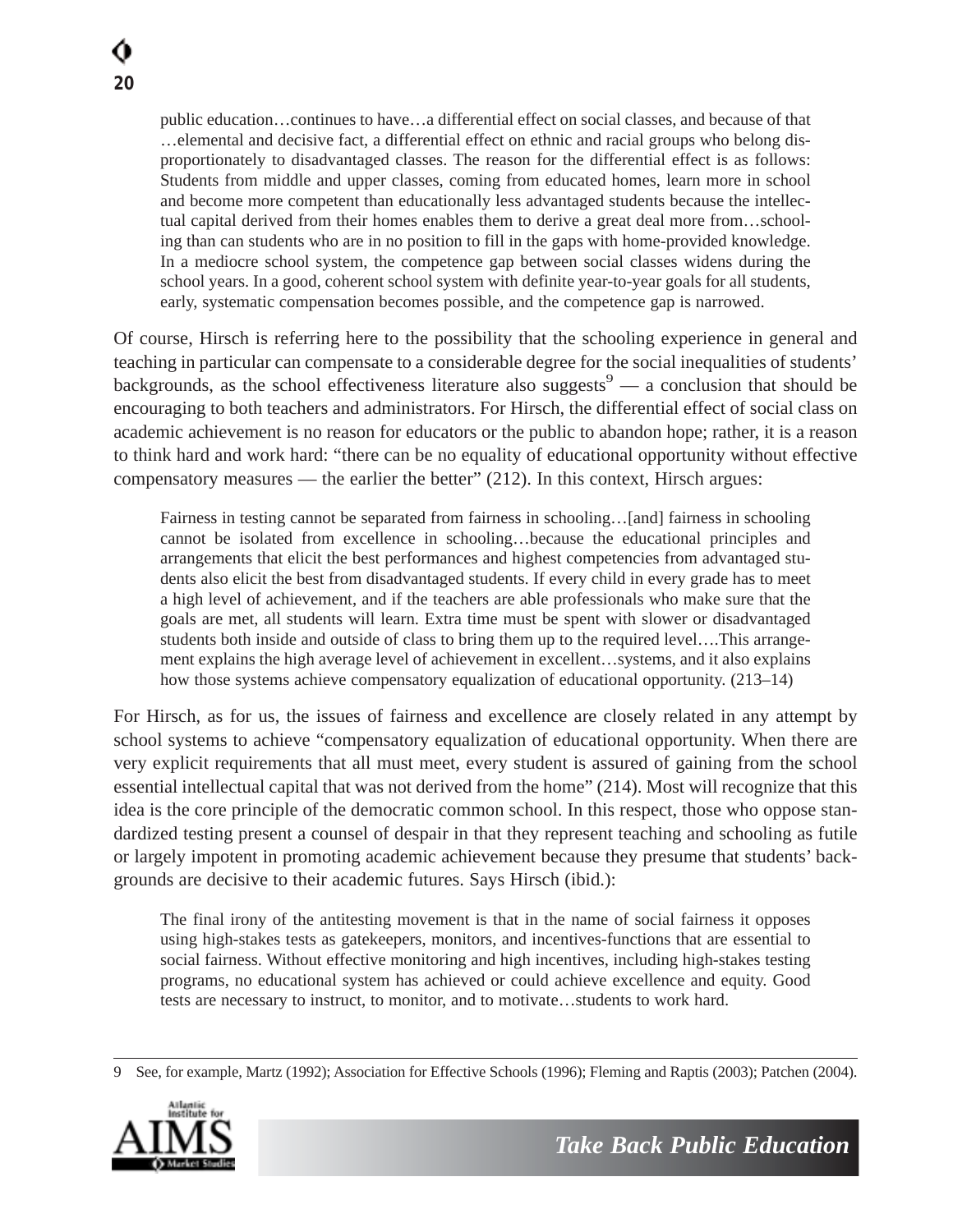> public education…continues to have…a differential effect on social classes, and because of that …elemental and decisive fact, a differential effect on ethnic and racial groups who belong disproportionately to disadvantaged classes. The reason for the differential effect is as follows: Students from middle and upper classes, coming from educated homes, learn more in school and become more competent than educationally less advantaged students because the intellectual capital derived from their homes enables them to derive a great deal more from…schooling than can students who are in no position to fill in the gaps with home-provided knowledge. In a mediocre school system, the competence gap between social classes widens during the school years. In a good, coherent school system with definite year-to-year goals for all students, early, systematic compensation becomes possible, and the competence gap is narrowed.

Of course, Hirsch is referring here to the possibility that the schooling experience in general and teaching in particular can compensate to a considerable degree for the social inequalities of students' backgrounds, as the school effectiveness literature also suggests[9] — a conclusion that should be encouraging to both teachers and administrators. For Hirsch, the differential effect of social class on academic achievement is no reason for educators or the public to abandon hope; rather, it is a reason to think hard and work hard: "there can be no equality of educational opportunity without effective compensatory measures — the earlier the better" (212). In this context, Hirsch argues:

> Fairness in testing cannot be separated from fairness in schooling…[and] fairness in schooling cannot be isolated from excellence in schooling…because the educational principles and arrangements that elicit the best performances and highest competencies from advantaged students also elicit the best from disadvantaged students. If every child in every grade has to meet a high level of achievement, and if the teachers are able professionals who make sure that the goals are met, all students will learn. Extra time must be spent with slower or disadvantaged students both inside and outside of class to bring them up to the required level….This arrangement explains the high average level of achievement in excellent…systems, and it also explains how those systems achieve compensatory equalization of educational opportunity. (213–14)

For Hirsch, as for us, the issues of fairness and excellence are closely related in any attempt by school systems to achieve "compensatory equalization of educational opportunity. When there are very explicit requirements that all must meet, every student is assured of gaining from the school essential intellectual capital that was not derived from the home" (214). Most will recognize that this idea is the core principle of the democratic common school. In this respect, those who oppose standardized testing present a counsel of despair in that they represent teaching and schooling as futile or largely impotent in promoting academic achievement because they presume that students' backgrounds are decisive to their academic futures. Says Hirsch (ibid.):

> The final irony of the antitesting movement is that in the name of social fairness it opposes using high-stakes tests as gatekeepers, monitors, and incentives-functions that are essential to social fairness. Without effective monitoring and high incentives, including high-stakes testing programs, no educational system has achieved or could achieve excellence and equity. Good tests are necessary to instruct, to monitor, and to motivate…students to work hard.

---

9 See, for example, Martz (1992); Association for Effective Schools (1996); Fleming and Raptis (2003); Patchen (2004).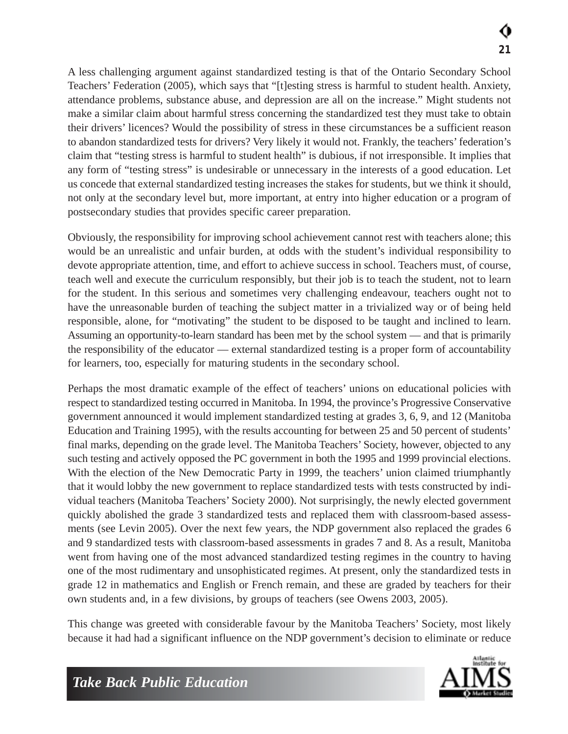A less challenging argument against standardized testing is that of the Ontario Secondary School Teachers' Federation (2005), which says that "[t]esting stress is harmful to student health. Anxiety, attendance problems, substance abuse, and depression are all on the increase." Might students not make a similar claim about harmful stress concerning the standardized test they must take to obtain their drivers' licences? Would the possibility of stress in these circumstances be a sufficient reason to abandon standardized tests for drivers? Very likely it would not. Frankly, the teachers' federation's claim that "testing stress is harmful to student health" is dubious, if not irresponsible. It implies that any form of "testing stress" is undesirable or unnecessary in the interests of a good education. Let us concede that external standardized testing increases the stakes for students, but we think it should, not only at the secondary level but, more important, at entry into higher education or a program of postsecondary studies that provides specific career preparation.

Obviously, the responsibility for improving school achievement cannot rest with teachers alone; this would be an unrealistic and unfair burden, at odds with the student's individual responsibility to devote appropriate attention, time, and effort to achieve success in school. Teachers must, of course, teach well and execute the curriculum responsibly, but their job is to teach the student, not to learn for the student. In this serious and sometimes very challenging endeavour, teachers ought not to have the unreasonable burden of teaching the subject matter in a trivialized way or of being held responsible, alone, for "motivating" the student to be disposed to be taught and inclined to learn. Assuming an opportunity-to-learn standard has been met by the school system — and that is primarily the responsibility of the educator — external standardized testing is a proper form of accountability for learners, too, especially for maturing students in the secondary school.

Perhaps the most dramatic example of the effect of teachers' unions on educational policies with respect to standardized testing occurred in Manitoba. In 1994, the province's Progressive Conservative government announced it would implement standardized testing at grades 3, 6, 9, and 12 (Manitoba Education and Training 1995), with the results accounting for between 25 and 50 percent of students' final marks, depending on the grade level. The Manitoba Teachers' Society, however, objected to any such testing and actively opposed the PC government in both the 1995 and 1999 provincial elections. With the election of the New Democratic Party in 1999, the teachers' union claimed triumphantly that it would lobby the new government to replace standardized tests with tests constructed by individual teachers (Manitoba Teachers' Society 2000). Not surprisingly, the newly elected government quickly abolished the grade 3 standardized tests and replaced them with classroom-based assessments (see Levin 2005). Over the next few years, the NDP government also replaced the grades 6 and 9 standardized tests with classroom-based assessments in grades 7 and 8. As a result, Manitoba went from having one of the most advanced standardized testing regimes in the country to having one of the most rudimentary and unsophisticated regimes. At present, only the standardized tests in grade 12 in mathematics and English or French remain, and these are graded by teachers for their own students and, in a few divisions, by groups of teachers (see Owens 2003, 2005).

This change was greeted with considerable favour by the Manitoba Teachers' Society, most likely because it had had a significant influence on the NDP government's decision to eliminate or reduce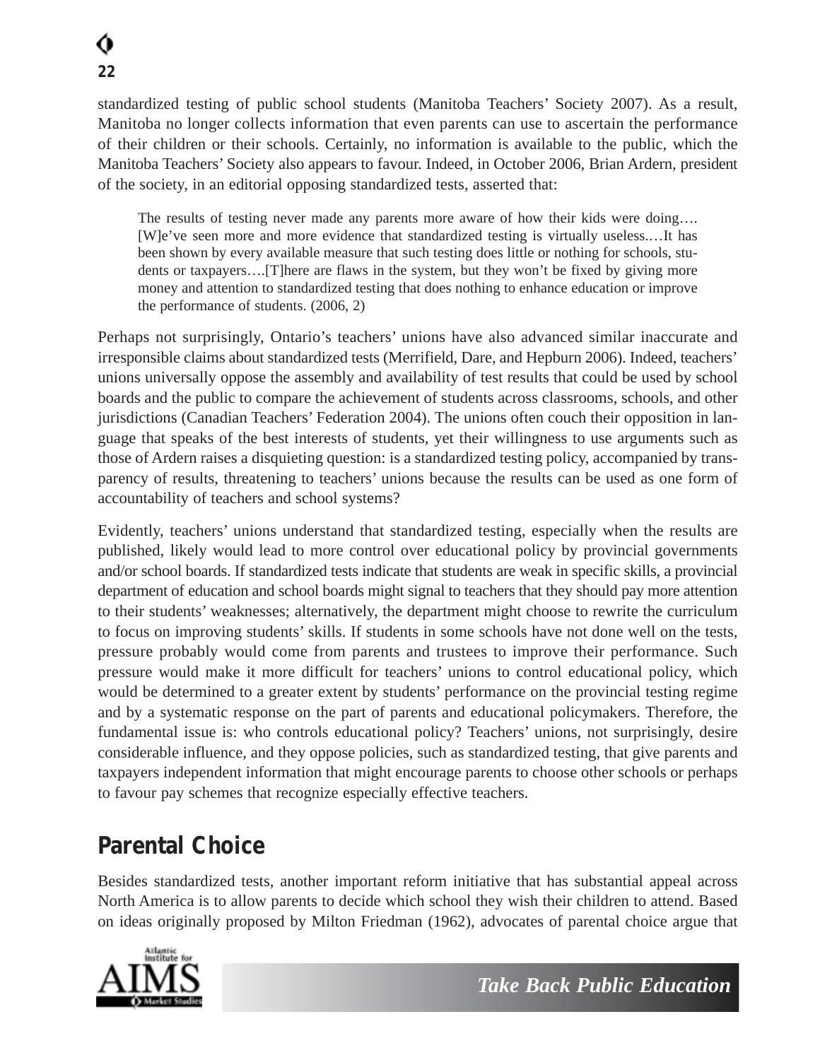standardized testing of public school students (Manitoba Teachers' Society 2007). As a result, Manitoba no longer collects information that even parents can use to ascertain the performance of their children or their schools. Certainly, no information is available to the public, which the Manitoba Teachers' Society also appears to favour. Indeed, in October 2006, Brian Ardern, president of the society, in an editorial opposing standardized tests, asserted that:

> The results of testing never made any parents more aware of how their kids were doing…. [W]e've seen more and more evidence that standardized testing is virtually useless.…It has been shown by every available measure that such testing does little or nothing for schools, students or taxpayers….[T]here are flaws in the system, but they won't be fixed by giving more money and attention to standardized testing that does nothing to enhance education or improve the performance of students. (2006, 2)

Perhaps not surprisingly, Ontario's teachers' unions have also advanced similar inaccurate and irresponsible claims about standardized tests (Merrifield, Dare, and Hepburn 2006). Indeed, teachers' unions universally oppose the assembly and availability of test results that could be used by school boards and the public to compare the achievement of students across classrooms, schools, and other jurisdictions (Canadian Teachers' Federation 2004). The unions often couch their opposition in language that speaks of the best interests of students, yet their willingness to use arguments such as those of Ardern raises a disquieting question: is a standardized testing policy, accompanied by transparency of results, threatening to teachers' unions because the results can be used as one form of accountability of teachers and school systems?

Evidently, teachers' unions understand that standardized testing, especially when the results are published, likely would lead to more control over educational policy by provincial governments and/or school boards. If standardized tests indicate that students are weak in specific skills, a provincial department of education and school boards might signal to teachers that they should pay more attention to their students' weaknesses; alternatively, the department might choose to rewrite the curriculum to focus on improving students' skills. If students in some schools have not done well on the tests, pressure probably would come from parents and trustees to improve their performance. Such pressure would make it more difficult for teachers' unions to control educational policy, which would be determined to a greater extent by students' performance on the provincial testing regime and by a systematic response on the part of parents and educational policymakers. Therefore, the fundamental issue is: who controls educational policy? Teachers' unions, not surprisingly, desire considerable influence, and they oppose policies, such as standardized testing, that give parents and taxpayers independent information that might encourage parents to choose other schools or perhaps to favour pay schemes that recognize especially effective teachers.

## Parental Choice

Besides standardized tests, another important reform initiative that has substantial appeal across North America is to allow parents to decide which school they wish their children to attend. Based on ideas originally proposed by Milton Friedman (1962), advocates of parental choice argue that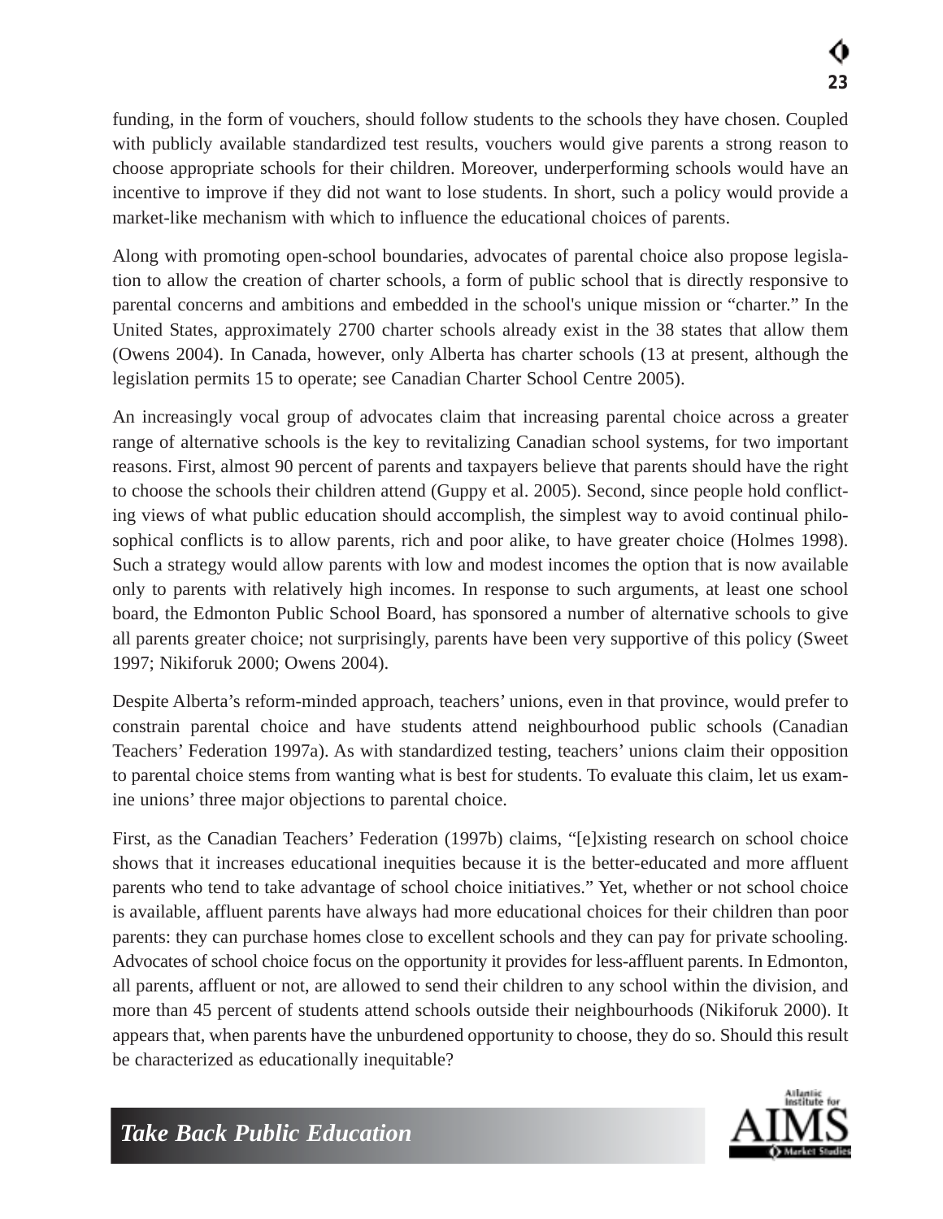funding, in the form of vouchers, should follow students to the schools they have chosen. Coupled with publicly available standardized test results, vouchers would give parents a strong reason to choose appropriate schools for their children. Moreover, underperforming schools would have an incentive to improve if they did not want to lose students. In short, such a policy would provide a market-like mechanism with which to influence the educational choices of parents.

Along with promoting open-school boundaries, advocates of parental choice also propose legislation to allow the creation of charter schools, a form of public school that is directly responsive to parental concerns and ambitions and embedded in the school's unique mission or "charter." In the United States, approximately 2700 charter schools already exist in the 38 states that allow them (Owens 2004). In Canada, however, only Alberta has charter schools (13 at present, although the legislation permits 15 to operate; see Canadian Charter School Centre 2005).

An increasingly vocal group of advocates claim that increasing parental choice across a greater range of alternative schools is the key to revitalizing Canadian school systems, for two important reasons. First, almost 90 percent of parents and taxpayers believe that parents should have the right to choose the schools their children attend (Guppy et al. 2005). Second, since people hold conflicting views of what public education should accomplish, the simplest way to avoid continual philosophical conflicts is to allow parents, rich and poor alike, to have greater choice (Holmes 1998). Such a strategy would allow parents with low and modest incomes the option that is now available only to parents with relatively high incomes. In response to such arguments, at least one school board, the Edmonton Public School Board, has sponsored a number of alternative schools to give all parents greater choice; not surprisingly, parents have been very supportive of this policy (Sweet 1997; Nikiforuk 2000; Owens 2004).

Despite Alberta's reform-minded approach, teachers' unions, even in that province, would prefer to constrain parental choice and have students attend neighbourhood public schools (Canadian Teachers' Federation 1997a). As with standardized testing, teachers' unions claim their opposition to parental choice stems from wanting what is best for students. To evaluate this claim, let us examine unions' three major objections to parental choice.

First, as the Canadian Teachers' Federation (1997b) claims, "[e]xisting research on school choice shows that it increases educational inequities because it is the better-educated and more affluent parents who tend to take advantage of school choice initiatives." Yet, whether or not school choice is available, affluent parents have always had more educational choices for their children than poor parents: they can purchase homes close to excellent schools and they can pay for private schooling. Advocates of school choice focus on the opportunity it provides for less-affluent parents. In Edmonton, all parents, affluent or not, are allowed to send their children to any school within the division, and more than 45 percent of students attend schools outside their neighbourhoods (Nikiforuk 2000). It appears that, when parents have the unburdened opportunity to choose, they do so. Should this result be characterized as educationally inequitable?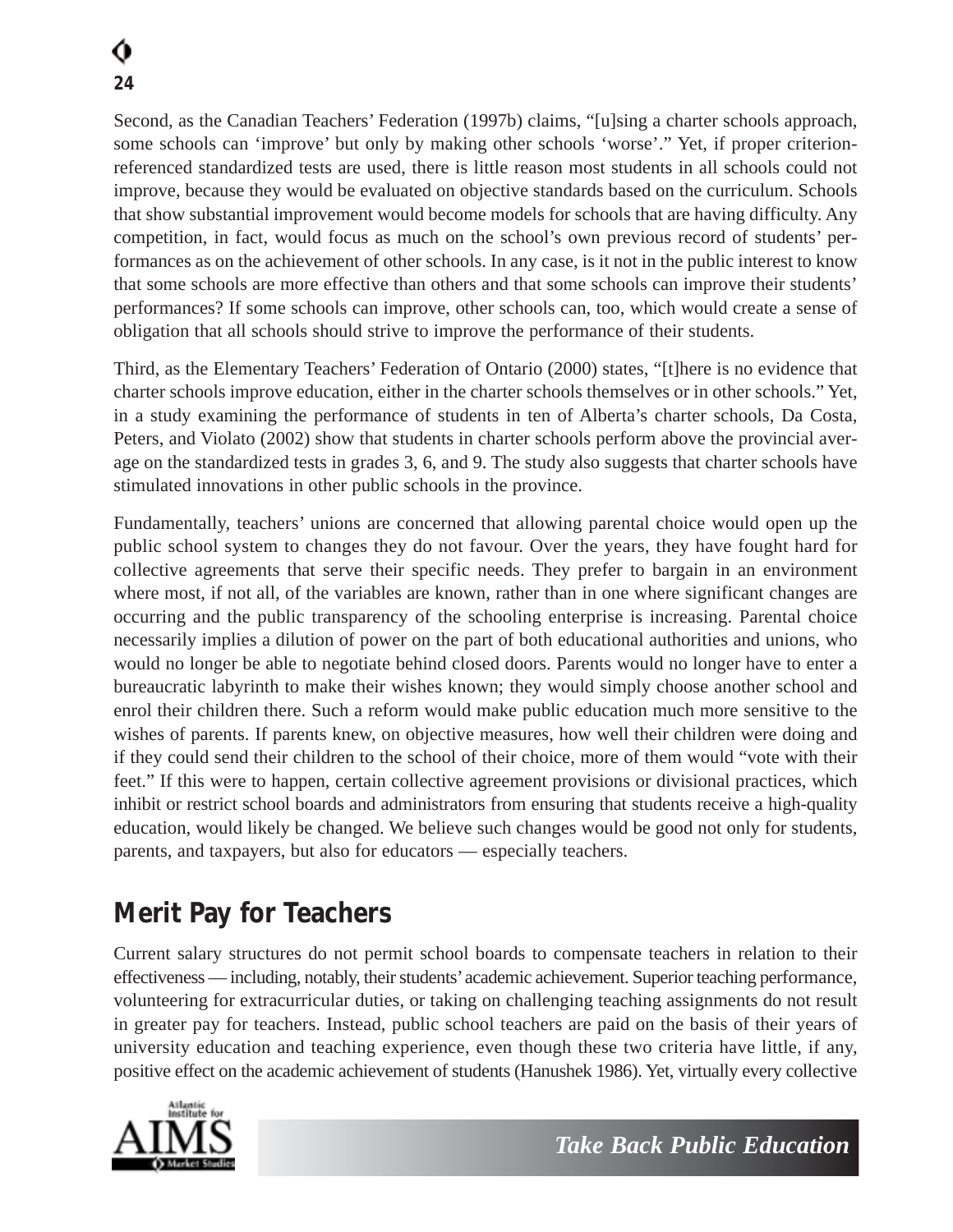Second, as the Canadian Teachers' Federation (1997b) claims, "[u]sing a charter schools approach, some schools can 'improve' but only by making other schools 'worse'." Yet, if proper criterion-referenced standardized tests are used, there is little reason most students in all schools could not improve, because they would be evaluated on objective standards based on the curriculum. Schools that show substantial improvement would become models for schools that are having difficulty. Any competition, in fact, would focus as much on the school's own previous record of students' performances as on the achievement of other schools. In any case, is it not in the public interest to know that some schools are more effective than others and that some schools can improve their students' performances? If some schools can improve, other schools can, too, which would create a sense of obligation that all schools should strive to improve the performance of their students.

Third, as the Elementary Teachers' Federation of Ontario (2000) states, "[t]here is no evidence that charter schools improve education, either in the charter schools themselves or in other schools." Yet, in a study examining the performance of students in ten of Alberta's charter schools, Da Costa, Peters, and Violato (2002) show that students in charter schools perform above the provincial average on the standardized tests in grades 3, 6, and 9. The study also suggests that charter schools have stimulated innovations in other public schools in the province.

Fundamentally, teachers' unions are concerned that allowing parental choice would open up the public school system to changes they do not favour. Over the years, they have fought hard for collective agreements that serve their specific needs. They prefer to bargain in an environment where most, if not all, of the variables are known, rather than in one where significant changes are occurring and the public transparency of the schooling enterprise is increasing. Parental choice necessarily implies a dilution of power on the part of both educational authorities and unions, who would no longer be able to negotiate behind closed doors. Parents would no longer have to enter a bureaucratic labyrinth to make their wishes known; they would simply choose another school and enrol their children there. Such a reform would make public education much more sensitive to the wishes of parents. If parents knew, on objective measures, how well their children were doing and if they could send their children to the school of their choice, more of them would "vote with their feet." If this were to happen, certain collective agreement provisions or divisional practices, which inhibit or restrict school boards and administrators from ensuring that students receive a high-quality education, would likely be changed. We believe such changes would be good not only for students, parents, and taxpayers, but also for educators — especially teachers.

## Merit Pay for Teachers

Current salary structures do not permit school boards to compensate teachers in relation to their effectiveness — including, notably, their students' academic achievement. Superior teaching performance, volunteering for extracurricular duties, or taking on challenging teaching assignments do not result in greater pay for teachers. Instead, public school teachers are paid on the basis of their years of university education and teaching experience, even though these two criteria have little, if any, positive effect on the academic achievement of students (Hanushek 1986). Yet, virtually every collective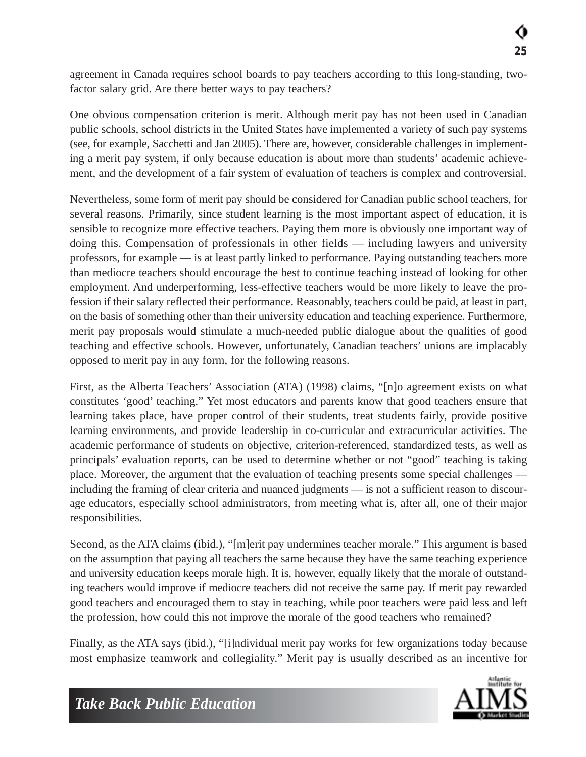agreement in Canada requires school boards to pay teachers according to this long-standing, two-factor salary grid. Are there better ways to pay teachers?

One obvious compensation criterion is merit. Although merit pay has not been used in Canadian public schools, school districts in the United States have implemented a variety of such pay systems (see, for example, Sacchetti and Jan 2005). There are, however, considerable challenges in implementing a merit pay system, if only because education is about more than students' academic achievement, and the development of a fair system of evaluation of teachers is complex and controversial.

Nevertheless, some form of merit pay should be considered for Canadian public school teachers, for several reasons. Primarily, since student learning is the most important aspect of education, it is sensible to recognize more effective teachers. Paying them more is obviously one important way of doing this. Compensation of professionals in other fields — including lawyers and university professors, for example — is at least partly linked to performance. Paying outstanding teachers more than mediocre teachers should encourage the best to continue teaching instead of looking for other employment. And underperforming, less-effective teachers would be more likely to leave the profession if their salary reflected their performance. Reasonably, teachers could be paid, at least in part, on the basis of something other than their university education and teaching experience. Furthermore, merit pay proposals would stimulate a much-needed public dialogue about the qualities of good teaching and effective schools. However, unfortunately, Canadian teachers' unions are implacably opposed to merit pay in any form, for the following reasons.

First, as the Alberta Teachers' Association (ATA) (1998) claims, "[n]o agreement exists on what constitutes 'good' teaching." Yet most educators and parents know that good teachers ensure that learning takes place, have proper control of their students, treat students fairly, provide positive learning environments, and provide leadership in co-curricular and extracurricular activities. The academic performance of students on objective, criterion-referenced, standardized tests, as well as principals' evaluation reports, can be used to determine whether or not "good" teaching is taking place. Moreover, the argument that the evaluation of teaching presents some special challenges — including the framing of clear criteria and nuanced judgments — is not a sufficient reason to discourage educators, especially school administrators, from meeting what is, after all, one of their major responsibilities.

Second, as the ATA claims (ibid.), "[m]erit pay undermines teacher morale." This argument is based on the assumption that paying all teachers the same because they have the same teaching experience and university education keeps morale high. It is, however, equally likely that the morale of outstanding teachers would improve if mediocre teachers did not receive the same pay. If merit pay rewarded good teachers and encouraged them to stay in teaching, while poor teachers were paid less and left the profession, how could this not improve the morale of the good teachers who remained?

Finally, as the ATA says (ibid.), "[i]ndividual merit pay works for few organizations today because most emphasize teamwork and collegiality." Merit pay is usually described as an incentive for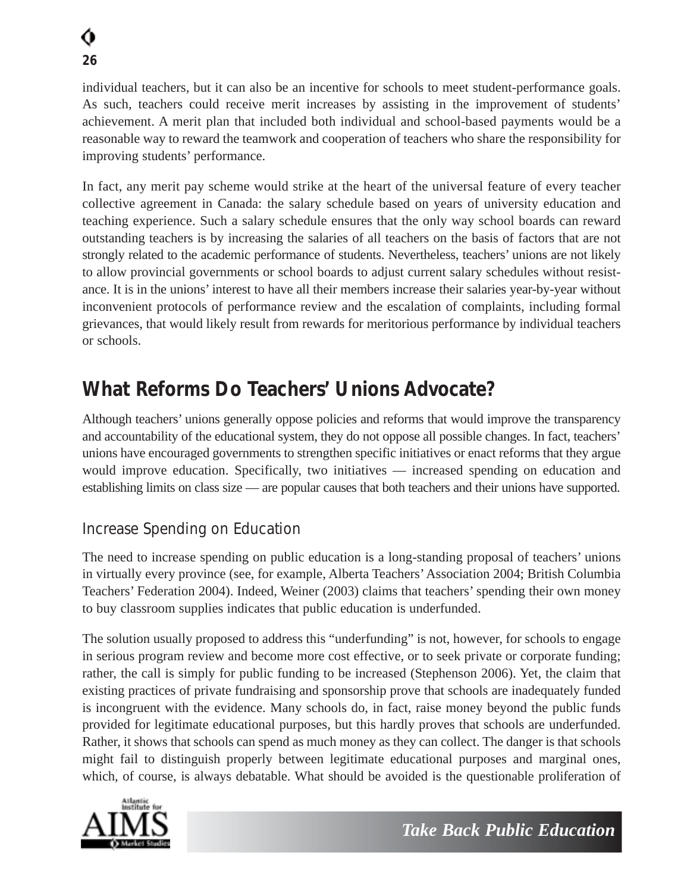individual teachers, but it can also be an incentive for schools to meet student-performance goals. As such, teachers could receive merit increases by assisting in the improvement of students' achievement. A merit plan that included both individual and school-based payments would be a reasonable way to reward the teamwork and cooperation of teachers who share the responsibility for improving students' performance.

In fact, any merit pay scheme would strike at the heart of the universal feature of every teacher collective agreement in Canada: the salary schedule based on years of university education and teaching experience. Such a salary schedule ensures that the only way school boards can reward outstanding teachers is by increasing the salaries of all teachers on the basis of factors that are not strongly related to the academic performance of students. Nevertheless, teachers' unions are not likely to allow provincial governments or school boards to adjust current salary schedules without resistance. It is in the unions' interest to have all their members increase their salaries year-by-year without inconvenient protocols of performance review and the escalation of complaints, including formal grievances, that would likely result from rewards for meritorious performance by individual teachers or schools.

## What Reforms Do Teachers' Unions Advocate?

Although teachers' unions generally oppose policies and reforms that would improve the transparency and accountability of the educational system, they do not oppose all possible changes. In fact, teachers' unions have encouraged governments to strengthen specific initiatives or enact reforms that they argue would improve education. Specifically, two initiatives — increased spending on education and establishing limits on class size — are popular causes that both teachers and their unions have supported.

### Increase Spending on Education

The need to increase spending on public education is a long-standing proposal of teachers' unions in virtually every province (see, for example, Alberta Teachers' Association 2004; British Columbia Teachers' Federation 2004). Indeed, Weiner (2003) claims that teachers' spending their own money to buy classroom supplies indicates that public education is underfunded.

The solution usually proposed to address this "underfunding" is not, however, for schools to engage in serious program review and become more cost effective, or to seek private or corporate funding; rather, the call is simply for public funding to be increased (Stephenson 2006). Yet, the claim that existing practices of private fundraising and sponsorship prove that schools are inadequately funded is incongruent with the evidence. Many schools do, in fact, raise money beyond the public funds provided for legitimate educational purposes, but this hardly proves that schools are underfunded. Rather, it shows that schools can spend as much money as they can collect. The danger is that schools might fail to distinguish properly between legitimate educational purposes and marginal ones, which, of course, is always debatable. What should be avoided is the questionable proliferation of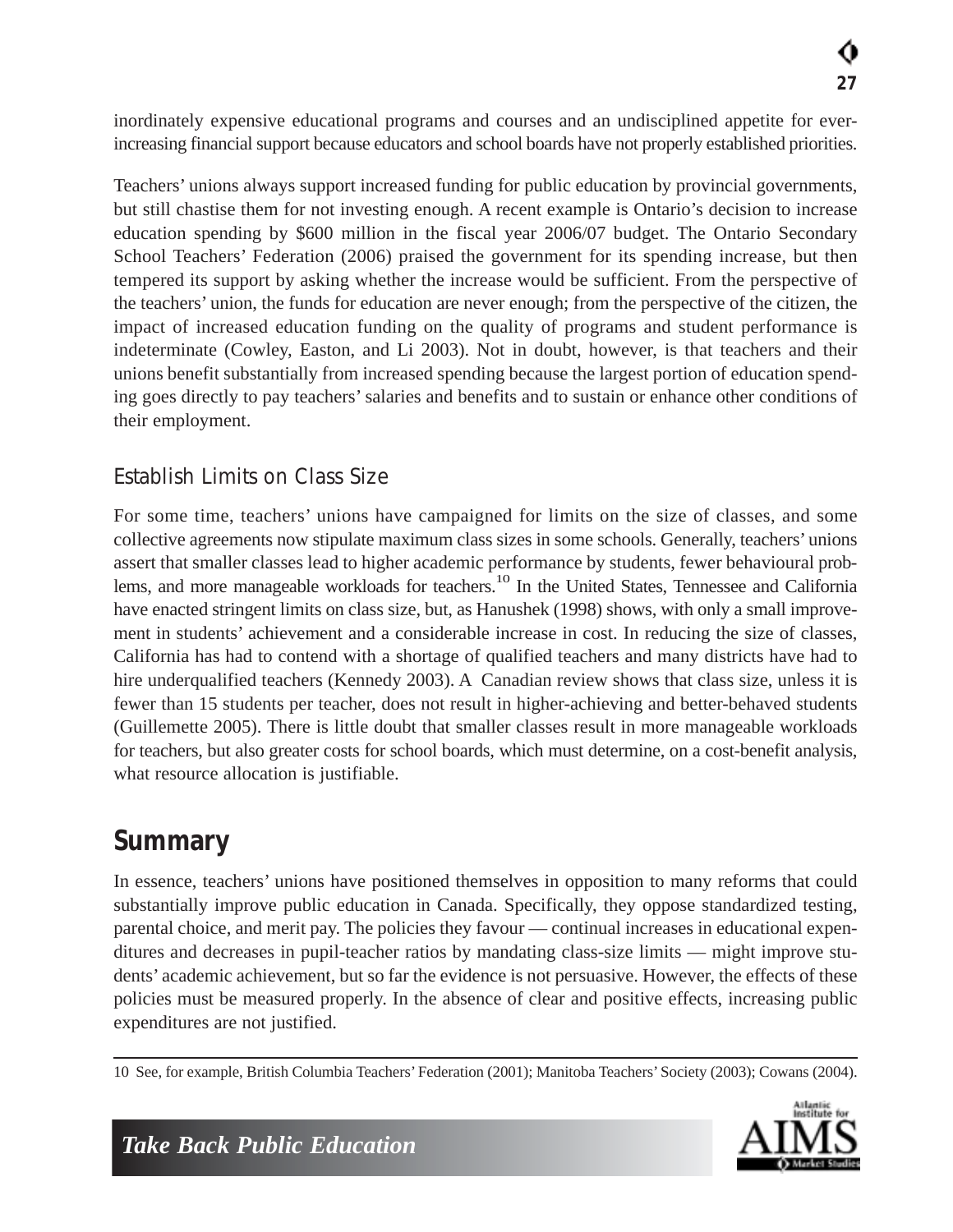inordinately expensive educational programs and courses and an undisciplined appetite for ever-increasing financial support because educators and school boards have not properly established priorities.

Teachers' unions always support increased funding for public education by provincial governments, but still chastise them for not investing enough. A recent example is Ontario's decision to increase education spending by $600 million in the fiscal year 2006/07 budget. The Ontario Secondary School Teachers' Federation (2006) praised the government for its spending increase, but then tempered its support by asking whether the increase would be sufficient. From the perspective of the teachers' union, the funds for education are never enough; from the perspective of the citizen, the impact of increased education funding on the quality of programs and student performance is indeterminate (Cowley, Easton, and Li 2003). Not in doubt, however, is that teachers and their unions benefit substantially from increased spending because the largest portion of education spending goes directly to pay teachers' salaries and benefits and to sustain or enhance other conditions of their employment.

### Establish Limits on Class Size

For some time, teachers' unions have campaigned for limits on the size of classes, and some collective agreements now stipulate maximum class sizes in some schools. Generally, teachers' unions assert that smaller classes lead to higher academic performance by students, fewer behavioural problems, and more manageable workloads for teachers.[10] In the United States, Tennessee and California have enacted stringent limits on class size, but, as Hanushek (1998) shows, with only a small improvement in students' achievement and a considerable increase in cost. In reducing the size of classes, California has had to contend with a shortage of qualified teachers and many districts have had to hire underqualified teachers (Kennedy 2003). A Canadian review shows that class size, unless it is fewer than 15 students per teacher, does not result in higher-achieving and better-behaved students (Guillemette 2005). There is little doubt that smaller classes result in more manageable workloads for teachers, but also greater costs for school boards, which must determine, on a cost-benefit analysis, what resource allocation is justifiable.

## Summary

In essence, teachers' unions have positioned themselves in opposition to many reforms that could substantially improve public education in Canada. Specifically, they oppose standardized testing, parental choice, and merit pay. The policies they favour — continual increases in educational expenditures and decreases in pupil-teacher ratios by mandating class-size limits — might improve students' academic achievement, but so far the evidence is not persuasive. However, the effects of these policies must be measured properly. In the absence of clear and positive effects, increasing public expenditures are not justified.

---

10 See, for example, British Columbia Teachers' Federation (2001); Manitoba Teachers' Society (2003); Cowans (2004).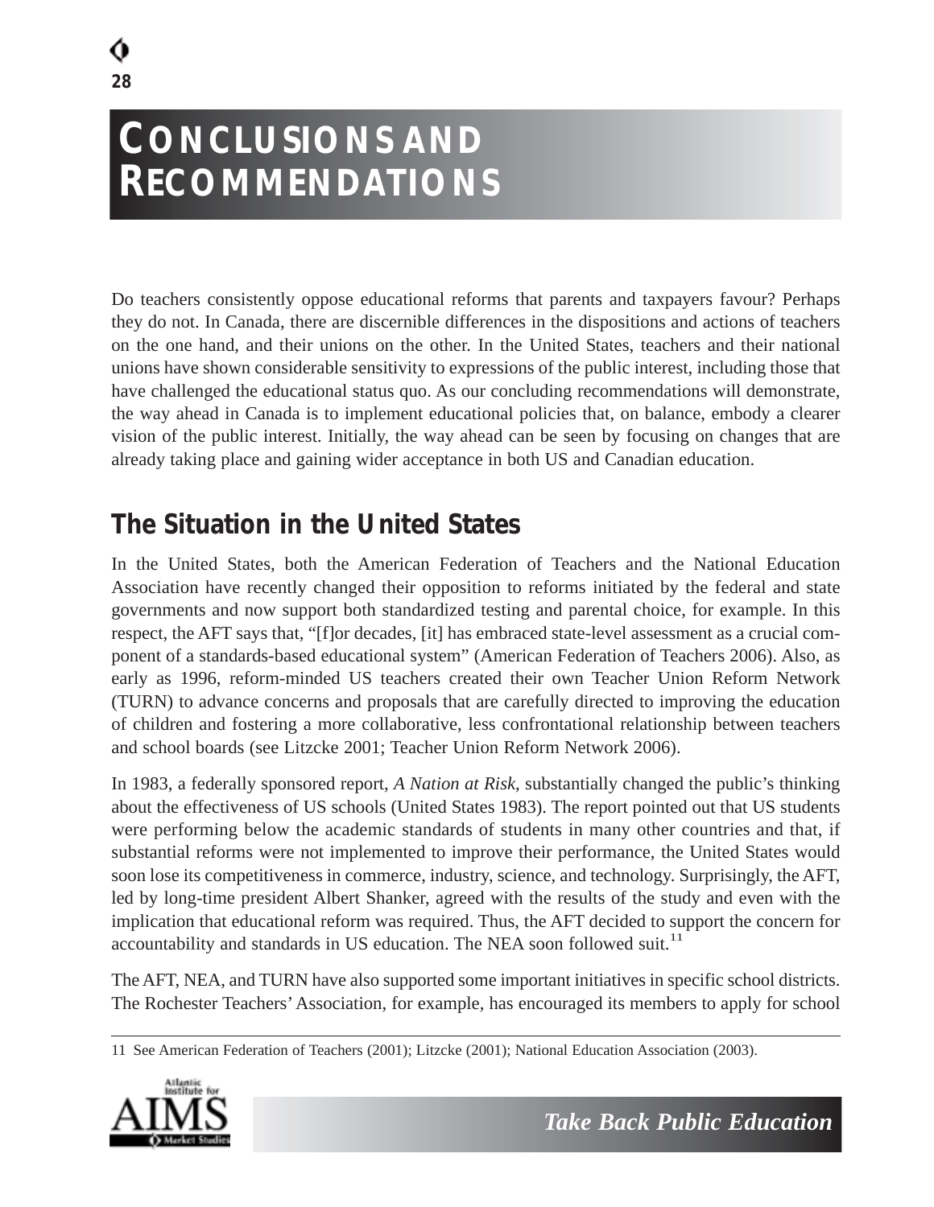# Conclusions and Recommendations

Do teachers consistently oppose educational reforms that parents and taxpayers favour? Perhaps they do not. In Canada, there are discernible differences in the dispositions and actions of teachers on the one hand, and their unions on the other. In the United States, teachers and their national unions have shown considerable sensitivity to expressions of the public interest, including those that have challenged the educational status quo. As our concluding recommendations will demonstrate, the way ahead in Canada is to implement educational policies that, on balance, embody a clearer vision of the public interest. Initially, the way ahead can be seen by focusing on changes that are already taking place and gaining wider acceptance in both US and Canadian education.

## The Situation in the United States

In the United States, both the American Federation of Teachers and the National Education Association have recently changed their opposition to reforms initiated by the federal and state governments and now support both standardized testing and parental choice, for example. In this respect, the AFT says that, "[f]or decades, [it] has embraced state-level assessment as a crucial component of a standards-based educational system" (American Federation of Teachers 2006). Also, as early as 1996, reform-minded US teachers created their own Teacher Union Reform Network (TURN) to advance concerns and proposals that are carefully directed to improving the education of children and fostering a more collaborative, less confrontational relationship between teachers and school boards (see Litzcke 2001; Teacher Union Reform Network 2006).

In 1983, a federally sponsored report, *A Nation at Risk*, substantially changed the public's thinking about the effectiveness of US schools (United States 1983). The report pointed out that US students were performing below the academic standards of students in many other countries and that, if substantial reforms were not implemented to improve their performance, the United States would soon lose its competitiveness in commerce, industry, science, and technology. Surprisingly, the AFT, led by long-time president Albert Shanker, agreed with the results of the study and even with the implication that educational reform was required. Thus, the AFT decided to support the concern for accountability and standards in US education. The NEA soon followed suit.[11]

The AFT, NEA, and TURN have also supported some important initiatives in specific school districts. The Rochester Teachers' Association, for example, has encouraged its members to apply for school

11 See American Federation of Teachers (2001); Litzcke (2001); National Education Association (2003).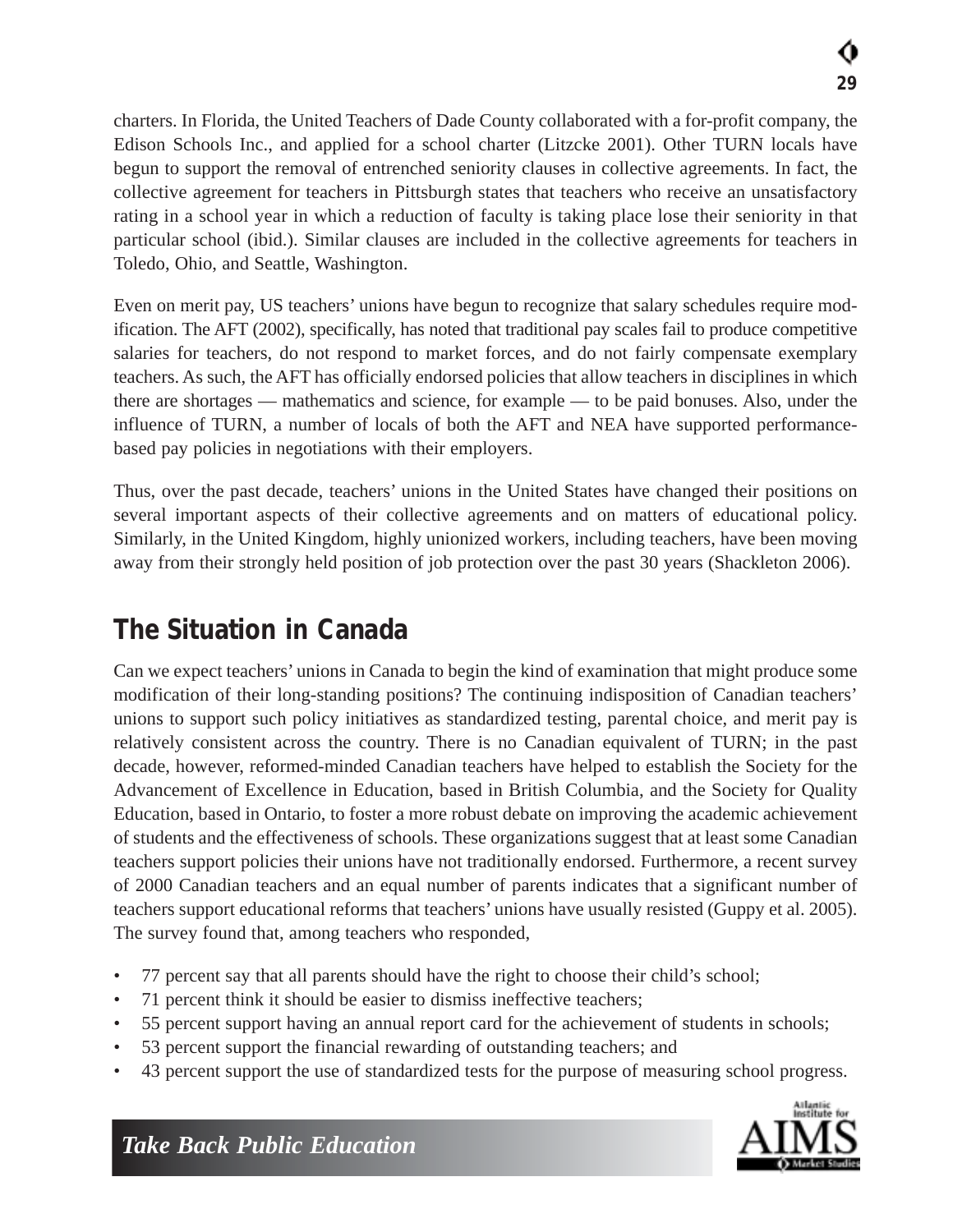charters. In Florida, the United Teachers of Dade County collaborated with a for-profit company, the Edison Schools Inc., and applied for a school charter (Litzcke 2001). Other TURN locals have begun to support the removal of entrenched seniority clauses in collective agreements. In fact, the collective agreement for teachers in Pittsburgh states that teachers who receive an unsatisfactory rating in a school year in which a reduction of faculty is taking place lose their seniority in that particular school (ibid.). Similar clauses are included in the collective agreements for teachers in Toledo, Ohio, and Seattle, Washington.

Even on merit pay, US teachers' unions have begun to recognize that salary schedules require modification. The AFT (2002), specifically, has noted that traditional pay scales fail to produce competitive salaries for teachers, do not respond to market forces, and do not fairly compensate exemplary teachers. As such, the AFT has officially endorsed policies that allow teachers in disciplines in which there are shortages — mathematics and science, for example — to be paid bonuses. Also, under the influence of TURN, a number of locals of both the AFT and NEA have supported performance-based pay policies in negotiations with their employers.

Thus, over the past decade, teachers' unions in the United States have changed their positions on several important aspects of their collective agreements and on matters of educational policy. Similarly, in the United Kingdom, highly unionized workers, including teachers, have been moving away from their strongly held position of job protection over the past 30 years (Shackleton 2006).

## The Situation in Canada

Can we expect teachers' unions in Canada to begin the kind of examination that might produce some modification of their long-standing positions? The continuing indisposition of Canadian teachers' unions to support such policy initiatives as standardized testing, parental choice, and merit pay is relatively consistent across the country. There is no Canadian equivalent of TURN; in the past decade, however, reformed-minded Canadian teachers have helped to establish the Society for the Advancement of Excellence in Education, based in British Columbia, and the Society for Quality Education, based in Ontario, to foster a more robust debate on improving the academic achievement of students and the effectiveness of schools. These organizations suggest that at least some Canadian teachers support policies their unions have not traditionally endorsed. Furthermore, a recent survey of 2000 Canadian teachers and an equal number of parents indicates that a significant number of teachers support educational reforms that teachers' unions have usually resisted (Guppy et al. 2005). The survey found that, among teachers who responded,

- 77 percent say that all parents should have the right to choose their child's school;
- 71 percent think it should be easier to dismiss ineffective teachers;
- 55 percent support having an annual report card for the achievement of students in schools;
- 53 percent support the financial rewarding of outstanding teachers; and
- 43 percent support the use of standardized tests for the purpose of measuring school progress.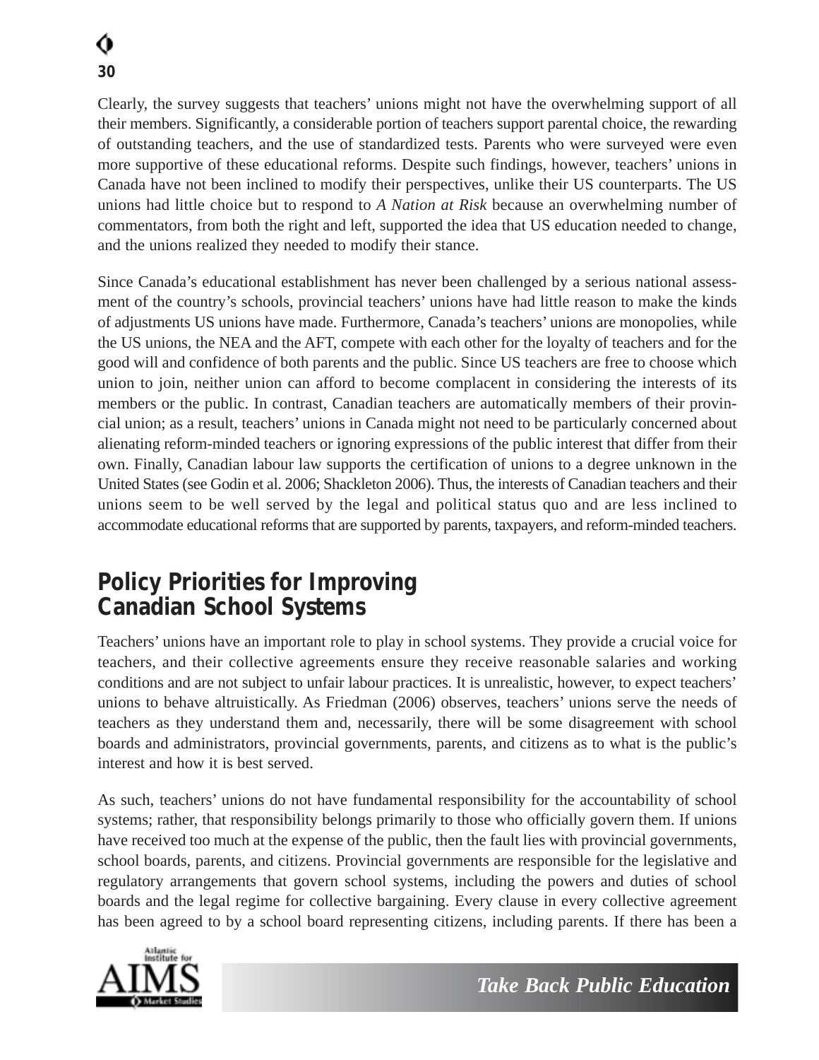Clearly, the survey suggests that teachers' unions might not have the overwhelming support of all their members. Significantly, a considerable portion of teachers support parental choice, the rewarding of outstanding teachers, and the use of standardized tests. Parents who were surveyed were even more supportive of these educational reforms. Despite such findings, however, teachers' unions in Canada have not been inclined to modify their perspectives, unlike their US counterparts. The US unions had little choice but to respond to *A Nation at Risk* because an overwhelming number of commentators, from both the right and left, supported the idea that US education needed to change, and the unions realized they needed to modify their stance.

Since Canada's educational establishment has never been challenged by a serious national assessment of the country's schools, provincial teachers' unions have had little reason to make the kinds of adjustments US unions have made. Furthermore, Canada's teachers' unions are monopolies, while the US unions, the NEA and the AFT, compete with each other for the loyalty of teachers and for the good will and confidence of both parents and the public. Since US teachers are free to choose which union to join, neither union can afford to become complacent in considering the interests of its members or the public. In contrast, Canadian teachers are automatically members of their provincial union; as a result, teachers' unions in Canada might not need to be particularly concerned about alienating reform-minded teachers or ignoring expressions of the public interest that differ from their own. Finally, Canadian labour law supports the certification of unions to a degree unknown in the United States (see Godin et al. 2006; Shackleton 2006). Thus, the interests of Canadian teachers and their unions seem to be well served by the legal and political status quo and are less inclined to accommodate educational reforms that are supported by parents, taxpayers, and reform-minded teachers.

## Policy Priorities for Improving Canadian School Systems

Teachers' unions have an important role to play in school systems. They provide a crucial voice for teachers, and their collective agreements ensure they receive reasonable salaries and working conditions and are not subject to unfair labour practices. It is unrealistic, however, to expect teachers' unions to behave altruistically. As Friedman (2006) observes, teachers' unions serve the needs of teachers as they understand them and, necessarily, there will be some disagreement with school boards and administrators, provincial governments, parents, and citizens as to what is the public's interest and how it is best served.

As such, teachers' unions do not have fundamental responsibility for the accountability of school systems; rather, that responsibility belongs primarily to those who officially govern them. If unions have received too much at the expense of the public, then the fault lies with provincial governments, school boards, parents, and citizens. Provincial governments are responsible for the legislative and regulatory arrangements that govern school systems, including the powers and duties of school boards and the legal regime for collective bargaining. Every clause in every collective agreement has been agreed to by a school board representing citizens, including parents. If there has been a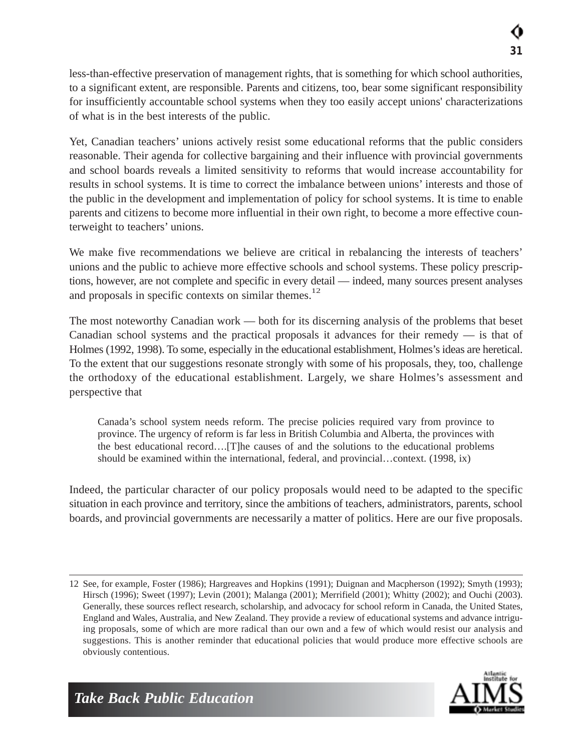less-than-effective preservation of management rights, that is something for which school authorities, to a significant extent, are responsible. Parents and citizens, too, bear some significant responsibility for insufficiently accountable school systems when they too easily accept unions' characterizations of what is in the best interests of the public.

Yet, Canadian teachers' unions actively resist some educational reforms that the public considers reasonable. Their agenda for collective bargaining and their influence with provincial governments and school boards reveals a limited sensitivity to reforms that would increase accountability for results in school systems. It is time to correct the imbalance between unions' interests and those of the public in the development and implementation of policy for school systems. It is time to enable parents and citizens to become more influential in their own right, to become a more effective counterweight to teachers' unions.

We make five recommendations we believe are critical in rebalancing the interests of teachers' unions and the public to achieve more effective schools and school systems. These policy prescriptions, however, are not complete and specific in every detail — indeed, many sources present analyses and proposals in specific contexts on similar themes.[12]

The most noteworthy Canadian work — both for its discerning analysis of the problems that beset Canadian school systems and the practical proposals it advances for their remedy — is that of Holmes (1992, 1998). To some, especially in the educational establishment, Holmes's ideas are heretical. To the extent that our suggestions resonate strongly with some of his proposals, they, too, challenge the orthodoxy of the educational establishment. Largely, we share Holmes's assessment and perspective that

> Canada's school system needs reform. The precise policies required vary from province to province. The urgency of reform is far less in British Columbia and Alberta, the provinces with the best educational record….[T]he causes of and the solutions to the educational problems should be examined within the international, federal, and provincial…context. (1998, ix)

Indeed, the particular character of our policy proposals would need to be adapted to the specific situation in each province and territory, since the ambitions of teachers, administrators, parents, school boards, and provincial governments are necessarily a matter of politics. Here are our five proposals.

---

12 See, for example, Foster (1986); Hargreaves and Hopkins (1991); Duignan and Macpherson (1992); Smyth (1993); Hirsch (1996); Sweet (1997); Levin (2001); Malanga (2001); Merrifield (2001); Whitty (2002); and Ouchi (2003). Generally, these sources reflect research, scholarship, and advocacy for school reform in Canada, the United States, England and Wales, Australia, and New Zealand. They provide a review of educational systems and advance intriguing proposals, some of which are more radical than our own and a few of which would resist our analysis and suggestions. This is another reminder that educational policies that would produce more effective schools are obviously contentious.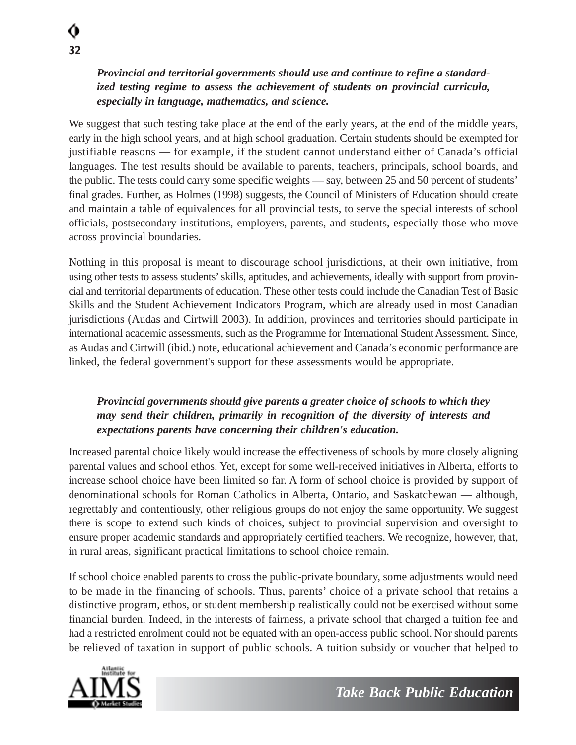***Provincial and territorial governments should use and continue to refine a standardized testing regime to assess the achievement of students on provincial curricula, especially in language, mathematics, and science.***

We suggest that such testing take place at the end of the early years, at the end of the middle years, early in the high school years, and at high school graduation. Certain students should be exempted for justifiable reasons — for example, if the student cannot understand either of Canada's official languages. The test results should be available to parents, teachers, principals, school boards, and the public. The tests could carry some specific weights — say, between 25 and 50 percent of students' final grades. Further, as Holmes (1998) suggests, the Council of Ministers of Education should create and maintain a table of equivalences for all provincial tests, to serve the special interests of school officials, postsecondary institutions, employers, parents, and students, especially those who move across provincial boundaries.

Nothing in this proposal is meant to discourage school jurisdictions, at their own initiative, from using other tests to assess students' skills, aptitudes, and achievements, ideally with support from provincial and territorial departments of education. These other tests could include the Canadian Test of Basic Skills and the Student Achievement Indicators Program, which are already used in most Canadian jurisdictions (Audas and Cirtwill 2003). In addition, provinces and territories should participate in international academic assessments, such as the Programme for International Student Assessment. Since, as Audas and Cirtwill (ibid.) note, educational achievement and Canada's economic performance are linked, the federal government's support for these assessments would be appropriate.

***Provincial governments should give parents a greater choice of schools to which they may send their children, primarily in recognition of the diversity of interests and expectations parents have concerning their children's education.***

Increased parental choice likely would increase the effectiveness of schools by more closely aligning parental values and school ethos. Yet, except for some well-received initiatives in Alberta, efforts to increase school choice have been limited so far. A form of school choice is provided by support of denominational schools for Roman Catholics in Alberta, Ontario, and Saskatchewan — although, regrettably and contentiously, other religious groups do not enjoy the same opportunity. We suggest there is scope to extend such kinds of choices, subject to provincial supervision and oversight to ensure proper academic standards and appropriately certified teachers. We recognize, however, that, in rural areas, significant practical limitations to school choice remain.

If school choice enabled parents to cross the public-private boundary, some adjustments would need to be made in the financing of schools. Thus, parents' choice of a private school that retains a distinctive program, ethos, or student membership realistically could not be exercised without some financial burden. Indeed, in the interests of fairness, a private school that charged a tuition fee and had a restricted enrolment could not be equated with an open-access public school. Nor should parents be relieved of taxation in support of public schools. A tuition subsidy or voucher that helped to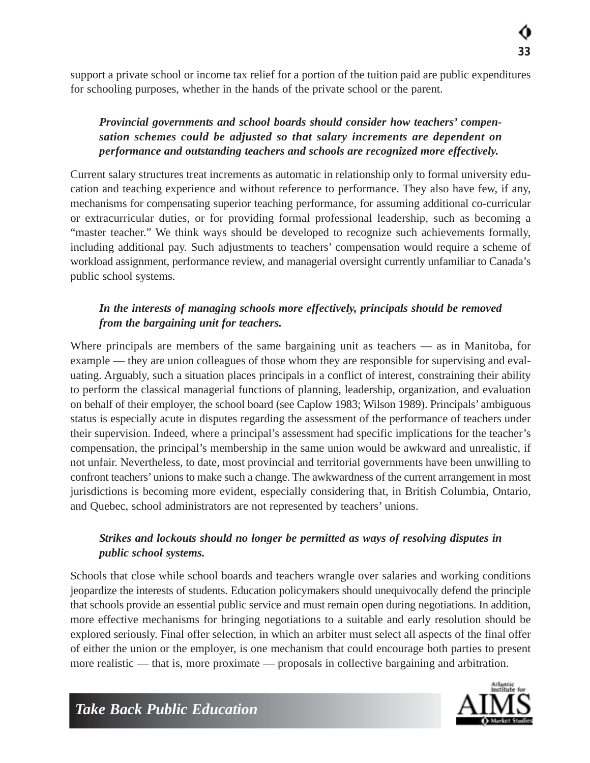support a private school or income tax relief for a portion of the tuition paid are public expenditures for schooling purposes, whether in the hands of the private school or the parent.

***Provincial governments and school boards should consider how teachers' compensation schemes could be adjusted so that salary increments are dependent on performance and outstanding teachers and schools are recognized more effectively.***

Current salary structures treat increments as automatic in relationship only to formal university education and teaching experience and without reference to performance. They also have few, if any, mechanisms for compensating superior teaching performance, for assuming additional co-curricular or extracurricular duties, or for providing formal professional leadership, such as becoming a "master teacher." We think ways should be developed to recognize such achievements formally, including additional pay. Such adjustments to teachers' compensation would require a scheme of workload assignment, performance review, and managerial oversight currently unfamiliar to Canada's public school systems.

***In the interests of managing schools more effectively, principals should be removed from the bargaining unit for teachers.***

Where principals are members of the same bargaining unit as teachers — as in Manitoba, for example — they are union colleagues of those whom they are responsible for supervising and evaluating. Arguably, such a situation places principals in a conflict of interest, constraining their ability to perform the classical managerial functions of planning, leadership, organization, and evaluation on behalf of their employer, the school board (see Caplow 1983; Wilson 1989). Principals' ambiguous status is especially acute in disputes regarding the assessment of the performance of teachers under their supervision. Indeed, where a principal's assessment had specific implications for the teacher's compensation, the principal's membership in the same union would be awkward and unrealistic, if not unfair. Nevertheless, to date, most provincial and territorial governments have been unwilling to confront teachers' unions to make such a change. The awkwardness of the current arrangement in most jurisdictions is becoming more evident, especially considering that, in British Columbia, Ontario, and Quebec, school administrators are not represented by teachers' unions.

***Strikes and lockouts should no longer be permitted as ways of resolving disputes in public school systems.***

Schools that close while school boards and teachers wrangle over salaries and working conditions jeopardize the interests of students. Education policymakers should unequivocally defend the principle that schools provide an essential public service and must remain open during negotiations. In addition, more effective mechanisms for bringing negotiations to a suitable and early resolution should be explored seriously. Final offer selection, in which an arbiter must select all aspects of the final offer of either the union or the employer, is one mechanism that could encourage both parties to present more realistic — that is, more proximate — proposals in collective bargaining and arbitration.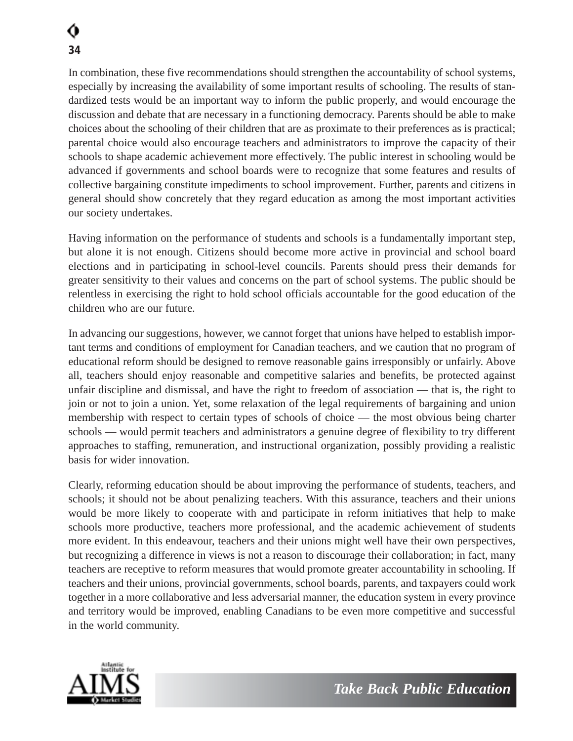In combination, these five recommendations should strengthen the accountability of school systems, especially by increasing the availability of some important results of schooling. The results of standardized tests would be an important way to inform the public properly, and would encourage the discussion and debate that are necessary in a functioning democracy. Parents should be able to make choices about the schooling of their children that are as proximate to their preferences as is practical; parental choice would also encourage teachers and administrators to improve the capacity of their schools to shape academic achievement more effectively. The public interest in schooling would be advanced if governments and school boards were to recognize that some features and results of collective bargaining constitute impediments to school improvement. Further, parents and citizens in general should show concretely that they regard education as among the most important activities our society undertakes.

Having information on the performance of students and schools is a fundamentally important step, but alone it is not enough. Citizens should become more active in provincial and school board elections and in participating in school-level councils. Parents should press their demands for greater sensitivity to their values and concerns on the part of school systems. The public should be relentless in exercising the right to hold school officials accountable for the good education of the children who are our future.

In advancing our suggestions, however, we cannot forget that unions have helped to establish important terms and conditions of employment for Canadian teachers, and we caution that no program of educational reform should be designed to remove reasonable gains irresponsibly or unfairly. Above all, teachers should enjoy reasonable and competitive salaries and benefits, be protected against unfair discipline and dismissal, and have the right to freedom of association — that is, the right to join or not to join a union. Yet, some relaxation of the legal requirements of bargaining and union membership with respect to certain types of schools of choice — the most obvious being charter schools — would permit teachers and administrators a genuine degree of flexibility to try different approaches to staffing, remuneration, and instructional organization, possibly providing a realistic basis for wider innovation.

Clearly, reforming education should be about improving the performance of students, teachers, and schools; it should not be about penalizing teachers. With this assurance, teachers and their unions would be more likely to cooperate with and participate in reform initiatives that help to make schools more productive, teachers more professional, and the academic achievement of students more evident. In this endeavour, teachers and their unions might well have their own perspectives, but recognizing a difference in views is not a reason to discourage their collaboration; in fact, many teachers are receptive to reform measures that would promote greater accountability in schooling. If teachers and their unions, provincial governments, school boards, parents, and taxpayers could work together in a more collaborative and less adversarial manner, the education system in every province and territory would be improved, enabling Canadians to be even more competitive and successful in the world community.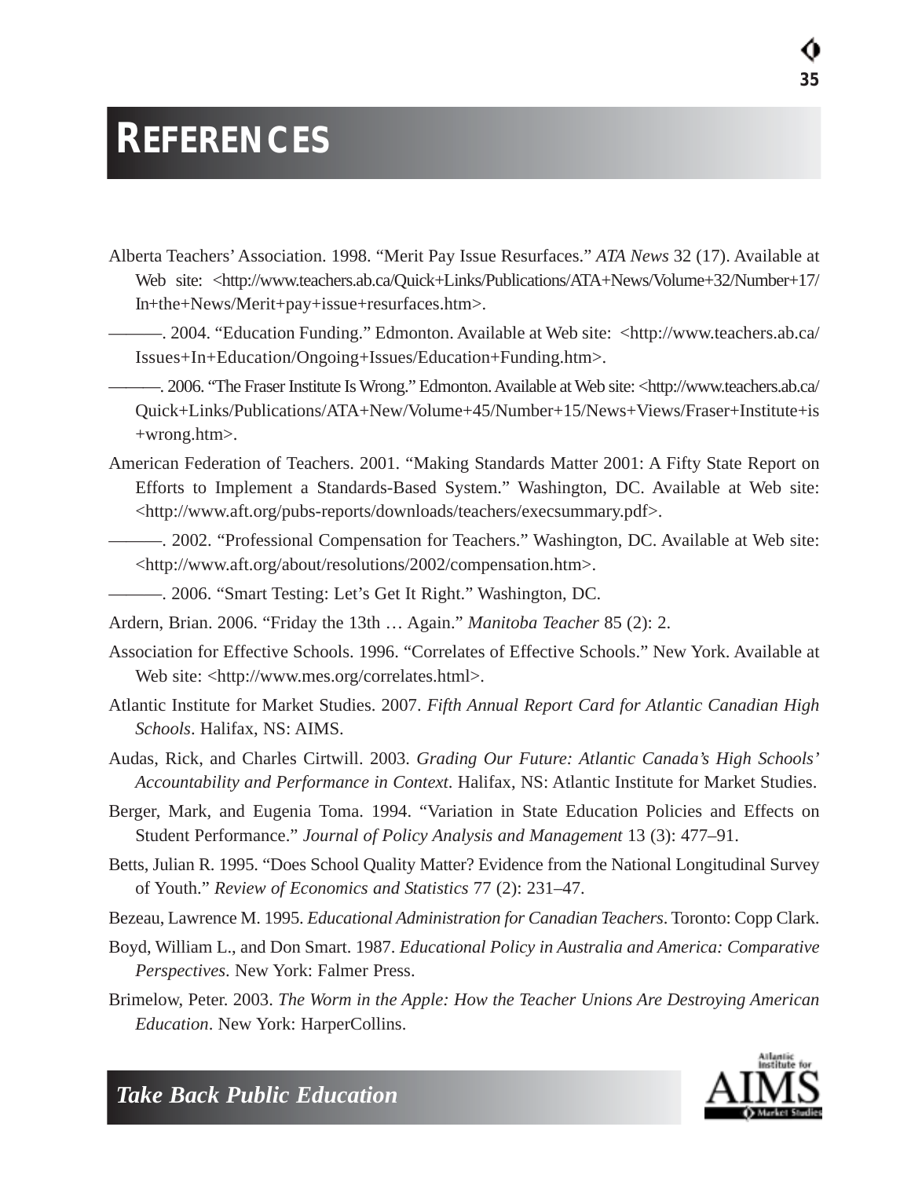# REFERENCES

Alberta Teachers' Association. 1998. "Merit Pay Issue Resurfaces." *ATA News* 32 (17). Available at Web site: <http://www.teachers.ab.ca/Quick+Links/Publications/ATA+News/Volume+32/Number+17/In+the+News/Merit+pay+issue+resurfaces.htm>.

———. 2004. "Education Funding." Edmonton. Available at Web site: <http://www.teachers.ab.ca/Issues+In+Education/Ongoing+Issues/Education+Funding.htm>.

———. 2006. "The Fraser Institute Is Wrong." Edmonton. Available at Web site: <http://www.teachers.ab.ca/Quick+Links/Publications/ATA+New/Volume+45/Number+15/News+Views/Fraser+Institute+is+wrong.htm>.

American Federation of Teachers. 2001. "Making Standards Matter 2001: A Fifty State Report on Efforts to Implement a Standards-Based System." Washington, DC. Available at Web site: <http://www.aft.org/pubs-reports/downloads/teachers/execsummary.pdf>.

———. 2002. "Professional Compensation for Teachers." Washington, DC. Available at Web site: <http://www.aft.org/about/resolutions/2002/compensation.htm>.

———. 2006. "Smart Testing: Let's Get It Right." Washington, DC.

Ardern, Brian. 2006. "Friday the 13th … Again." *Manitoba Teacher* 85 (2): 2.

Association for Effective Schools. 1996. "Correlates of Effective Schools." New York. Available at Web site: <http://www.mes.org/correlates.html>.

Atlantic Institute for Market Studies. 2007. *Fifth Annual Report Card for Atlantic Canadian High Schools*. Halifax, NS: AIMS.

Audas, Rick, and Charles Cirtwill. 2003. *Grading Our Future: Atlantic Canada's High Schools' Accountability and Performance in Context*. Halifax, NS: Atlantic Institute for Market Studies.

Berger, Mark, and Eugenia Toma. 1994. "Variation in State Education Policies and Effects on Student Performance." *Journal of Policy Analysis and Management* 13 (3): 477–91.

Betts, Julian R. 1995. "Does School Quality Matter? Evidence from the National Longitudinal Survey of Youth." *Review of Economics and Statistics* 77 (2): 231–47.

Bezeau, Lawrence M. 1995. *Educational Administration for Canadian Teachers*. Toronto: Copp Clark.

Boyd, William L., and Don Smart. 1987. *Educational Policy in Australia and America: Comparative Perspectives*. New York: Falmer Press.

Brimelow, Peter. 2003. *The Worm in the Apple: How the Teacher Unions Are Destroying American Education*. New York: HarperCollins.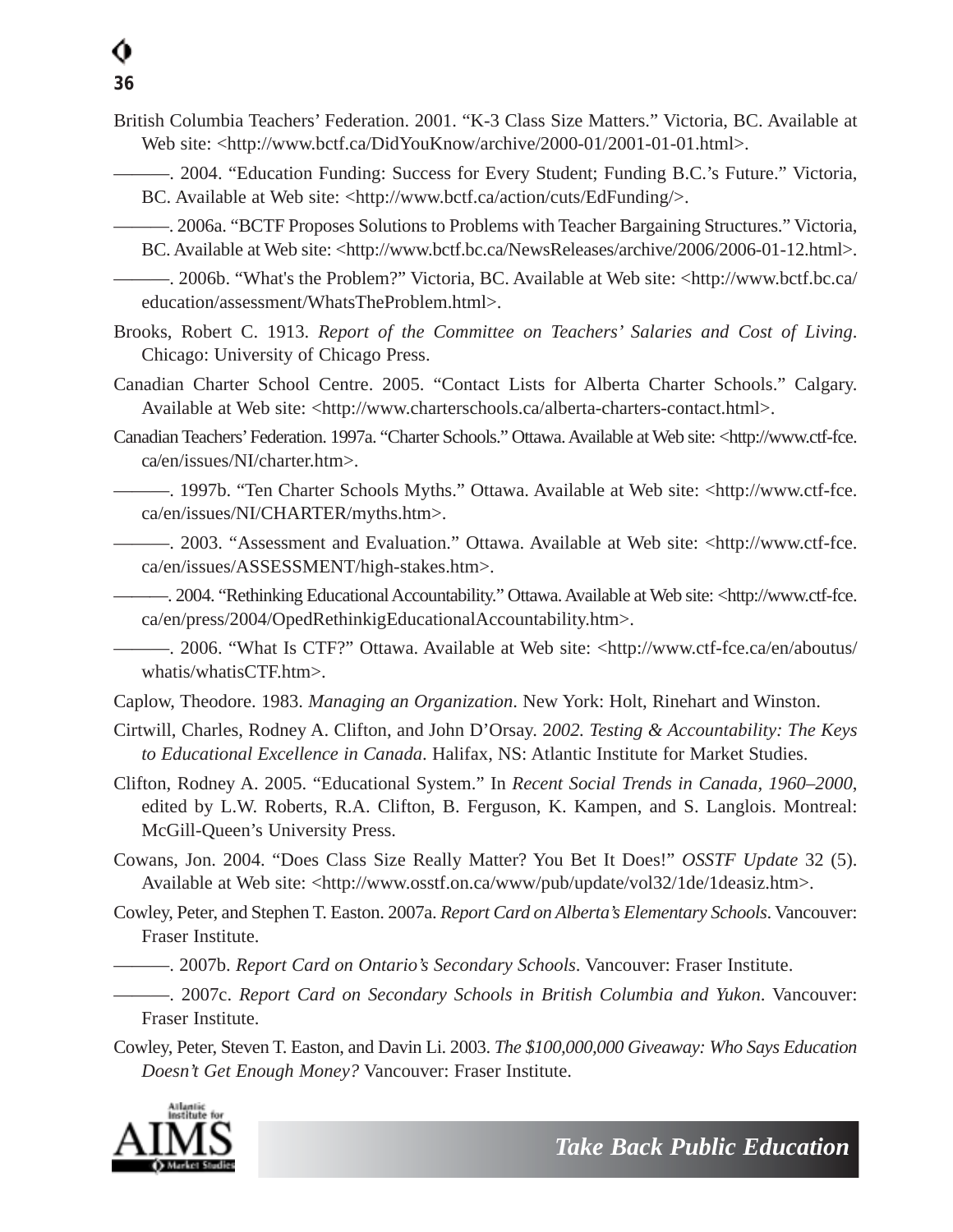British Columbia Teachers' Federation. 2001. "K-3 Class Size Matters." Victoria, BC. Available at Web site: <http://www.bctf.ca/DidYouKnow/archive/2000-01/2001-01-01.html>.

———. 2004. "Education Funding: Success for Every Student; Funding B.C.'s Future." Victoria, BC. Available at Web site: <http://www.bctf.ca/action/cuts/EdFunding/>.

———. 2006a. "BCTF Proposes Solutions to Problems with Teacher Bargaining Structures." Victoria, BC. Available at Web site: <http://www.bctf.bc.ca/NewsReleases/archive/2006/2006-01-12.html>.

———. 2006b. "What's the Problem?" Victoria, BC. Available at Web site: <http://www.bctf.bc.ca/education/assessment/WhatsTheProblem.html>.

Brooks, Robert C. 1913. *Report of the Committee on Teachers' Salaries and Cost of Living*. Chicago: University of Chicago Press.

Canadian Charter School Centre. 2005. "Contact Lists for Alberta Charter Schools." Calgary. Available at Web site: <http://www.charterschools.ca/alberta-charters-contact.html>.

Canadian Teachers' Federation. 1997a. "Charter Schools." Ottawa. Available at Web site: <http://www.ctf-fce.ca/en/issues/NI/charter.htm>.

———. 1997b. "Ten Charter Schools Myths." Ottawa. Available at Web site: <http://www.ctf-fce.ca/en/issues/NI/CHARTER/myths.htm>.

———. 2003. "Assessment and Evaluation." Ottawa. Available at Web site: <http://www.ctf-fce.ca/en/issues/ASSESSMENT/high-stakes.htm>.

———. 2004. "Rethinking Educational Accountability." Ottawa. Available at Web site: <http://www.ctf-fce.ca/en/press/2004/OpedRethinkigEducationalAccountability.htm>.

———. 2006. "What Is CTF?" Ottawa. Available at Web site: <http://www.ctf-fce.ca/en/aboutus/whatis/whatisCTF.htm>.

Caplow, Theodore. 1983. *Managing an Organization*. New York: Holt, Rinehart and Winston.

Cirtwill, Charles, Rodney A. Clifton, and John D'Orsay. 2*002. Testing & Accountability: The Keys to Educational Excellence in Canada*. Halifax, NS: Atlantic Institute for Market Studies.

Clifton, Rodney A. 2005. "Educational System." In *Recent Social Trends in Canada, 1960–2000*, edited by L.W. Roberts, R.A. Clifton, B. Ferguson, K. Kampen, and S. Langlois. Montreal: McGill-Queen's University Press.

Cowans, Jon. 2004. "Does Class Size Really Matter? You Bet It Does!" *OSSTF Update* 32 (5). Available at Web site: <http://www.osstf.on.ca/www/pub/update/vol32/1de/1deasiz.htm>.

Cowley, Peter, and Stephen T. Easton. 2007a. *Report Card on Alberta's Elementary Schools*. Vancouver: Fraser Institute.

———. 2007b. *Report Card on Ontario's Secondary Schools*. Vancouver: Fraser Institute.

———. 2007c. *Report Card on Secondary Schools in British Columbia and Yukon*. Vancouver: Fraser Institute.

Cowley, Peter, Steven T. Easton, and Davin Li. 2003. *The $100,000,000 Giveaway: Who Says Education Doesn't Get Enough Money?* Vancouver: Fraser Institute.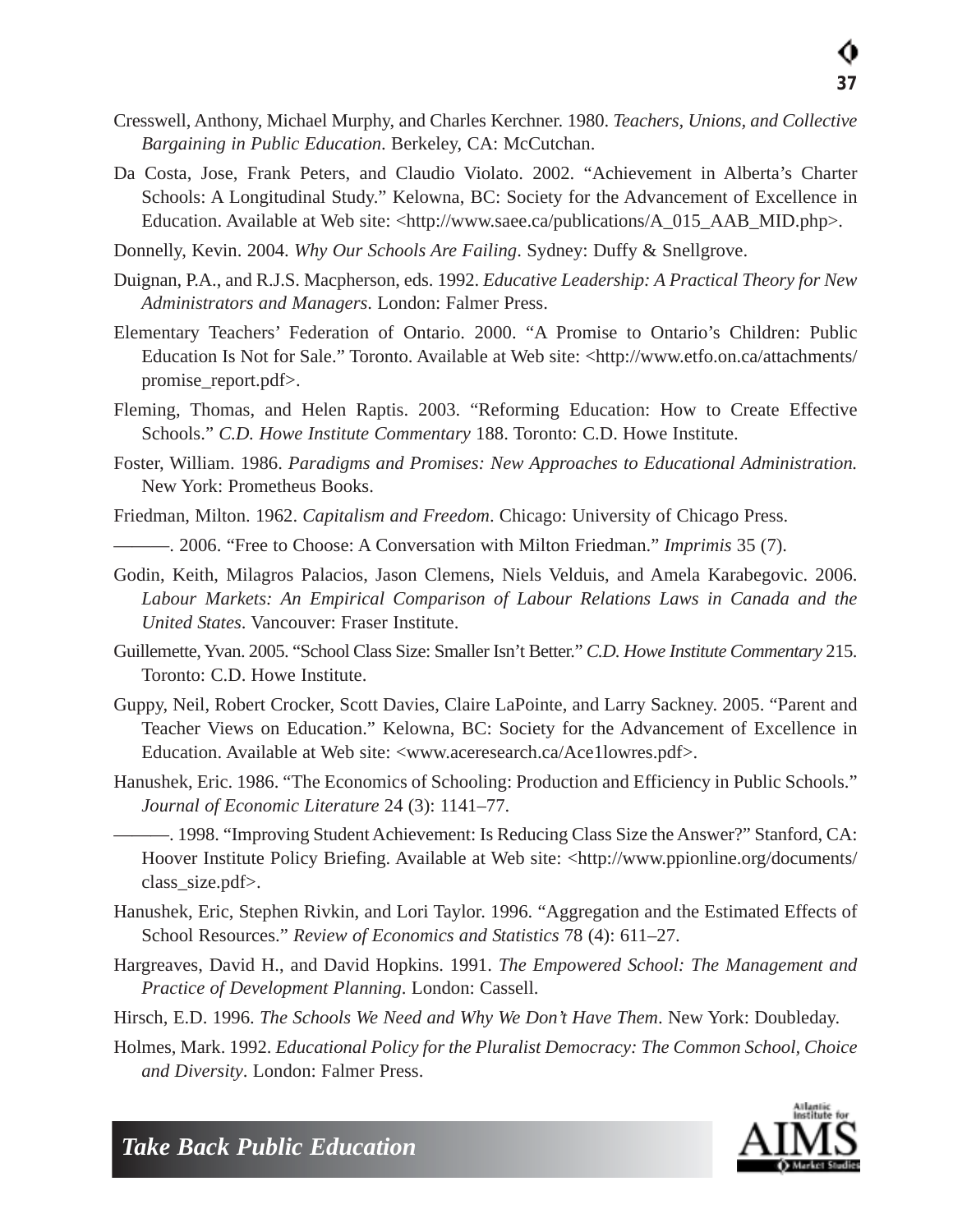Cresswell, Anthony, Michael Murphy, and Charles Kerchner. 1980. *Teachers, Unions, and Collective Bargaining in Public Education*. Berkeley, CA: McCutchan.

Da Costa, Jose, Frank Peters, and Claudio Violato. 2002. "Achievement in Alberta's Charter Schools: A Longitudinal Study." Kelowna, BC: Society for the Advancement of Excellence in Education. Available at Web site: <http://www.saee.ca/publications/A_015_AAB_MID.php>.

Donnelly, Kevin. 2004. *Why Our Schools Are Failing*. Sydney: Duffy & Snellgrove.

Duignan, P.A., and R.J.S. Macpherson, eds. 1992. *Educative Leadership: A Practical Theory for New Administrators and Managers*. London: Falmer Press.

Elementary Teachers' Federation of Ontario. 2000. "A Promise to Ontario's Children: Public Education Is Not for Sale." Toronto. Available at Web site: <http://www.etfo.on.ca/attachments/promise_report.pdf>.

Fleming, Thomas, and Helen Raptis. 2003. "Reforming Education: How to Create Effective Schools." *C.D. Howe Institute Commentary* 188. Toronto: C.D. Howe Institute.

Foster, William. 1986. *Paradigms and Promises: New Approaches to Educational Administration.* New York: Prometheus Books.

Friedman, Milton. 1962. *Capitalism and Freedom*. Chicago: University of Chicago Press.

———. 2006. "Free to Choose: A Conversation with Milton Friedman." *Imprimis* 35 (7).

Godin, Keith, Milagros Palacios, Jason Clemens, Niels Velduis, and Amela Karabegovic. 2006. *Labour Markets: An Empirical Comparison of Labour Relations Laws in Canada and the United States*. Vancouver: Fraser Institute.

Guillemette, Yvan. 2005. "School Class Size: Smaller Isn't Better." *C.D. Howe Institute Commentary* 215. Toronto: C.D. Howe Institute.

Guppy, Neil, Robert Crocker, Scott Davies, Claire LaPointe, and Larry Sackney. 2005. "Parent and Teacher Views on Education." Kelowna, BC: Society for the Advancement of Excellence in Education. Available at Web site: <www.aceresearch.ca/Ace1lowres.pdf>.

Hanushek, Eric. 1986. "The Economics of Schooling: Production and Efficiency in Public Schools." *Journal of Economic Literature* 24 (3): 1141–77.

———. 1998. "Improving Student Achievement: Is Reducing Class Size the Answer?" Stanford, CA: Hoover Institute Policy Briefing. Available at Web site: <http://www.ppionline.org/documents/class_size.pdf>.

Hanushek, Eric, Stephen Rivkin, and Lori Taylor. 1996. "Aggregation and the Estimated Effects of School Resources." *Review of Economics and Statistics* 78 (4): 611–27.

Hargreaves, David H., and David Hopkins. 1991. *The Empowered School: The Management and Practice of Development Planning*. London: Cassell.

Hirsch, E.D. 1996. *The Schools We Need and Why We Don't Have Them*. New York: Doubleday.

Holmes, Mark. 1992. *Educational Policy for the Pluralist Democracy: The Common School, Choice and Diversity*. London: Falmer Press.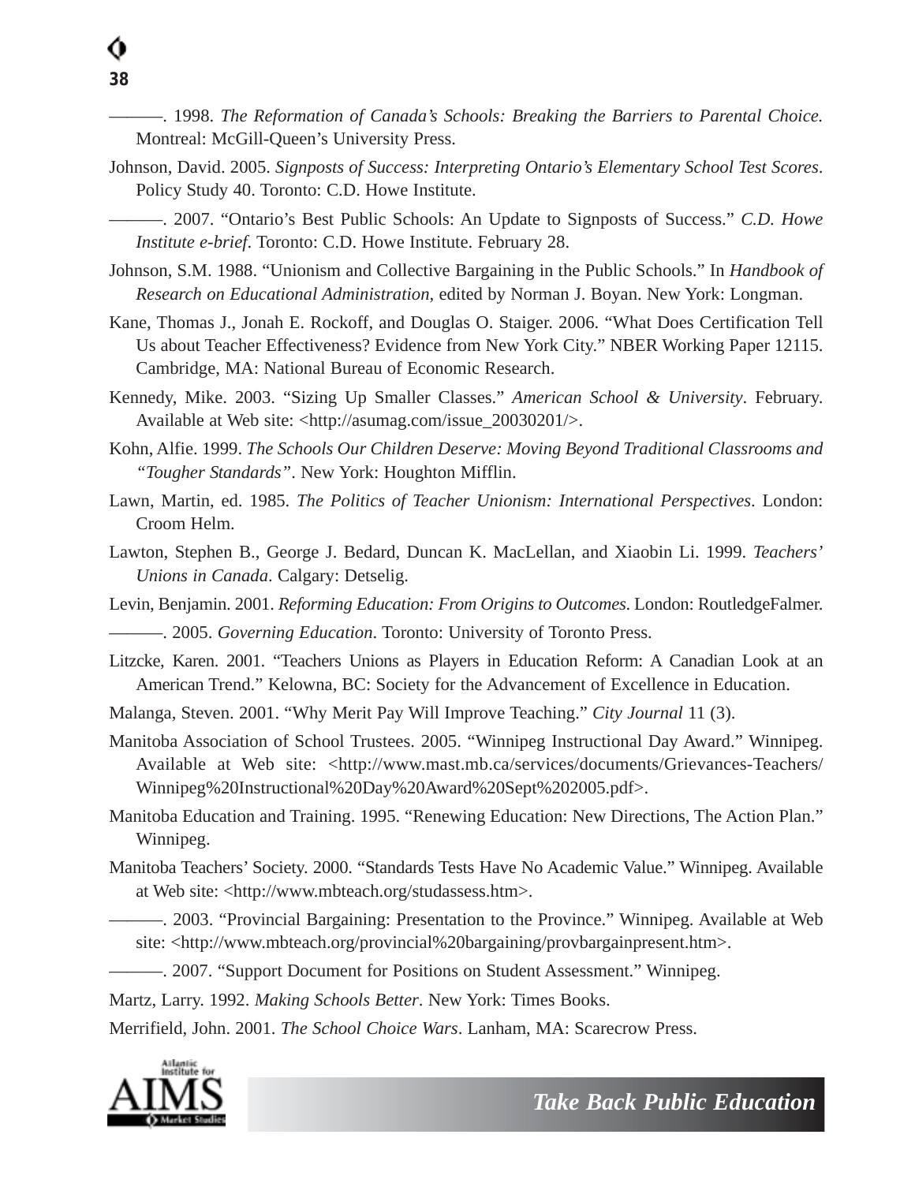———. 1998. *The Reformation of Canada's Schools: Breaking the Barriers to Parental Choice.* Montreal: McGill-Queen's University Press.

Johnson, David. 2005. *Signposts of Success: Interpreting Ontario's Elementary School Test Scores*. Policy Study 40. Toronto: C.D. Howe Institute.

———. 2007. "Ontario's Best Public Schools: An Update to Signposts of Success." *C.D. Howe Institute e-brief*. Toronto: C.D. Howe Institute. February 28.

Johnson, S.M. 1988. "Unionism and Collective Bargaining in the Public Schools." In *Handbook of Research on Educational Administration*, edited by Norman J. Boyan. New York: Longman.

Kane, Thomas J., Jonah E. Rockoff, and Douglas O. Staiger. 2006. "What Does Certification Tell Us about Teacher Effectiveness? Evidence from New York City." NBER Working Paper 12115. Cambridge, MA: National Bureau of Economic Research.

Kennedy, Mike. 2003. "Sizing Up Smaller Classes." *American School & University*. February. Available at Web site: <http://asumag.com/issue_20030201/>.

Kohn, Alfie. 1999. *The Schools Our Children Deserve: Moving Beyond Traditional Classrooms and "Tougher Standards"*. New York: Houghton Mifflin.

Lawn, Martin, ed. 1985. *The Politics of Teacher Unionism: International Perspectives*. London: Croom Helm.

Lawton, Stephen B., George J. Bedard, Duncan K. MacLellan, and Xiaobin Li. 1999. *Teachers' Unions in Canada*. Calgary: Detselig.

Levin, Benjamin. 2001. *Reforming Education: From Origins to Outcomes*. London: RoutledgeFalmer.

———. 2005. *Governing Education*. Toronto: University of Toronto Press.

Litzcke, Karen. 2001. "Teachers Unions as Players in Education Reform: A Canadian Look at an American Trend." Kelowna, BC: Society for the Advancement of Excellence in Education.

Malanga, Steven. 2001. "Why Merit Pay Will Improve Teaching." *City Journal* 11 (3).

Manitoba Association of School Trustees. 2005. "Winnipeg Instructional Day Award." Winnipeg. Available at Web site: <http://www.mast.mb.ca/services/documents/Grievances-Teachers/Winnipeg%20Instructional%20Day%20Award%20Sept%202005.pdf>.

Manitoba Education and Training. 1995. "Renewing Education: New Directions, The Action Plan." Winnipeg.

Manitoba Teachers' Society. 2000. "Standards Tests Have No Academic Value." Winnipeg. Available at Web site: <http://www.mbteach.org/studassess.htm>.

———. 2003. "Provincial Bargaining: Presentation to the Province." Winnipeg. Available at Web site: <http://www.mbteach.org/provincial%20bargaining/provbargainpresent.htm>.

———. 2007. "Support Document for Positions on Student Assessment." Winnipeg.

Martz, Larry. 1992. *Making Schools Better*. New York: Times Books.

Merrifield, John. 2001. *The School Choice Wars*. Lanham, MA: Scarecrow Press.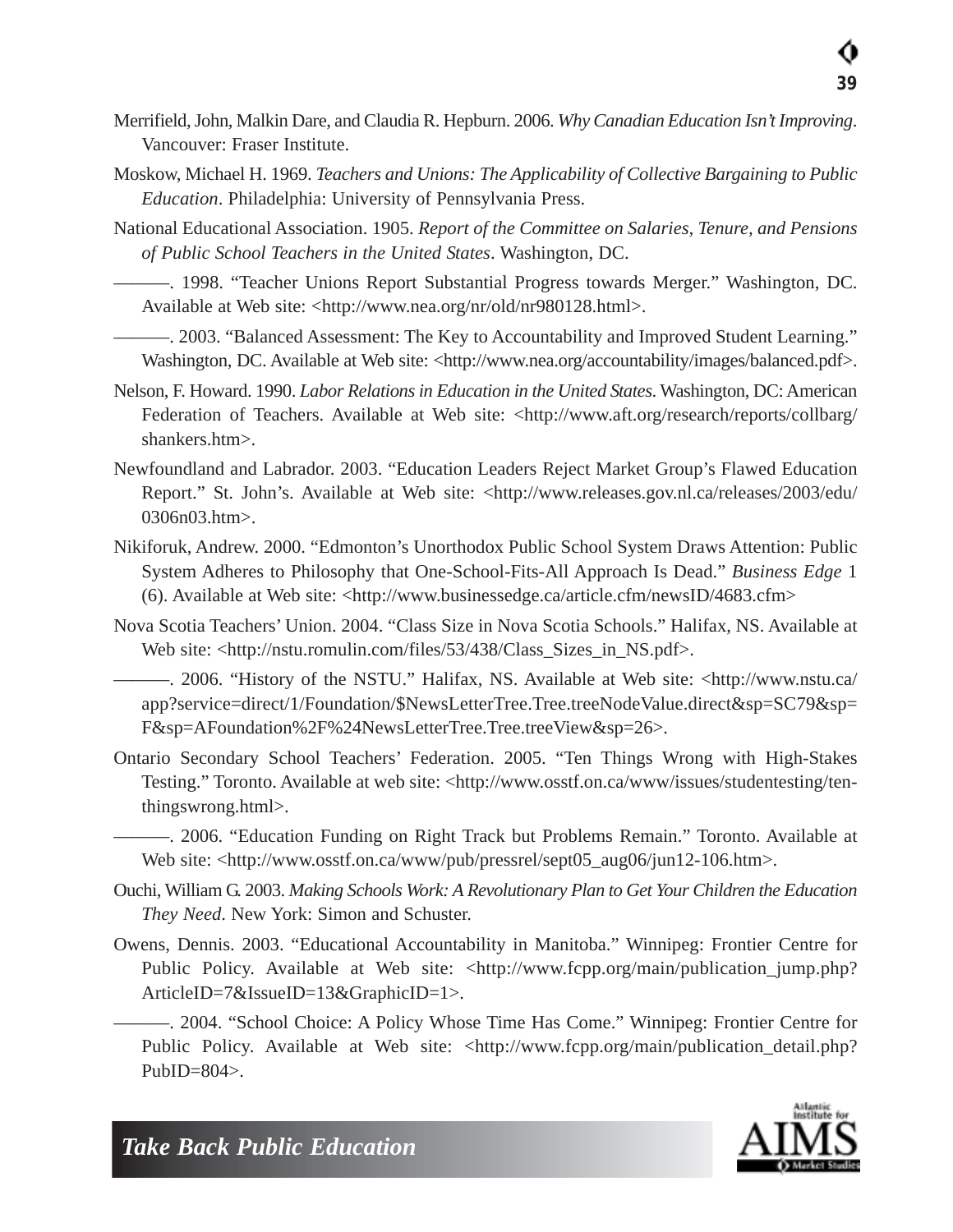Merrifield, John, Malkin Dare, and Claudia R. Hepburn. 2006. *Why Canadian Education Isn't Improving*. Vancouver: Fraser Institute.

Moskow, Michael H. 1969. *Teachers and Unions: The Applicability of Collective Bargaining to Public Education*. Philadelphia: University of Pennsylvania Press.

National Educational Association. 1905. *Report of the Committee on Salaries, Tenure, and Pensions of Public School Teachers in the United States*. Washington, DC.

———. 1998. "Teacher Unions Report Substantial Progress towards Merger." Washington, DC. Available at Web site: <http://www.nea.org/nr/old/nr980128.html>.

———. 2003. "Balanced Assessment: The Key to Accountability and Improved Student Learning." Washington, DC. Available at Web site: <http://www.nea.org/accountability/images/balanced.pdf>.

Nelson, F. Howard. 1990. *Labor Relations in Education in the United States*. Washington, DC: American Federation of Teachers. Available at Web site: <http://www.aft.org/research/reports/collbarg/shankers.htm>.

Newfoundland and Labrador. 2003. "Education Leaders Reject Market Group's Flawed Education Report." St. John's. Available at Web site: <http://www.releases.gov.nl.ca/releases/2003/edu/0306n03.htm>.

Nikiforuk, Andrew. 2000. "Edmonton's Unorthodox Public School System Draws Attention: Public System Adheres to Philosophy that One-School-Fits-All Approach Is Dead." *Business Edge* 1 (6). Available at Web site: <http://www.businessedge.ca/article.cfm/newsID/4683.cfm>

Nova Scotia Teachers' Union. 2004. "Class Size in Nova Scotia Schools." Halifax, NS. Available at Web site: <http://nstu.romulin.com/files/53/438/Class_Sizes_in_NS.pdf>.

———. 2006. "History of the NSTU." Halifax, NS. Available at Web site: <http://www.nstu.ca/app?service=direct/1/Foundation/$NewsLetterTree.Tree.treeNodeValue.direct&sp=SC79&sp=F&sp=AFoundation%2F%24NewsLetterTree.Tree.treeView&sp=26>.

Ontario Secondary School Teachers' Federation. 2005. "Ten Things Wrong with High-Stakes Testing." Toronto. Available at web site: <http://www.osstf.on.ca/www/issues/studentesting/ten-thingswrong.html>.

———. 2006. "Education Funding on Right Track but Problems Remain." Toronto. Available at Web site: <http://www.osstf.on.ca/www/pub/pressrel/sept05_aug06/jun12-106.htm>.

Ouchi, William G. 2003. *Making Schools Work: A Revolutionary Plan to Get Your Children the Education They Need*. New York: Simon and Schuster.

Owens, Dennis. 2003. "Educational Accountability in Manitoba." Winnipeg: Frontier Centre for Public Policy. Available at Web site: <http://www.fcpp.org/main/publication_jump.php?ArticleID=7&IssueID=13&GraphicID=1>.

———. 2004. "School Choice: A Policy Whose Time Has Come." Winnipeg: Frontier Centre for Public Policy. Available at Web site: <http://www.fcpp.org/main/publication_detail.php?PubID=804>.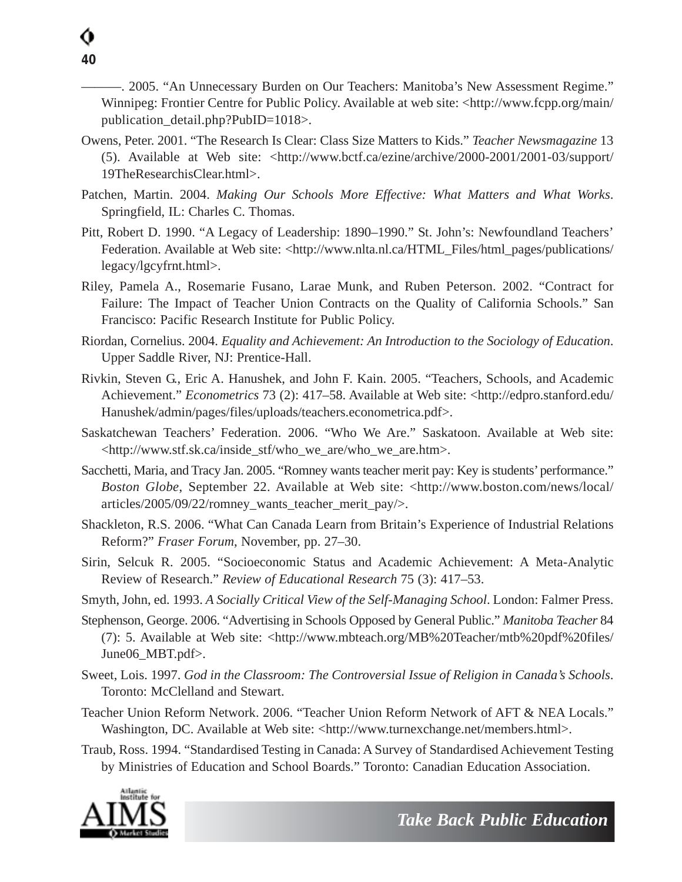———. 2005. “An Unnecessary Burden on Our Teachers: Manitoba’s New Assessment Regime.” Winnipeg: Frontier Centre for Public Policy. Available at web site: <http://www.fcpp.org/main/publication_detail.php?PubID=1018>.

Owens, Peter. 2001. “The Research Is Clear: Class Size Matters to Kids.” *Teacher Newsmagazine* 13 (5). Available at Web site: <http://www.bctf.ca/ezine/archive/2000-2001/2001-03/support/19TheResearchisClear.html>.

Patchen, Martin. 2004. *Making Our Schools More Effective: What Matters and What Works*. Springfield, IL: Charles C. Thomas.

Pitt, Robert D. 1990. “A Legacy of Leadership: 1890–1990.” St. John’s: Newfoundland Teachers’ Federation. Available at Web site: <http://www.nlta.nl.ca/HTML_Files/html_pages/publications/legacy/lgcyfrnt.html>.

Riley, Pamela A., Rosemarie Fusano, Larae Munk, and Ruben Peterson. 2002. “Contract for Failure: The Impact of Teacher Union Contracts on the Quality of California Schools.” San Francisco: Pacific Research Institute for Public Policy.

Riordan, Cornelius. 2004. *Equality and Achievement: An Introduction to the Sociology of Education*. Upper Saddle River, NJ: Prentice-Hall.

Rivkin, Steven G., Eric A. Hanushek, and John F. Kain. 2005. “Teachers, Schools, and Academic Achievement.” *Econometrics* 73 (2): 417–58. Available at Web site: <http://edpro.stanford.edu/Hanushek/admin/pages/files/uploads/teachers.econometrica.pdf>.

Saskatchewan Teachers’ Federation. 2006. “Who We Are.” Saskatoon. Available at Web site: <http://www.stf.sk.ca/inside_stf/who_we_are/who_we_are.htm>.

Sacchetti, Maria, and Tracy Jan. 2005. “Romney wants teacher merit pay: Key is students’ performance.” *Boston Globe*, September 22. Available at Web site: <http://www.boston.com/news/local/articles/2005/09/22/romney_wants_teacher_merit_pay/>.

Shackleton, R.S. 2006. “What Can Canada Learn from Britain’s Experience of Industrial Relations Reform?” *Fraser Forum*, November, pp. 27–30.

Sirin, Selcuk R. 2005. “Socioeconomic Status and Academic Achievement: A Meta-Analytic Review of Research.” *Review of Educational Research* 75 (3): 417–53.

Smyth, John, ed. 1993. *A Socially Critical View of the Self-Managing School*. London: Falmer Press.

Stephenson, George. 2006. “Advertising in Schools Opposed by General Public.” *Manitoba Teacher* 84 (7): 5. Available at Web site: <http://www.mbteach.org/MB%20Teacher/mtb%20pdf%20files/June06_MBT.pdf>.

Sweet, Lois. 1997. *God in the Classroom: The Controversial Issue of Religion in Canada’s Schools*. Toronto: McClelland and Stewart.

Teacher Union Reform Network. 2006. “Teacher Union Reform Network of AFT & NEA Locals.” Washington, DC. Available at Web site: <http://www.turnexchange.net/members.html>.

Traub, Ross. 1994. “Standardised Testing in Canada: A Survey of Standardised Achievement Testing by Ministries of Education and School Boards.” Toronto: Canadian Education Association.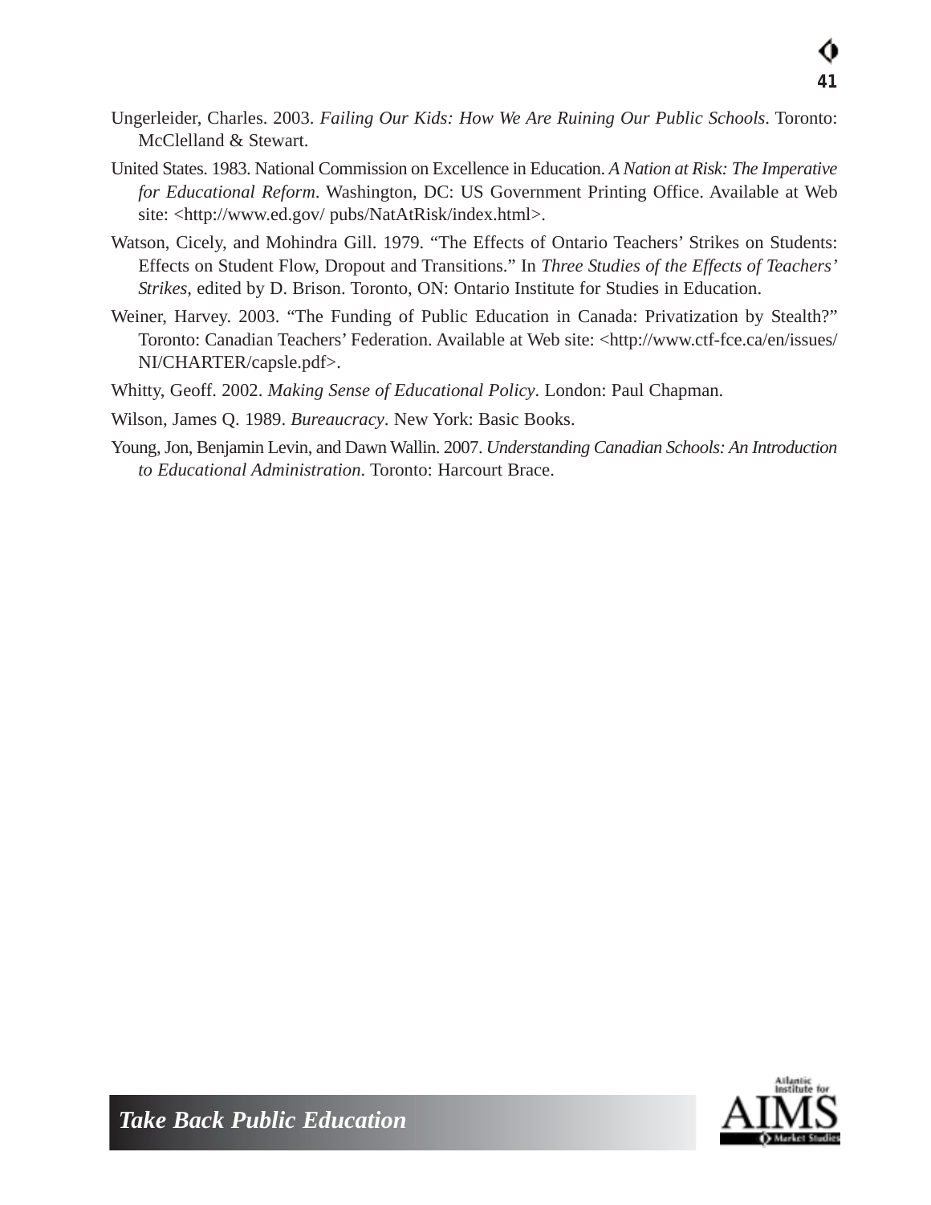Ungerleider, Charles. 2003. *Failing Our Kids: How We Are Ruining Our Public Schools*. Toronto: McClelland & Stewart.

United States. 1983. National Commission on Excellence in Education. *A Nation at Risk: The Imperative for Educational Reform*. Washington, DC: US Government Printing Office. Available at Web site: <http://www.ed.gov/ pubs/NatAtRisk/index.html>.

Watson, Cicely, and Mohindra Gill. 1979. "The Effects of Ontario Teachers' Strikes on Students: Effects on Student Flow, Dropout and Transitions." In *Three Studies of the Effects of Teachers' Strikes*, edited by D. Brison. Toronto, ON: Ontario Institute for Studies in Education.

Weiner, Harvey. 2003. "The Funding of Public Education in Canada: Privatization by Stealth?" Toronto: Canadian Teachers' Federation. Available at Web site: <http://www.ctf-fce.ca/en/issues/NI/CHARTER/capsle.pdf>.

Whitty, Geoff. 2002. *Making Sense of Educational Policy*. London: Paul Chapman.

Wilson, James Q. 1989. *Bureaucracy*. New York: Basic Books.

Young, Jon, Benjamin Levin, and Dawn Wallin. 2007. *Understanding Canadian Schools: An Introduction to Educational Administration*. Toronto: Harcourt Brace.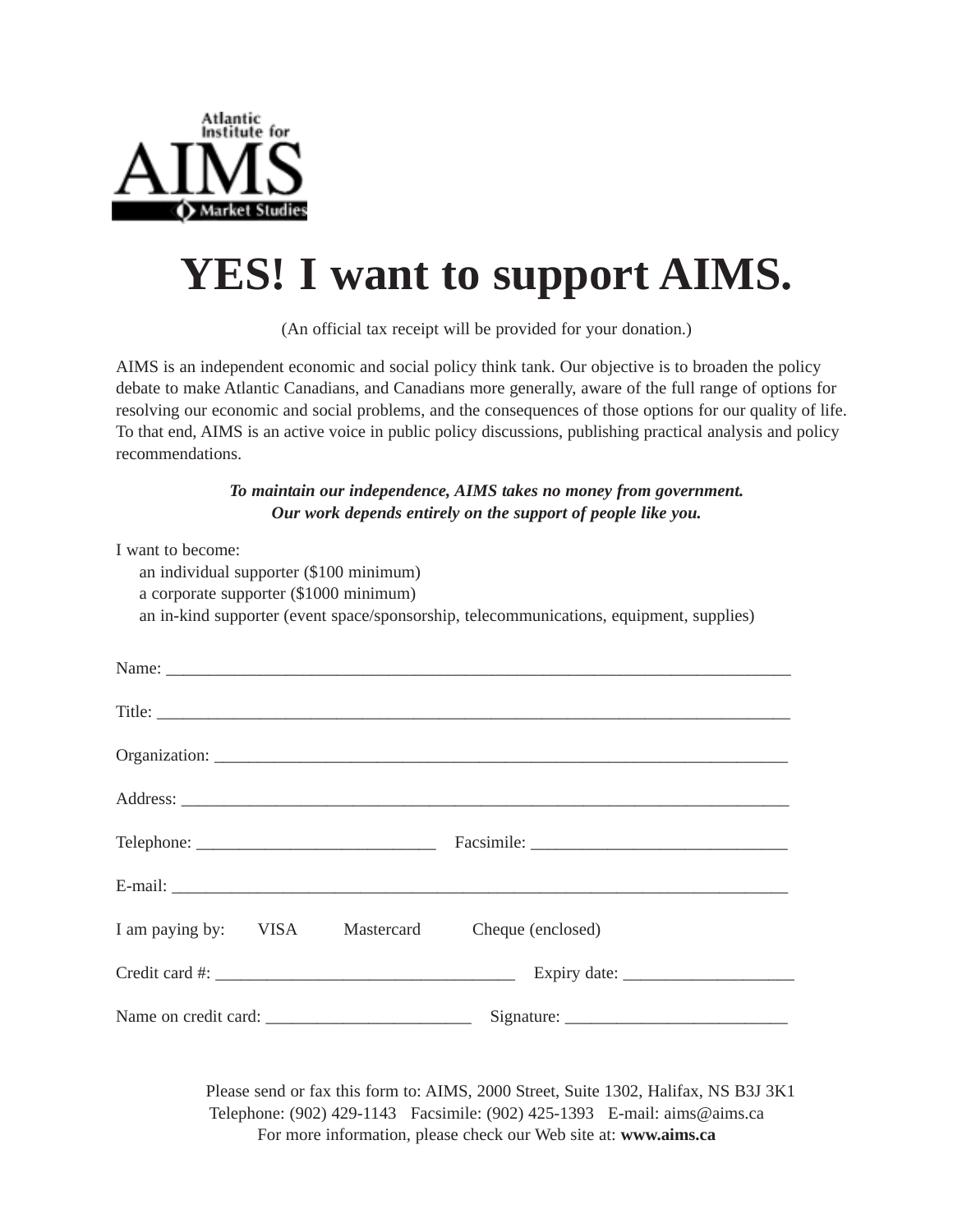Atlantic Institute for

AIMS

Market Studies

# YES! I want to support AIMS.

(An official tax receipt will be provided for your donation.)

AIMS is an independent economic and social policy think tank. Our objective is to broaden the policy debate to make Atlantic Canadians, and Canadians more generally, aware of the full range of options for resolving our economic and social problems, and the consequences of those options for our quality of life. To that end, AIMS is an active voice in public policy discussions, publishing practical analysis and policy recommendations.

***To maintain our independence, AIMS takes no money from government.***
***Our work depends entirely on the support of people like you.***

I want to become:

- an individual supporter ($100 minimum)
- a corporate supporter ($1000 minimum)
- an in-kind supporter (event space/sponsorship, telecommunications, equipment, supplies)

Name: ___________________________________________________________________________

Title: ____________________________________________________________________________

Organization: ______________________________________________________________________

Address: __________________________________________________________________________

Telephone: ___________________________ Facsimile: _____________________________

E-mail: ___________________________________________________________________________

I am paying by: VISA Mastercard Cheque (enclosed)

Credit card #: ___________________________________ Expiry date: ___________________

Name on credit card: _______________________ Signature: _________________________

Please send or fax this form to: AIMS, 2000 Street, Suite 1302, Halifax, NS B3J 3K1
Telephone: (902) 429-1143 Facsimile: (902) 425-1393 E-mail: aims@aims.ca
For more information, please check our Web site at: **www.aims.ca**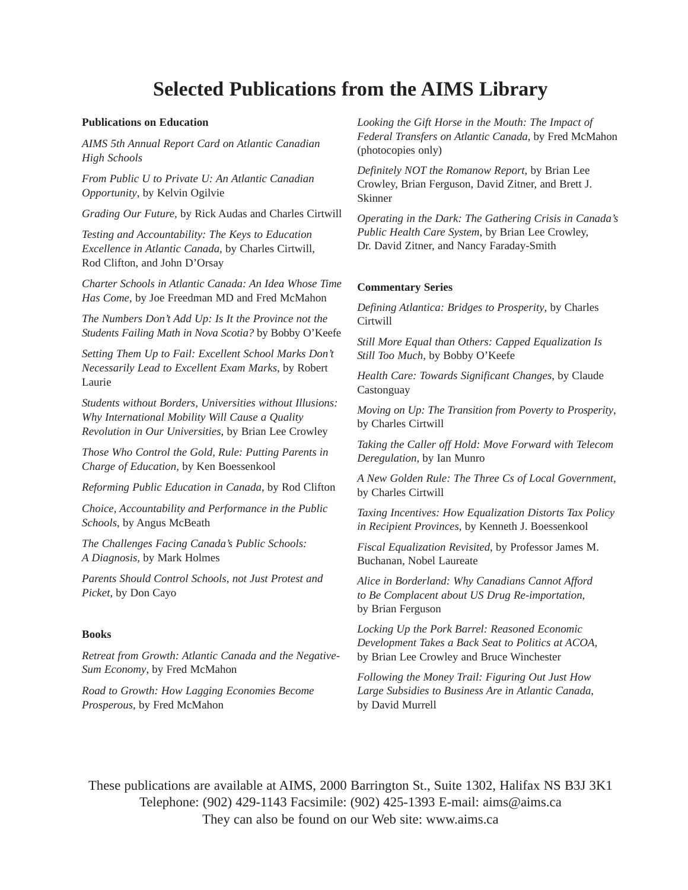# Selected Publications from the AIMS Library

**Publications on Education**

*AIMS 5th Annual Report Card on Atlantic Canadian High Schools*

*From Public U to Private U: An Atlantic Canadian Opportunity*, by Kelvin Ogilvie

*Grading Our Future*, by Rick Audas and Charles Cirtwill

*Testing and Accountability: The Keys to Education Excellence in Atlantic Canada*, by Charles Cirtwill, Rod Clifton, and John D'Orsay

*Charter Schools in Atlantic Canada: An Idea Whose Time Has Come*, by Joe Freedman MD and Fred McMahon

*The Numbers Don't Add Up: Is It the Province not the Students Failing Math in Nova Scotia?* by Bobby O'Keefe

*Setting Them Up to Fail: Excellent School Marks Don't Necessarily Lead to Excellent Exam Marks*, by Robert Laurie

*Students without Borders, Universities without Illusions: Why International Mobility Will Cause a Quality Revolution in Our Universities*, by Brian Lee Crowley

*Those Who Control the Gold, Rule: Putting Parents in Charge of Education*, by Ken Boessenkool

*Reforming Public Education in Canada*, by Rod Clifton

*Choice, Accountability and Performance in the Public Schools*, by Angus McBeath

*The Challenges Facing Canada's Public Schools: A Diagnosis*, by Mark Holmes

*Parents Should Control Schools, not Just Protest and Picket*, by Don Cayo

**Books**

*Retreat from Growth: Atlantic Canada and the Negative-Sum Economy*, by Fred McMahon

*Road to Growth: How Lagging Economies Become Prosperous*, by Fred McMahon

*Looking the Gift Horse in the Mouth: The Impact of Federal Transfers on Atlantic Canada*, by Fred McMahon (photocopies only)

*Definitely NOT the Romanow Report*, by Brian Lee Crowley, Brian Ferguson, David Zitner, and Brett J. Skinner

*Operating in the Dark: The Gathering Crisis in Canada's Public Health Care System*, by Brian Lee Crowley, Dr. David Zitner, and Nancy Faraday-Smith

**Commentary Series**

*Defining Atlantica: Bridges to Prosperity*, by Charles Cirtwill

*Still More Equal than Others: Capped Equalization Is Still Too Much*, by Bobby O'Keefe

*Health Care: Towards Significant Changes*, by Claude Castonguay

*Moving on Up: The Transition from Poverty to Prosperity*, by Charles Cirtwill

*Taking the Caller off Hold: Move Forward with Telecom Deregulation*, by Ian Munro

*A New Golden Rule: The Three Cs of Local Government*, by Charles Cirtwill

*Taxing Incentives: How Equalization Distorts Tax Policy in Recipient Provinces*, by Kenneth J. Boessenkool

*Fiscal Equalization Revisited*, by Professor James M. Buchanan, Nobel Laureate

*Alice in Borderland: Why Canadians Cannot Afford to Be Complacent about US Drug Re-importation*, by Brian Ferguson

*Locking Up the Pork Barrel: Reasoned Economic Development Takes a Back Seat to Politics at ACOA*, by Brian Lee Crowley and Bruce Winchester

*Following the Money Trail: Figuring Out Just How Large Subsidies to Business Are in Atlantic Canada*, by David Murrell

These publications are available at AIMS, 2000 Barrington St., Suite 1302, Halifax NS B3J 3K1
Telephone: (902) 429-1143 Facsimile: (902) 425-1393 E-mail: aims@aims.ca
They can also be found on our Web site: www.aims.ca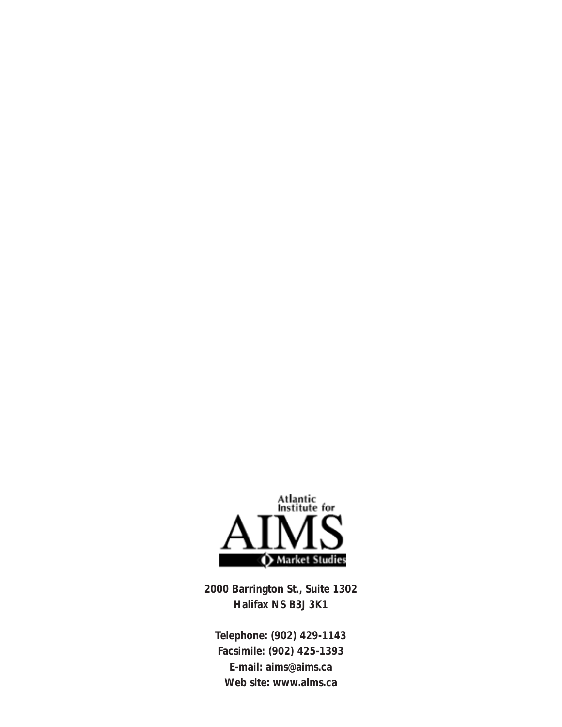Atlantic Institute for

AIMS

Market Studies

**2000 Barrington St., Suite 1302**
**Halifax NS B3J 3K1**

**Telephone: (902) 429-1143**
**Facsimile: (902) 425-1393**
**E-mail: aims@aims.ca**
**Web site: www.aims.ca**